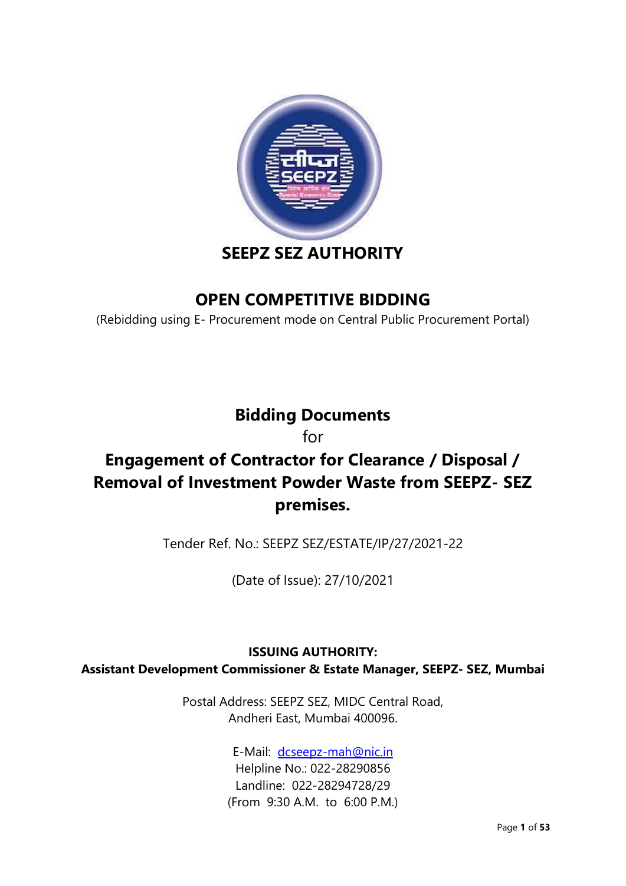# SEEPZ SEZ AUTHORITY

## OPEN COMPETITIVE BIDDING

(Rebidding using E- Procurement mode on Central Public Procurement Portal)

## Bidding Documents

for

## Engagement of Contractor for Clearance / Disposal / Removal of Investment Powder Waste from SEEPZ- SEZ premises.

Tender Ref. No.: SEEPZ SEZ/ESTATE/IP/27/2021-22

(Date of Issue): 27/10/2021

**ISSUING AUTHORITY:**
**Assistant Development Commissioner & Estate Manager, SEEPZ- SEZ, Mumbai**

Postal Address: SEEPZ SEZ, MIDC Central Road,
Andheri East, Mumbai 400096.

E-Mail: dcseepz-mah@nic.in
Helpline No.: 022-28290856
Landline: 022-28294728/29
(From 9:30 A.M. to 6:00 P.M.)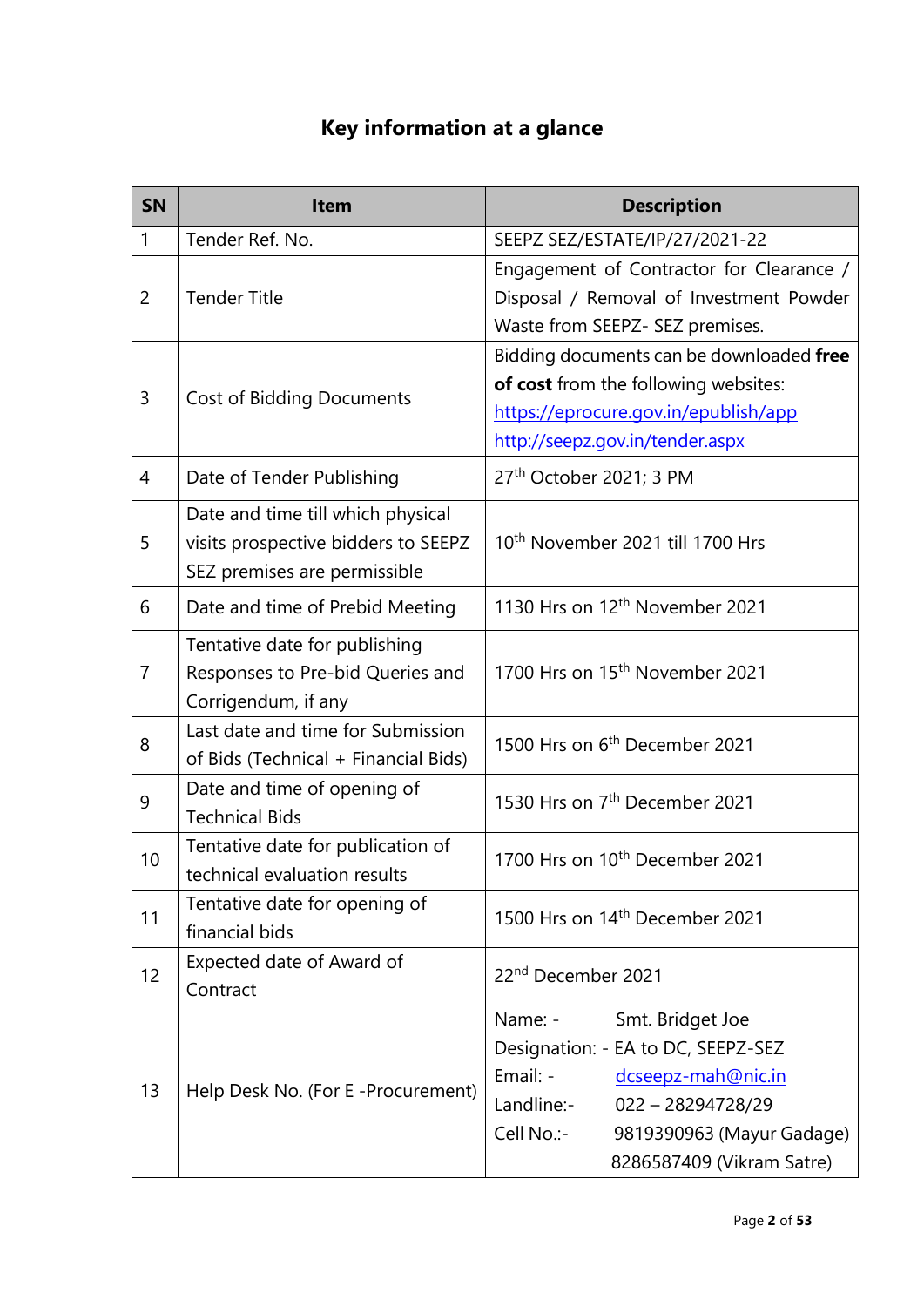# Key information at a glance

| SN | Item | Description |
|---|---|---|
| 1 | Tender Ref. No. | SEEPZ SEZ/ESTATE/IP/27/2021-22 |
| 2 | Tender Title | Engagement of Contractor for Clearance / Disposal / Removal of Investment Powder Waste from SEEPZ- SEZ premises. |
| 3 | Cost of Bidding Documents | Bidding documents can be downloaded **free of cost** from the following websites: https://eprocure.gov.in/epublish/app http://seepz.gov.in/tender.aspx |
| 4 | Date of Tender Publishing | 27th October 2021; 3 PM |
| 5 | Date and time till which physical visits prospective bidders to SEEPZ SEZ premises are permissible | 10th November 2021 till 1700 Hrs |
| 6 | Date and time of Prebid Meeting | 1130 Hrs on 12th November 2021 |
| 7 | Tentative date for publishing Responses to Pre-bid Queries and Corrigendum, if any | 1700 Hrs on 15th November 2021 |
| 8 | Last date and time for Submission of Bids (Technical + Financial Bids) | 1500 Hrs on 6th December 2021 |
| 9 | Date and time of opening of Technical Bids | 1530 Hrs on 7th December 2021 |
| 10 | Tentative date for publication of technical evaluation results | 1700 Hrs on 10th December 2021 |
| 11 | Tentative date for opening of financial bids | 1500 Hrs on 14th December 2021 |
| 12 | Expected date of Award of Contract | 22nd December 2021 |
| 13 | Help Desk No. (For E -Procurement) | Name: - Smt. Bridget Joe<br>Designation: - EA to DC, SEEPZ-SEZ<br>Email: - dcseepz-mah@nic.in<br>Landline:- 022 – 28294728/29<br>Cell No.:- 9819390963 (Mayur Gadage)<br>8286587409 (Vikram Satre) |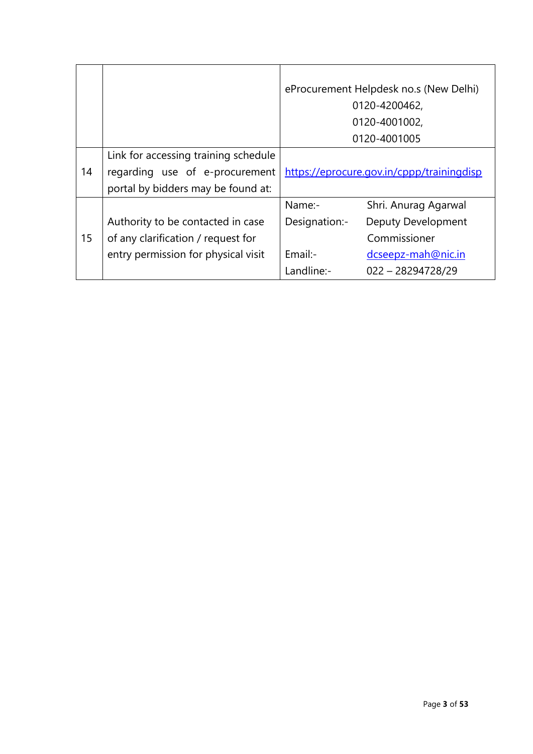| | | |
|---|---|---|
| | | eProcurement Helpdesk no.s (New Delhi)<br>0120-4200462,<br>0120-4001002,<br>0120-4001005 |
| 14 | Link for accessing training schedule regarding use of e-procurement portal by bidders may be found at: | https://eprocure.gov.in/cppp/trainingdisp |
| 15 | Authority to be contacted in case of any clarification / request for entry permission for physical visit | Name:- Shri. Anurag Agarwal<br>Designation:- Deputy Development Commissioner<br>Email:- dcseepz-mah@nic.in<br>Landline:- 022 – 28294728/29 |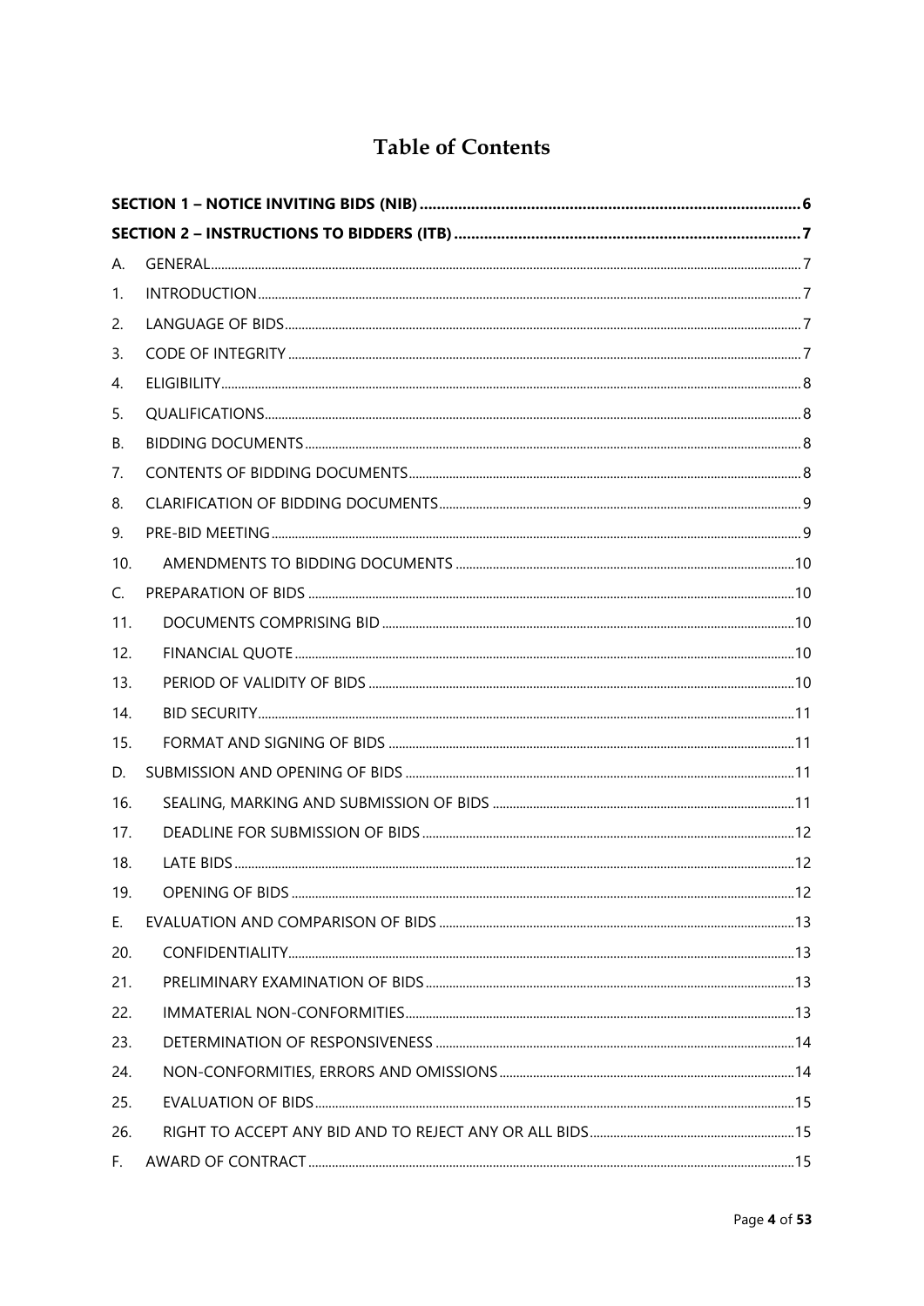# Table of Contents

| | | |
|---|---|---|
| **SECTION 1 – NOTICE INVITING BIDS (NIB)** | | **6** |
| **SECTION 2 – INSTRUCTIONS TO BIDDERS (ITB)** | | **7** |
| A. | GENERAL | 7 |
| 1. | INTRODUCTION | 7 |
| 2. | LANGUAGE OF BIDS | 7 |
| 3. | CODE OF INTEGRITY | 7 |
| 4. | ELIGIBILITY | 8 |
| 5. | QUALIFICATIONS | 8 |
| B. | BIDDING DOCUMENTS | 8 |
| 7. | CONTENTS OF BIDDING DOCUMENTS | 8 |
| 8. | CLARIFICATION OF BIDDING DOCUMENTS | 9 |
| 9. | PRE-BID MEETING | 9 |
| 10. | AMENDMENTS TO BIDDING DOCUMENTS | 10 |
| C. | PREPARATION OF BIDS | 10 |
| 11. | DOCUMENTS COMPRISING BID | 10 |
| 12. | FINANCIAL QUOTE | 10 |
| 13. | PERIOD OF VALIDITY OF BIDS | 10 |
| 14. | BID SECURITY | 11 |
| 15. | FORMAT AND SIGNING OF BIDS | 11 |
| D. | SUBMISSION AND OPENING OF BIDS | 11 |
| 16. | SEALING, MARKING AND SUBMISSION OF BIDS | 11 |
| 17. | DEADLINE FOR SUBMISSION OF BIDS | 12 |
| 18. | LATE BIDS | 12 |
| 19. | OPENING OF BIDS | 12 |
| E. | EVALUATION AND COMPARISON OF BIDS | 13 |
| 20. | CONFIDENTIALITY | 13 |
| 21. | PRELIMINARY EXAMINATION OF BIDS | 13 |
| 22. | IMMATERIAL NON-CONFORMITIES | 13 |
| 23. | DETERMINATION OF RESPONSIVENESS | 14 |
| 24. | NON-CONFORMITIES, ERRORS AND OMISSIONS | 14 |
| 25. | EVALUATION OF BIDS | 15 |
| 26. | RIGHT TO ACCEPT ANY BID AND TO REJECT ANY OR ALL BIDS | 15 |
| F. | AWARD OF CONTRACT | 15 |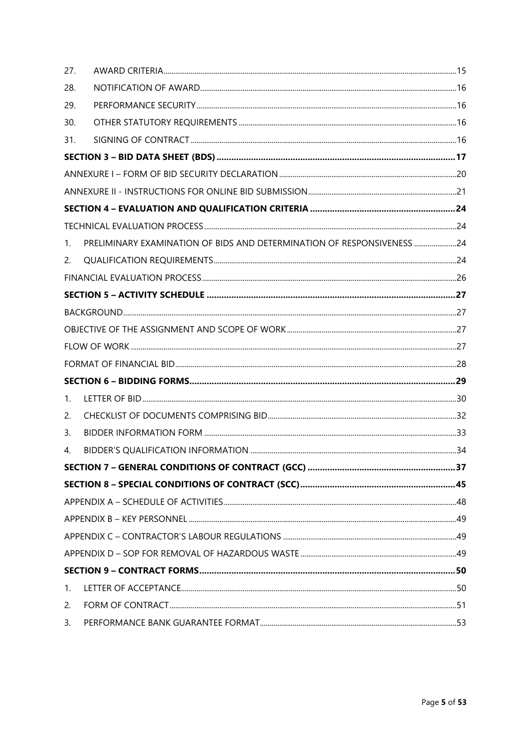| | | |
|---|---|---|
| 27. | AWARD CRITERIA | 15 |
| 28. | NOTIFICATION OF AWARD | 16 |
| 29. | PERFORMANCE SECURITY | 16 |
| 30. | OTHER STATUTORY REQUIREMENTS | 16 |
| 31. | SIGNING OF CONTRACT | 16 |
| | **SECTION 3 – BID DATA SHEET (BDS)** | **17** |
| | ANNEXURE I – FORM OF BID SECURITY DECLARATION | 20 |
| | ANNEXURE II - INSTRUCTIONS FOR ONLINE BID SUBMISSION | 21 |
| | **SECTION 4 – EVALUATION AND QUALIFICATION CRITERIA** | **24** |
| | TECHNICAL EVALUATION PROCESS | 24 |
| 1. | PRELIMINARY EXAMINATION OF BIDS AND DETERMINATION OF RESPONSIVENESS | 24 |
| 2. | QUALIFICATION REQUIREMENTS | 24 |
| | FINANCIAL EVALUATION PROCESS | 26 |
| | **SECTION 5 – ACTIVITY SCHEDULE** | **27** |
| | BACKGROUND | 27 |
| | OBJECTIVE OF THE ASSIGNMENT AND SCOPE OF WORK | 27 |
| | FLOW OF WORK | 27 |
| | FORMAT OF FINANCIAL BID | 28 |
| | **SECTION 6 – BIDDING FORMS** | **29** |
| 1. | LETTER OF BID | 30 |
| 2. | CHECKLIST OF DOCUMENTS COMPRISING BID | 32 |
| 3. | BIDDER INFORMATION FORM | 33 |
| 4. | BIDDER'S QUALIFICATION INFORMATION | 34 |
| | **SECTION 7 – GENERAL CONDITIONS OF CONTRACT (GCC)** | **37** |
| | **SECTION 8 – SPECIAL CONDITIONS OF CONTRACT (SCC)** | **45** |
| | APPENDIX A – SCHEDULE OF ACTIVITIES | 48 |
| | APPENDIX B – KEY PERSONNEL | 49 |
| | APPENDIX C – CONTRACTOR'S LABOUR REGULATIONS | 49 |
| | APPENDIX D – SOP FOR REMOVAL OF HAZARDOUS WASTE | 49 |
| | **SECTION 9 – CONTRACT FORMS** | **50** |
| 1. | LETTER OF ACCEPTANCE | 50 |
| 2. | FORM OF CONTRACT | 51 |
| 3. | PERFORMANCE BANK GUARANTEE FORMAT | 53 |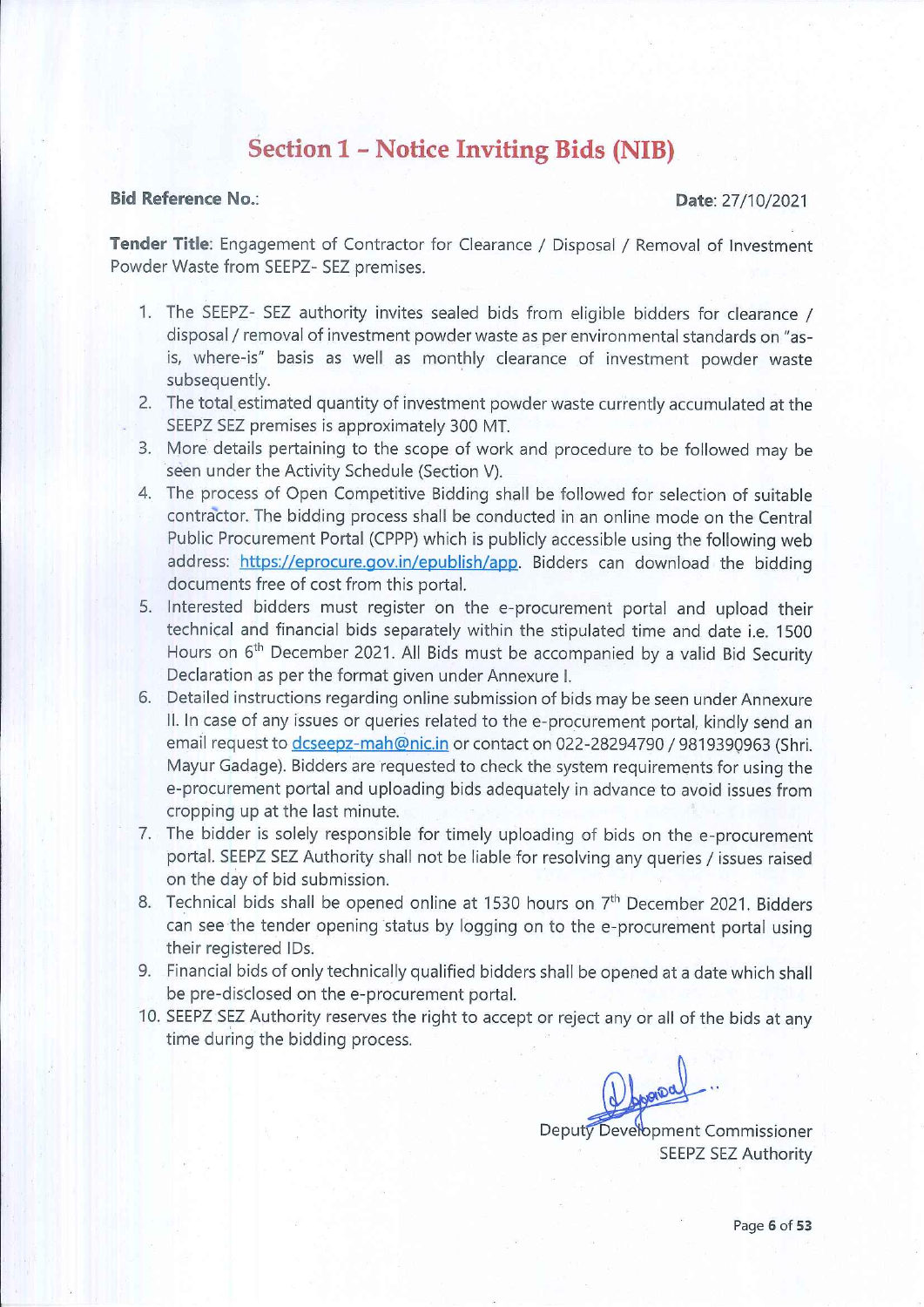# Section 1 – Notice Inviting Bids (NIB)

**Bid Reference No.**: **Date**: 27/10/2021

**Tender Title**: Engagement of Contractor for Clearance / Disposal / Removal of Investment Powder Waste from SEEPZ- SEZ premises.

1. The SEEPZ- SEZ authority invites sealed bids from eligible bidders for clearance / disposal / removal of investment powder waste as per environmental standards on "as-is, where-is" basis as well as monthly clearance of investment powder waste subsequently.
2. The total estimated quantity of investment powder waste currently accumulated at the SEEPZ SEZ premises is approximately 300 MT.
3. More details pertaining to the scope of work and procedure to be followed may be seen under the Activity Schedule (Section V).
4. The process of Open Competitive Bidding shall be followed for selection of suitable contractor. The bidding process shall be conducted in an online mode on the Central Public Procurement Portal (CPPP) which is publicly accessible using the following web address: https://eprocure.gov.in/epublish/app. Bidders can download the bidding documents free of cost from this portal.
5. Interested bidders must register on the e-procurement portal and upload their technical and financial bids separately within the stipulated time and date i.e. 1500 Hours on 6th December 2021. All Bids must be accompanied by a valid Bid Security Declaration as per the format given under Annexure I.
6. Detailed instructions regarding online submission of bids may be seen under Annexure II. In case of any issues or queries related to the e-procurement portal, kindly send an email request to dcseepz-mah@nic.in or contact on 022-28294790 / 9819390963 (Shri. Mayur Gadage). Bidders are requested to check the system requirements for using the e-procurement portal and uploading bids adequately in advance to avoid issues from cropping up at the last minute.
7. The bidder is solely responsible for timely uploading of bids on the e-procurement portal. SEEPZ SEZ Authority shall not be liable for resolving any queries / issues raised on the day of bid submission.
8. Technical bids shall be opened online at 1530 hours on 7th December 2021. Bidders can see the tender opening status by logging on to the e-procurement portal using their registered IDs.
9. Financial bids of only technically qualified bidders shall be opened at a date which shall be pre-disclosed on the e-procurement portal.
10. SEEPZ SEZ Authority reserves the right to accept or reject any or all of the bids at any time during the bidding process.

Deputy Development Commissioner
SEEPZ SEZ Authority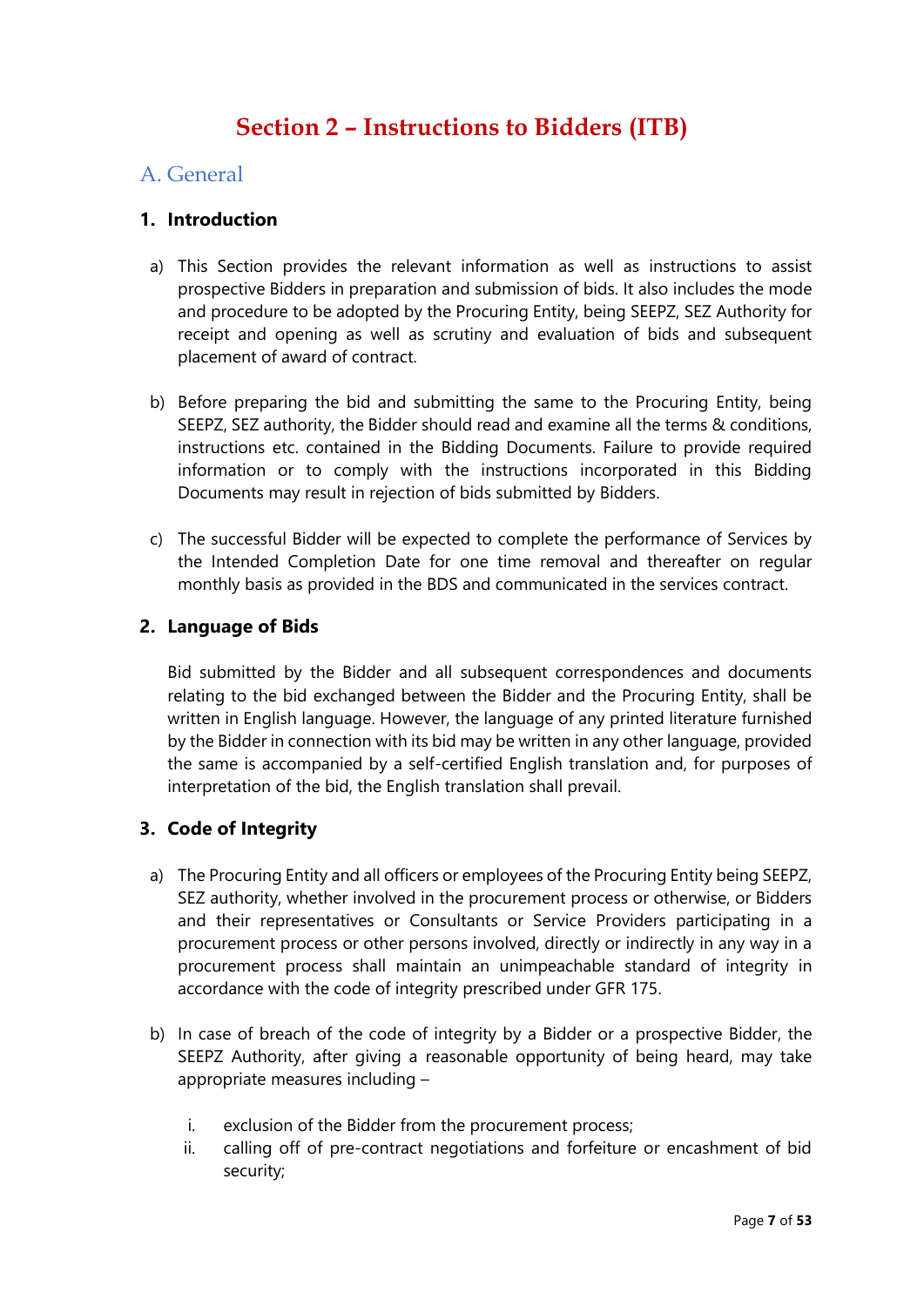# Section 2 – Instructions to Bidders (ITB)

## A. General

### 1. Introduction

a) This Section provides the relevant information as well as instructions to assist prospective Bidders in preparation and submission of bids. It also includes the mode and procedure to be adopted by the Procuring Entity, being SEEPZ, SEZ Authority for receipt and opening as well as scrutiny and evaluation of bids and subsequent placement of award of contract.

b) Before preparing the bid and submitting the same to the Procuring Entity, being SEEPZ, SEZ authority, the Bidder should read and examine all the terms & conditions, instructions etc. contained in the Bidding Documents. Failure to provide required information or to comply with the instructions incorporated in this Bidding Documents may result in rejection of bids submitted by Bidders.

c) The successful Bidder will be expected to complete the performance of Services by the Intended Completion Date for one time removal and thereafter on regular monthly basis as provided in the BDS and communicated in the services contract.

### 2. Language of Bids

Bid submitted by the Bidder and all subsequent correspondences and documents relating to the bid exchanged between the Bidder and the Procuring Entity, shall be written in English language. However, the language of any printed literature furnished by the Bidder in connection with its bid may be written in any other language, provided the same is accompanied by a self-certified English translation and, for purposes of interpretation of the bid, the English translation shall prevail.

### 3. Code of Integrity

a) The Procuring Entity and all officers or employees of the Procuring Entity being SEEPZ, SEZ authority, whether involved in the procurement process or otherwise, or Bidders and their representatives or Consultants or Service Providers participating in a procurement process or other persons involved, directly or indirectly in any way in a procurement process shall maintain an unimpeachable standard of integrity in accordance with the code of integrity prescribed under GFR 175.

b) In case of breach of the code of integrity by a Bidder or a prospective Bidder, the SEEPZ Authority, after giving a reasonable opportunity of being heard, may take appropriate measures including –

   i. exclusion of the Bidder from the procurement process;
   ii. calling off of pre-contract negotiations and forfeiture or encashment of bid security;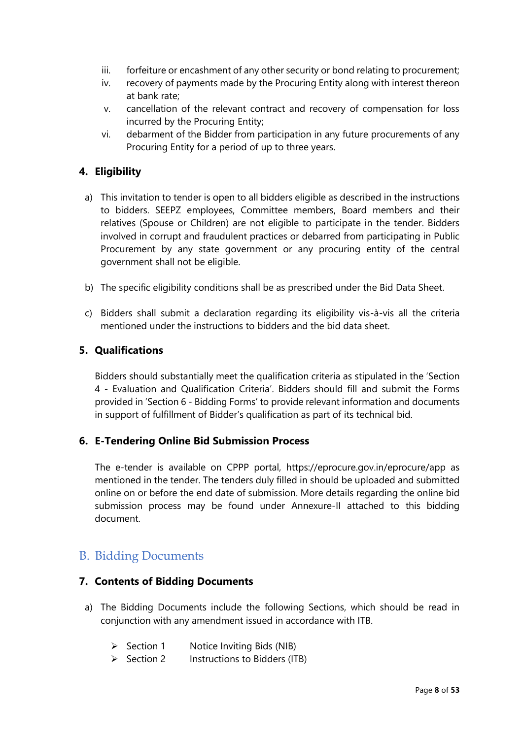iii. forfeiture or encashment of any other security or bond relating to procurement;

iv. recovery of payments made by the Procuring Entity along with interest thereon at bank rate;

v. cancellation of the relevant contract and recovery of compensation for loss incurred by the Procuring Entity;

vi. debarment of the Bidder from participation in any future procurements of any Procuring Entity for a period of up to three years.

### 4. Eligibility

a) This invitation to tender is open to all bidders eligible as described in the instructions to bidders. SEEPZ employees, Committee members, Board members and their relatives (Spouse or Children) are not eligible to participate in the tender. Bidders involved in corrupt and fraudulent practices or debarred from participating in Public Procurement by any state government or any procuring entity of the central government shall not be eligible.

b) The specific eligibility conditions shall be as prescribed under the Bid Data Sheet.

c) Bidders shall submit a declaration regarding its eligibility vis-à-vis all the criteria mentioned under the instructions to bidders and the bid data sheet.

### 5. Qualifications

Bidders should substantially meet the qualification criteria as stipulated in the 'Section 4 - Evaluation and Qualification Criteria'. Bidders should fill and submit the Forms provided in 'Section 6 - Bidding Forms' to provide relevant information and documents in support of fulfillment of Bidder's qualification as part of its technical bid.

### 6. E-Tendering Online Bid Submission Process

The e-tender is available on CPPP portal, https://eprocure.gov.in/eprocure/app as mentioned in the tender. The tenders duly filled in should be uploaded and submitted online on or before the end date of submission. More details regarding the online bid submission process may be found under Annexure-II attached to this bidding document.

## B. Bidding Documents

### 7. Contents of Bidding Documents

a) The Bidding Documents include the following Sections, which should be read in conjunction with any amendment issued in accordance with ITB.

- Section 1 Notice Inviting Bids (NIB)
- Section 2 Instructions to Bidders (ITB)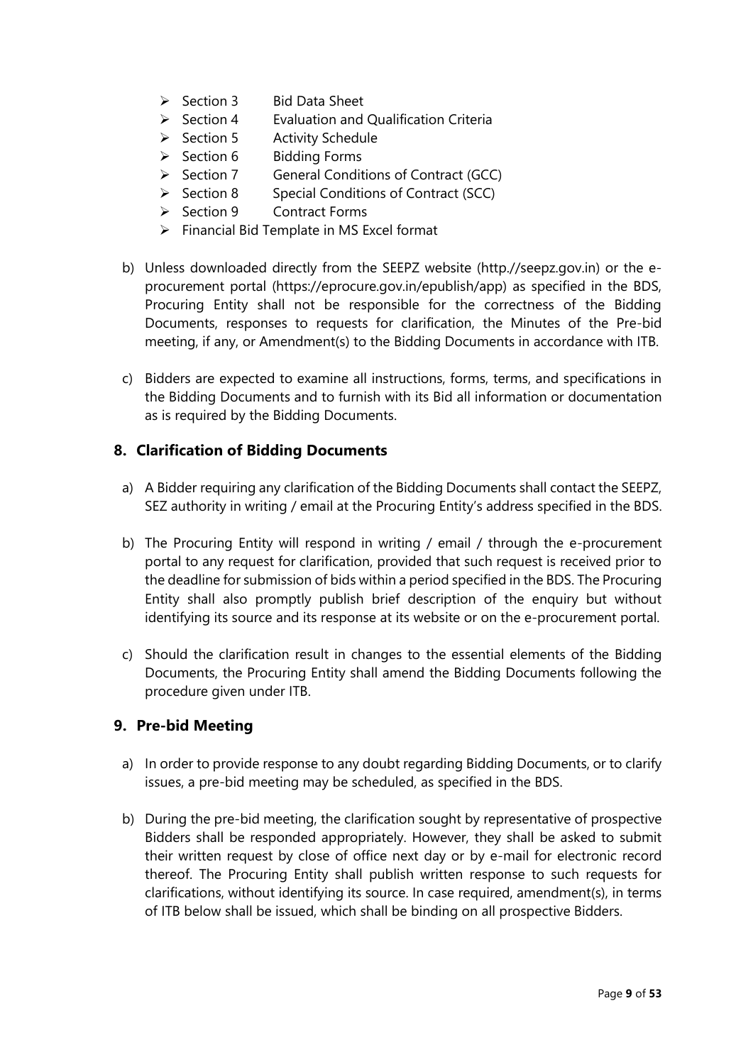- Section 3 Bid Data Sheet
- Section 4 Evaluation and Qualification Criteria
- Section 5 Activity Schedule
- Section 6 Bidding Forms
- Section 7 General Conditions of Contract (GCC)
- Section 8 Special Conditions of Contract (SCC)
- Section 9 Contract Forms
- Financial Bid Template in MS Excel format

b) Unless downloaded directly from the SEEPZ website (http://seepz.gov.in) or the e-procurement portal (https://eprocure.gov.in/epublish/app) as specified in the BDS, Procuring Entity shall not be responsible for the correctness of the Bidding Documents, responses to requests for clarification, the Minutes of the Pre-bid meeting, if any, or Amendment(s) to the Bidding Documents in accordance with ITB.

c) Bidders are expected to examine all instructions, forms, terms, and specifications in the Bidding Documents and to furnish with its Bid all information or documentation as is required by the Bidding Documents.

## 8. Clarification of Bidding Documents

a) A Bidder requiring any clarification of the Bidding Documents shall contact the SEEPZ, SEZ authority in writing / email at the Procuring Entity's address specified in the BDS.

b) The Procuring Entity will respond in writing / email / through the e-procurement portal to any request for clarification, provided that such request is received prior to the deadline for submission of bids within a period specified in the BDS. The Procuring Entity shall also promptly publish brief description of the enquiry but without identifying its source and its response at its website or on the e-procurement portal.

c) Should the clarification result in changes to the essential elements of the Bidding Documents, the Procuring Entity shall amend the Bidding Documents following the procedure given under ITB.

## 9. Pre-bid Meeting

a) In order to provide response to any doubt regarding Bidding Documents, or to clarify issues, a pre-bid meeting may be scheduled, as specified in the BDS.

b) During the pre-bid meeting, the clarification sought by representative of prospective Bidders shall be responded appropriately. However, they shall be asked to submit their written request by close of office next day or by e-mail for electronic record thereof. The Procuring Entity shall publish written response to such requests for clarifications, without identifying its source. In case required, amendment(s), in terms of ITB below shall be issued, which shall be binding on all prospective Bidders.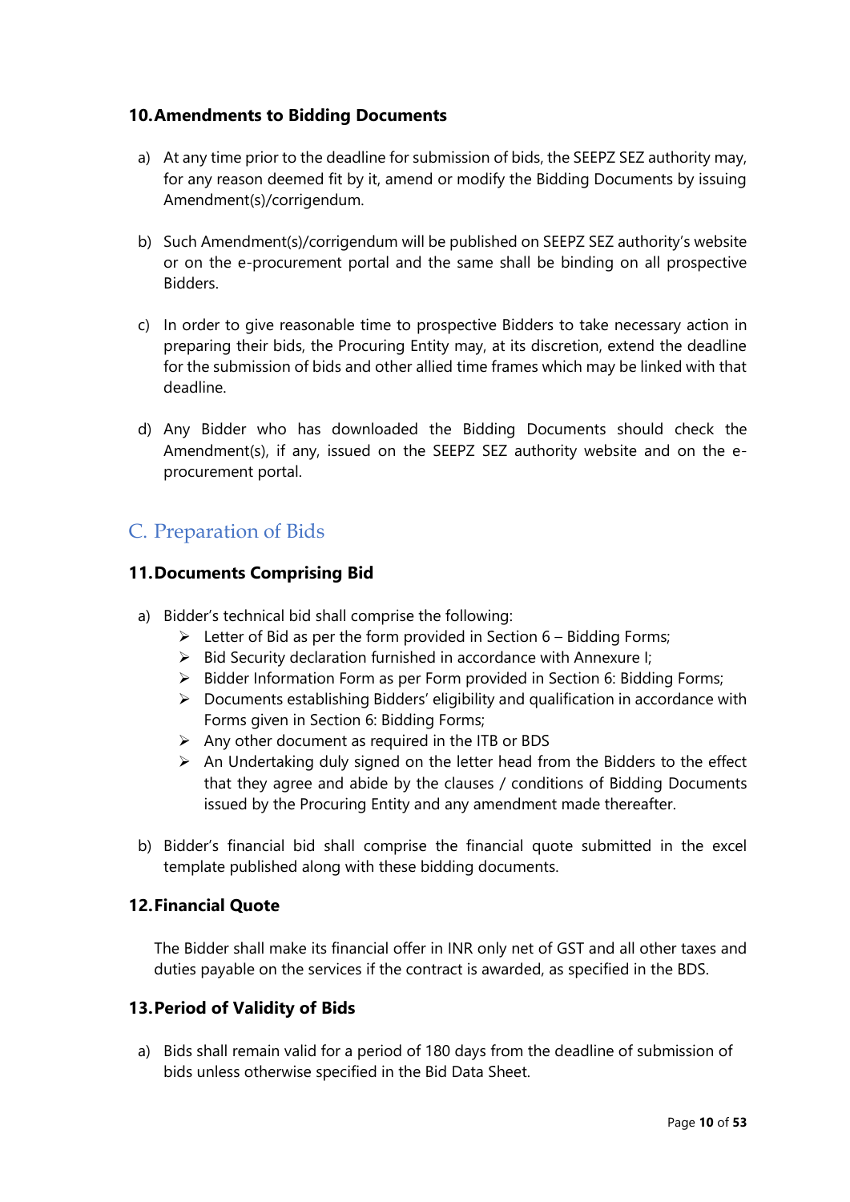### 10. Amendments to Bidding Documents

a) At any time prior to the deadline for submission of bids, the SEEPZ SEZ authority may, for any reason deemed fit by it, amend or modify the Bidding Documents by issuing Amendment(s)/corrigendum.

b) Such Amendment(s)/corrigendum will be published on SEEPZ SEZ authority's website or on the e-procurement portal and the same shall be binding on all prospective Bidders.

c) In order to give reasonable time to prospective Bidders to take necessary action in preparing their bids, the Procuring Entity may, at its discretion, extend the deadline for the submission of bids and other allied time frames which may be linked with that deadline.

d) Any Bidder who has downloaded the Bidding Documents should check the Amendment(s), if any, issued on the SEEPZ SEZ authority website and on the e-procurement portal.

## C. Preparation of Bids

### 11. Documents Comprising Bid

a) Bidder's technical bid shall comprise the following:
   - Letter of Bid as per the form provided in Section 6 – Bidding Forms;
   - Bid Security declaration furnished in accordance with Annexure I;
   - Bidder Information Form as per Form provided in Section 6: Bidding Forms;
   - Documents establishing Bidders' eligibility and qualification in accordance with Forms given in Section 6: Bidding Forms;
   - Any other document as required in the ITB or BDS
   - An Undertaking duly signed on the letter head from the Bidders to the effect that they agree and abide by the clauses / conditions of Bidding Documents issued by the Procuring Entity and any amendment made thereafter.

b) Bidder's financial bid shall comprise the financial quote submitted in the excel template published along with these bidding documents.

### 12. Financial Quote

The Bidder shall make its financial offer in INR only net of GST and all other taxes and duties payable on the services if the contract is awarded, as specified in the BDS.

### 13. Period of Validity of Bids

a) Bids shall remain valid for a period of 180 days from the deadline of submission of bids unless otherwise specified in the Bid Data Sheet.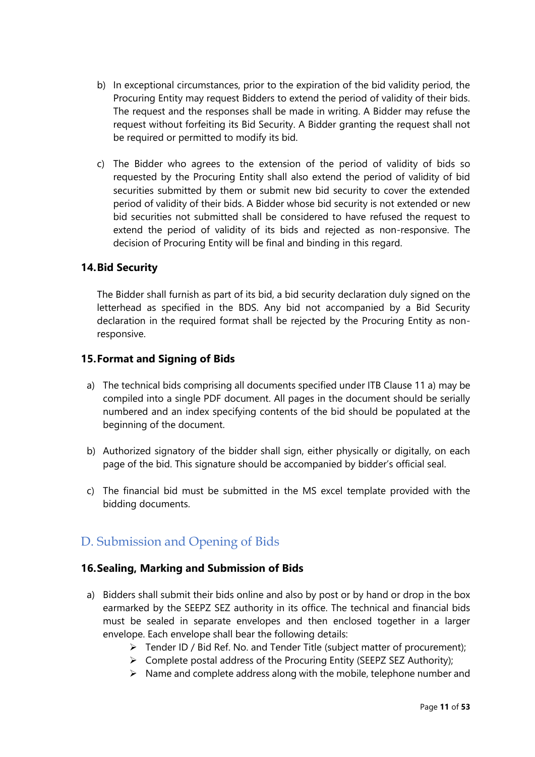b) In exceptional circumstances, prior to the expiration of the bid validity period, the Procuring Entity may request Bidders to extend the period of validity of their bids. The request and the responses shall be made in writing. A Bidder may refuse the request without forfeiting its Bid Security. A Bidder granting the request shall not be required or permitted to modify its bid.

c) The Bidder who agrees to the extension of the period of validity of bids so requested by the Procuring Entity shall also extend the period of validity of bid securities submitted by them or submit new bid security to cover the extended period of validity of their bids. A Bidder whose bid security is not extended or new bid securities not submitted shall be considered to have refused the request to extend the period of validity of its bids and rejected as non-responsive. The decision of Procuring Entity will be final and binding in this regard.

### 14. Bid Security

The Bidder shall furnish as part of its bid, a bid security declaration duly signed on the letterhead as specified in the BDS. Any bid not accompanied by a Bid Security declaration in the required format shall be rejected by the Procuring Entity as non-responsive.

### 15. Format and Signing of Bids

a) The technical bids comprising all documents specified under ITB Clause 11 a) may be compiled into a single PDF document. All pages in the document should be serially numbered and an index specifying contents of the bid should be populated at the beginning of the document.

b) Authorized signatory of the bidder shall sign, either physically or digitally, on each page of the bid. This signature should be accompanied by bidder's official seal.

c) The financial bid must be submitted in the MS excel template provided with the bidding documents.

## D. Submission and Opening of Bids

### 16. Sealing, Marking and Submission of Bids

a) Bidders shall submit their bids online and also by post or by hand or drop in the box earmarked by the SEEPZ SEZ authority in its office. The technical and financial bids must be sealed in separate envelopes and then enclosed together in a larger envelope. Each envelope shall bear the following details:
   - Tender ID / Bid Ref. No. and Tender Title (subject matter of procurement);
   - Complete postal address of the Procuring Entity (SEEPZ SEZ Authority);
   - Name and complete address along with the mobile, telephone number and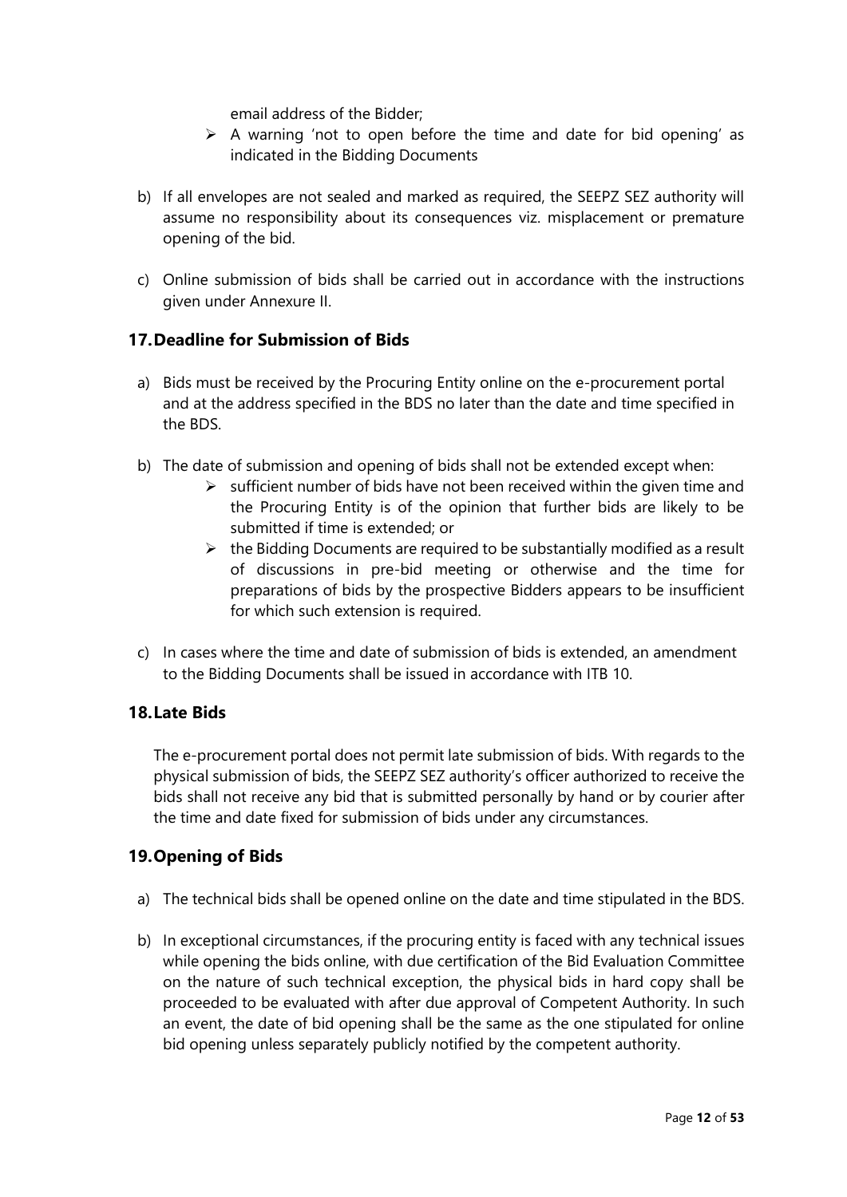email address of the Bidder;

- A warning 'not to open before the time and date for bid opening' as indicated in the Bidding Documents

b) If all envelopes are not sealed and marked as required, the SEEPZ SEZ authority will assume no responsibility about its consequences viz. misplacement or premature opening of the bid.

c) Online submission of bids shall be carried out in accordance with the instructions given under Annexure II.

## 17. Deadline for Submission of Bids

a) Bids must be received by the Procuring Entity online on the e-procurement portal and at the address specified in the BDS no later than the date and time specified in the BDS.

b) The date of submission and opening of bids shall not be extended except when:
   - sufficient number of bids have not been received within the given time and the Procuring Entity is of the opinion that further bids are likely to be submitted if time is extended; or
   - the Bidding Documents are required to be substantially modified as a result of discussions in pre-bid meeting or otherwise and the time for preparations of bids by the prospective Bidders appears to be insufficient for which such extension is required.

c) In cases where the time and date of submission of bids is extended, an amendment to the Bidding Documents shall be issued in accordance with ITB 10.

## 18. Late Bids

The e-procurement portal does not permit late submission of bids. With regards to the physical submission of bids, the SEEPZ SEZ authority's officer authorized to receive the bids shall not receive any bid that is submitted personally by hand or by courier after the time and date fixed for submission of bids under any circumstances.

## 19. Opening of Bids

a) The technical bids shall be opened online on the date and time stipulated in the BDS.

b) In exceptional circumstances, if the procuring entity is faced with any technical issues while opening the bids online, with due certification of the Bid Evaluation Committee on the nature of such technical exception, the physical bids in hard copy shall be proceeded to be evaluated with after due approval of Competent Authority. In such an event, the date of bid opening shall be the same as the one stipulated for online bid opening unless separately publicly notified by the competent authority.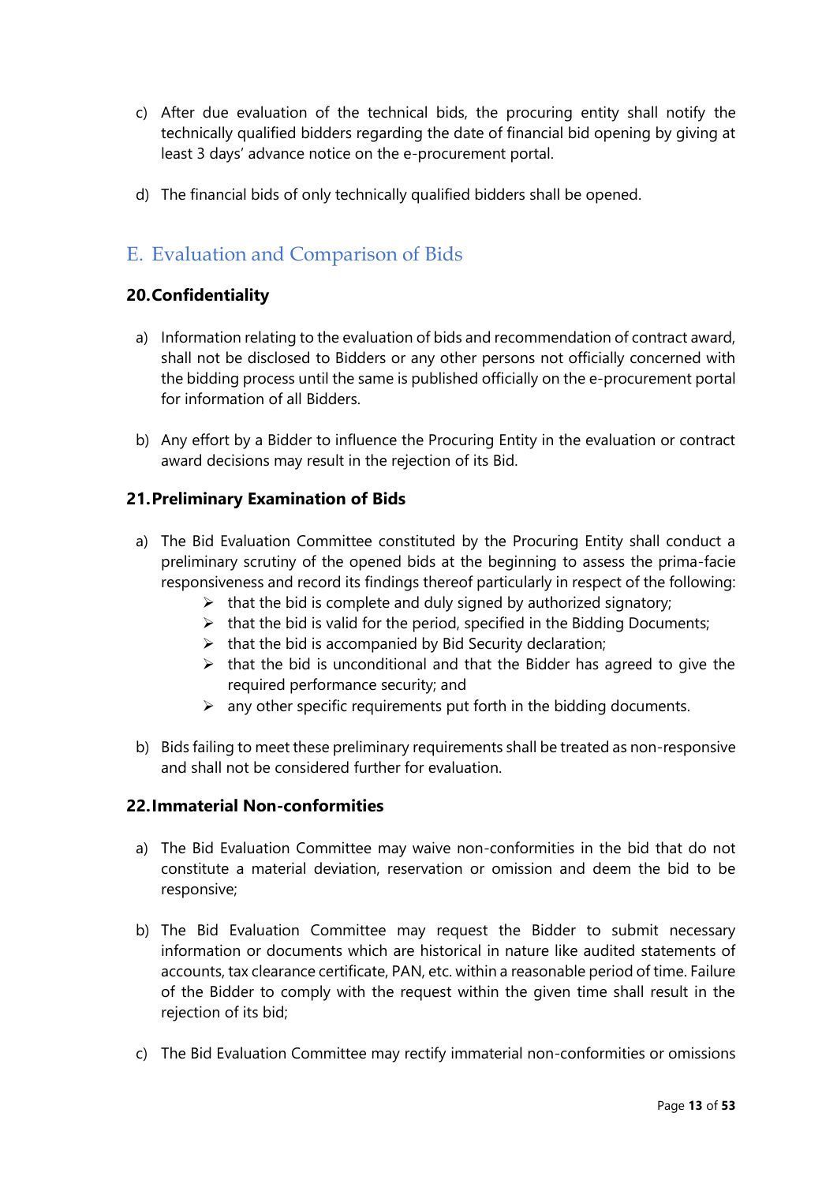c) After due evaluation of the technical bids, the procuring entity shall notify the technically qualified bidders regarding the date of financial bid opening by giving at least 3 days' advance notice on the e-procurement portal.

d) The financial bids of only technically qualified bidders shall be opened.

## E. Evaluation and Comparison of Bids

### 20. Confidentiality

a) Information relating to the evaluation of bids and recommendation of contract award, shall not be disclosed to Bidders or any other persons not officially concerned with the bidding process until the same is published officially on the e-procurement portal for information of all Bidders.

b) Any effort by a Bidder to influence the Procuring Entity in the evaluation or contract award decisions may result in the rejection of its Bid.

### 21. Preliminary Examination of Bids

a) The Bid Evaluation Committee constituted by the Procuring Entity shall conduct a preliminary scrutiny of the opened bids at the beginning to assess the prima-facie responsiveness and record its findings thereof particularly in respect of the following:
   - that the bid is complete and duly signed by authorized signatory;
   - that the bid is valid for the period, specified in the Bidding Documents;
   - that the bid is accompanied by Bid Security declaration;
   - that the bid is unconditional and that the Bidder has agreed to give the required performance security; and
   - any other specific requirements put forth in the bidding documents.

b) Bids failing to meet these preliminary requirements shall be treated as non-responsive and shall not be considered further for evaluation.

### 22. Immaterial Non-conformities

a) The Bid Evaluation Committee may waive non-conformities in the bid that do not constitute a material deviation, reservation or omission and deem the bid to be responsive;

b) The Bid Evaluation Committee may request the Bidder to submit necessary information or documents which are historical in nature like audited statements of accounts, tax clearance certificate, PAN, etc. within a reasonable period of time. Failure of the Bidder to comply with the request within the given time shall result in the rejection of its bid;

c) The Bid Evaluation Committee may rectify immaterial non-conformities or omissions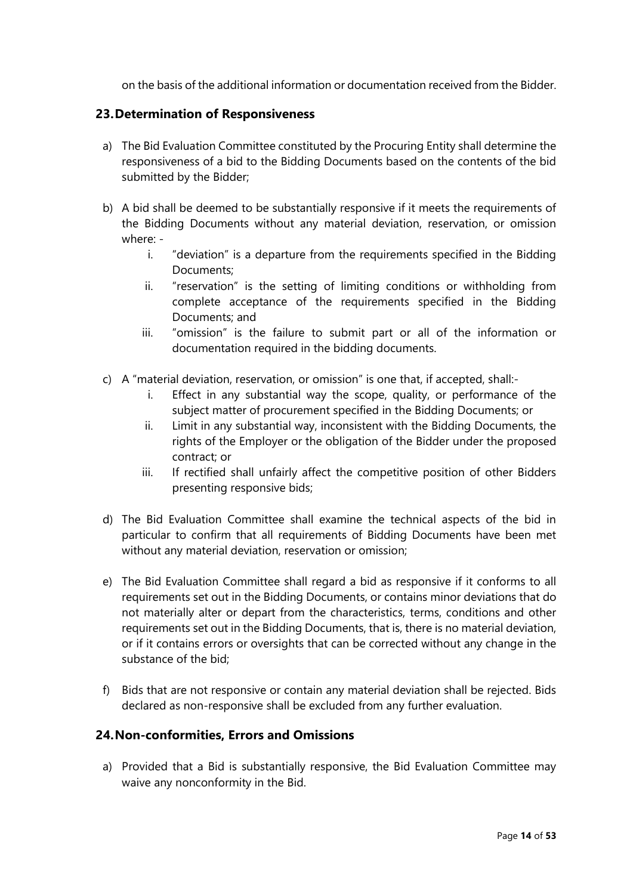on the basis of the additional information or documentation received from the Bidder.

## 23. Determination of Responsiveness

a) The Bid Evaluation Committee constituted by the Procuring Entity shall determine the responsiveness of a bid to the Bidding Documents based on the contents of the bid submitted by the Bidder;

b) A bid shall be deemed to be substantially responsive if it meets the requirements of the Bidding Documents without any material deviation, reservation, or omission where: -
   i. "deviation" is a departure from the requirements specified in the Bidding Documents;
   ii. "reservation" is the setting of limiting conditions or withholding from complete acceptance of the requirements specified in the Bidding Documents; and
   iii. "omission" is the failure to submit part or all of the information or documentation required in the bidding documents.

c) A "material deviation, reservation, or omission" is one that, if accepted, shall:-
   i. Effect in any substantial way the scope, quality, or performance of the subject matter of procurement specified in the Bidding Documents; or
   ii. Limit in any substantial way, inconsistent with the Bidding Documents, the rights of the Employer or the obligation of the Bidder under the proposed contract; or
   iii. If rectified shall unfairly affect the competitive position of other Bidders presenting responsive bids;

d) The Bid Evaluation Committee shall examine the technical aspects of the bid in particular to confirm that all requirements of Bidding Documents have been met without any material deviation, reservation or omission;

e) The Bid Evaluation Committee shall regard a bid as responsive if it conforms to all requirements set out in the Bidding Documents, or contains minor deviations that do not materially alter or depart from the characteristics, terms, conditions and other requirements set out in the Bidding Documents, that is, there is no material deviation, or if it contains errors or oversights that can be corrected without any change in the substance of the bid;

f) Bids that are not responsive or contain any material deviation shall be rejected. Bids declared as non-responsive shall be excluded from any further evaluation.

## 24. Non-conformities, Errors and Omissions

a) Provided that a Bid is substantially responsive, the Bid Evaluation Committee may waive any nonconformity in the Bid.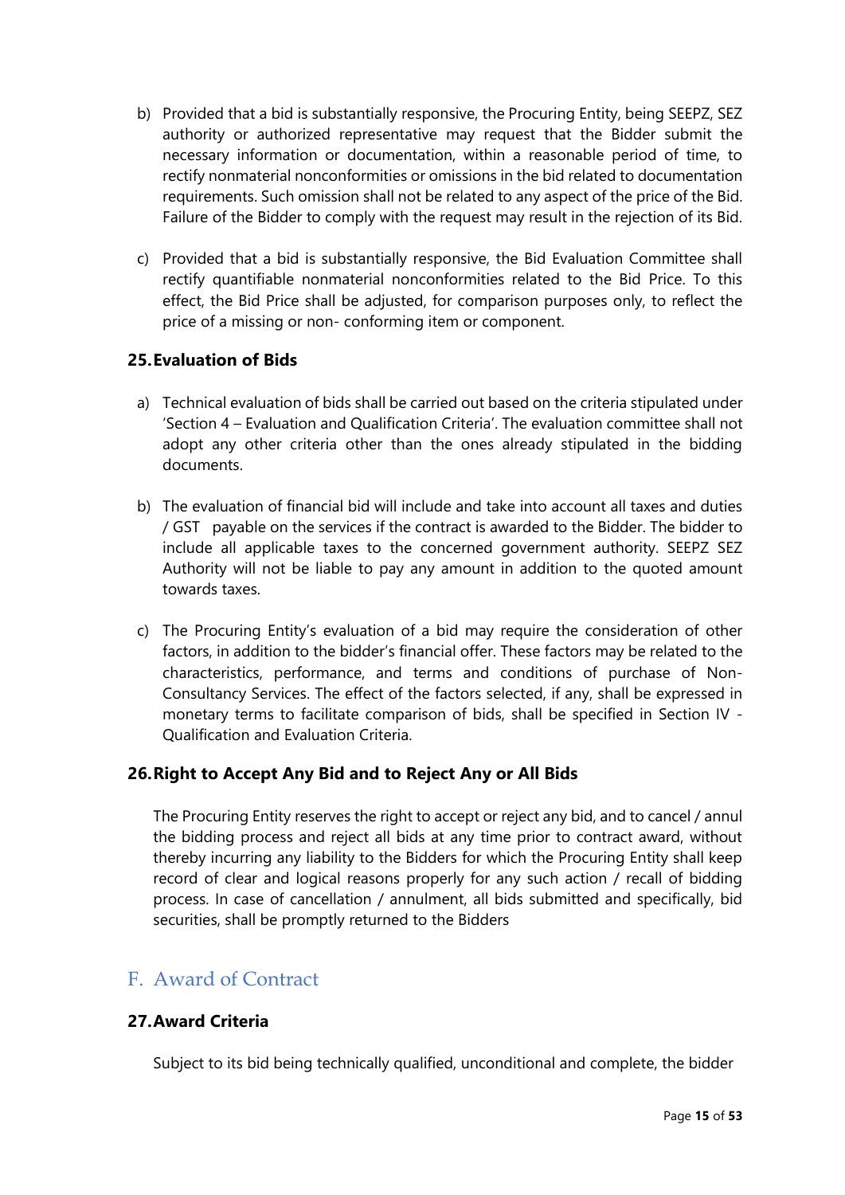b) Provided that a bid is substantially responsive, the Procuring Entity, being SEEPZ, SEZ authority or authorized representative may request that the Bidder submit the necessary information or documentation, within a reasonable period of time, to rectify nonmaterial nonconformities or omissions in the bid related to documentation requirements. Such omission shall not be related to any aspect of the price of the Bid. Failure of the Bidder to comply with the request may result in the rejection of its Bid.

c) Provided that a bid is substantially responsive, the Bid Evaluation Committee shall rectify quantifiable nonmaterial nonconformities related to the Bid Price. To this effect, the Bid Price shall be adjusted, for comparison purposes only, to reflect the price of a missing or non- conforming item or component.

### 25. Evaluation of Bids

a) Technical evaluation of bids shall be carried out based on the criteria stipulated under 'Section 4 – Evaluation and Qualification Criteria'. The evaluation committee shall not adopt any other criteria other than the ones already stipulated in the bidding documents.

b) The evaluation of financial bid will include and take into account all taxes and duties / GST payable on the services if the contract is awarded to the Bidder. The bidder to include all applicable taxes to the concerned government authority. SEEPZ SEZ Authority will not be liable to pay any amount in addition to the quoted amount towards taxes.

c) The Procuring Entity's evaluation of a bid may require the consideration of other factors, in addition to the bidder's financial offer. These factors may be related to the characteristics, performance, and terms and conditions of purchase of Non-Consultancy Services. The effect of the factors selected, if any, shall be expressed in monetary terms to facilitate comparison of bids, shall be specified in Section IV - Qualification and Evaluation Criteria.

### 26. Right to Accept Any Bid and to Reject Any or All Bids

The Procuring Entity reserves the right to accept or reject any bid, and to cancel / annul the bidding process and reject all bids at any time prior to contract award, without thereby incurring any liability to the Bidders for which the Procuring Entity shall keep record of clear and logical reasons properly for any such action / recall of bidding process. In case of cancellation / annulment, all bids submitted and specifically, bid securities, shall be promptly returned to the Bidders

## F. Award of Contract

### 27. Award Criteria

Subject to its bid being technically qualified, unconditional and complete, the bidder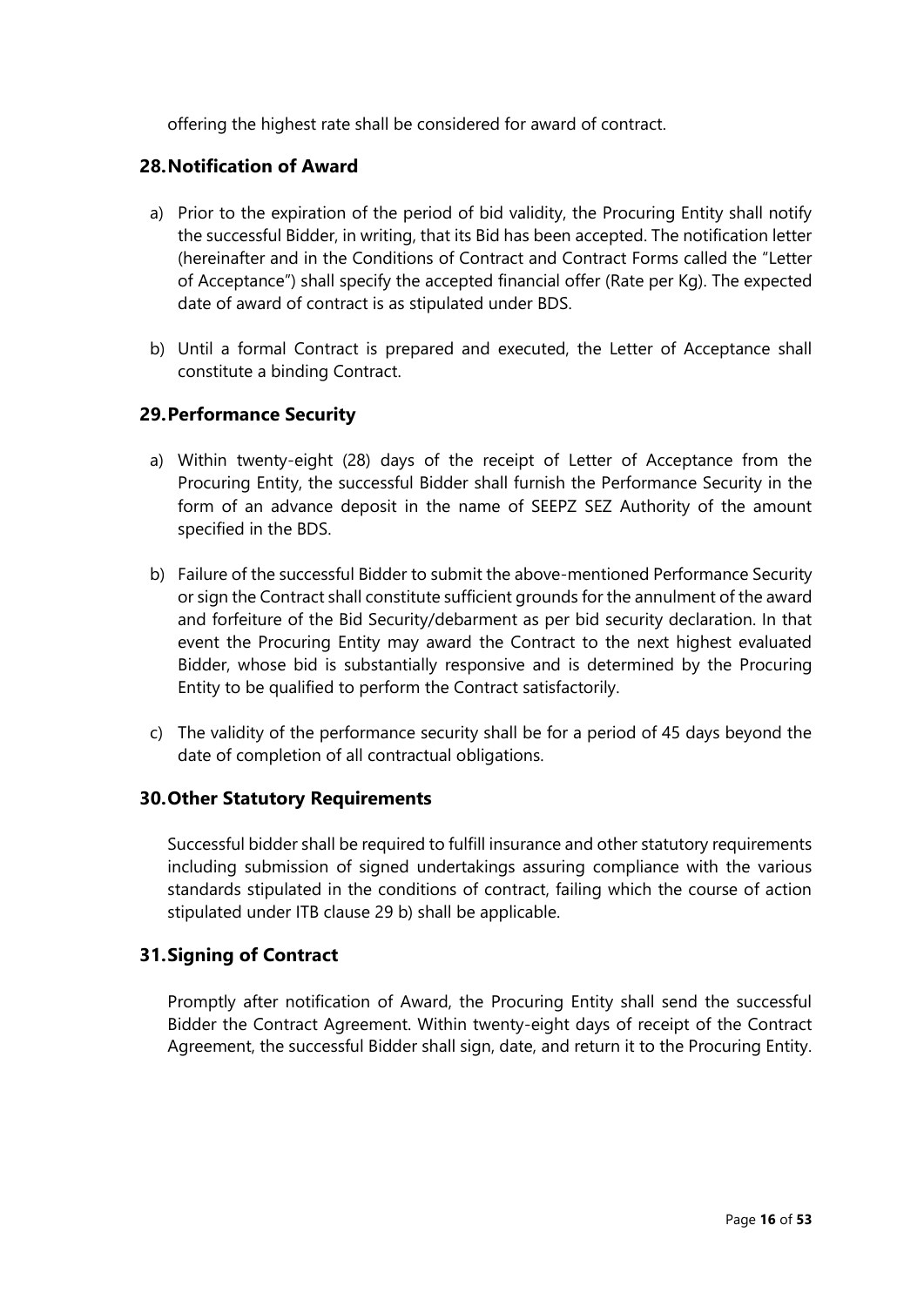offering the highest rate shall be considered for award of contract.

## 28. Notification of Award

a) Prior to the expiration of the period of bid validity, the Procuring Entity shall notify the successful Bidder, in writing, that its Bid has been accepted. The notification letter (hereinafter and in the Conditions of Contract and Contract Forms called the "Letter of Acceptance") shall specify the accepted financial offer (Rate per Kg). The expected date of award of contract is as stipulated under BDS.

b) Until a formal Contract is prepared and executed, the Letter of Acceptance shall constitute a binding Contract.

## 29. Performance Security

a) Within twenty-eight (28) days of the receipt of Letter of Acceptance from the Procuring Entity, the successful Bidder shall furnish the Performance Security in the form of an advance deposit in the name of SEEPZ SEZ Authority of the amount specified in the BDS.

b) Failure of the successful Bidder to submit the above-mentioned Performance Security or sign the Contract shall constitute sufficient grounds for the annulment of the award and forfeiture of the Bid Security/debarment as per bid security declaration. In that event the Procuring Entity may award the Contract to the next highest evaluated Bidder, whose bid is substantially responsive and is determined by the Procuring Entity to be qualified to perform the Contract satisfactorily.

c) The validity of the performance security shall be for a period of 45 days beyond the date of completion of all contractual obligations.

## 30. Other Statutory Requirements

Successful bidder shall be required to fulfill insurance and other statutory requirements including submission of signed undertakings assuring compliance with the various standards stipulated in the conditions of contract, failing which the course of action stipulated under ITB clause 29 b) shall be applicable.

## 31. Signing of Contract

Promptly after notification of Award, the Procuring Entity shall send the successful Bidder the Contract Agreement. Within twenty-eight days of receipt of the Contract Agreement, the successful Bidder shall sign, date, and return it to the Procuring Entity.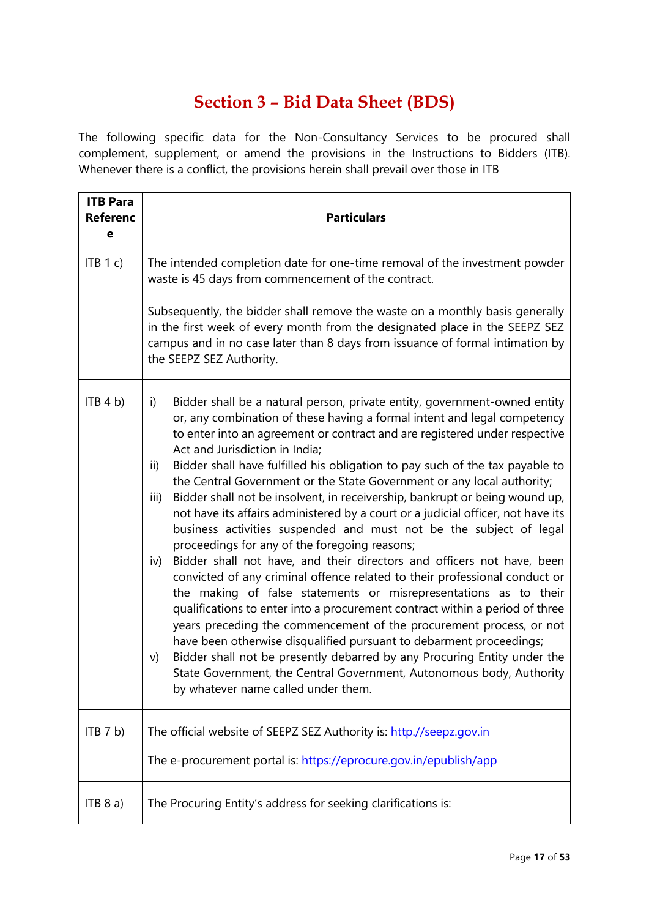# Section 3 – Bid Data Sheet (BDS)

The following specific data for the Non-Consultancy Services to be procured shall complement, supplement, or amend the provisions in the Instructions to Bidders (ITB). Whenever there is a conflict, the provisions herein shall prevail over those in ITB

| ITB Para Reference | Particulars |
|---|---|
| ITB 1 c) | The intended completion date for one-time removal of the investment powder waste is 45 days from commencement of the contract.<br><br>Subsequently, the bidder shall remove the waste on a monthly basis generally in the first week of every month from the designated place in the SEEPZ SEZ campus and in no case later than 8 days from issuance of formal intimation by the SEEPZ SEZ Authority. |
| ITB 4 b) | i) Bidder shall be a natural person, private entity, government-owned entity or, any combination of these having a formal intent and legal competency to enter into an agreement or contract and are registered under respective Act and Jurisdiction in India;<br>ii) Bidder shall have fulfilled his obligation to pay such of the tax payable to the Central Government or the State Government or any local authority;<br>iii) Bidder shall not be insolvent, in receivership, bankrupt or being wound up, not have its affairs administered by a court or a judicial officer, not have its business activities suspended and must not be the subject of legal proceedings for any of the foregoing reasons;<br>iv) Bidder shall not have, and their directors and officers not have, been convicted of any criminal offence related to their professional conduct or the making of false statements or misrepresentations as to their qualifications to enter into a procurement contract within a period of three years preceding the commencement of the procurement process, or not have been otherwise disqualified pursuant to debarment proceedings;<br>v) Bidder shall not be presently debarred by any Procuring Entity under the State Government, the Central Government, Autonomous body, Authority by whatever name called under them. |
| ITB 7 b) | The official website of SEEPZ SEZ Authority is: http.//seepz.gov.in<br><br>The e-procurement portal is: https://eprocure.gov.in/epublish/app |
| ITB 8 a) | The Procuring Entity's address for seeking clarifications is: |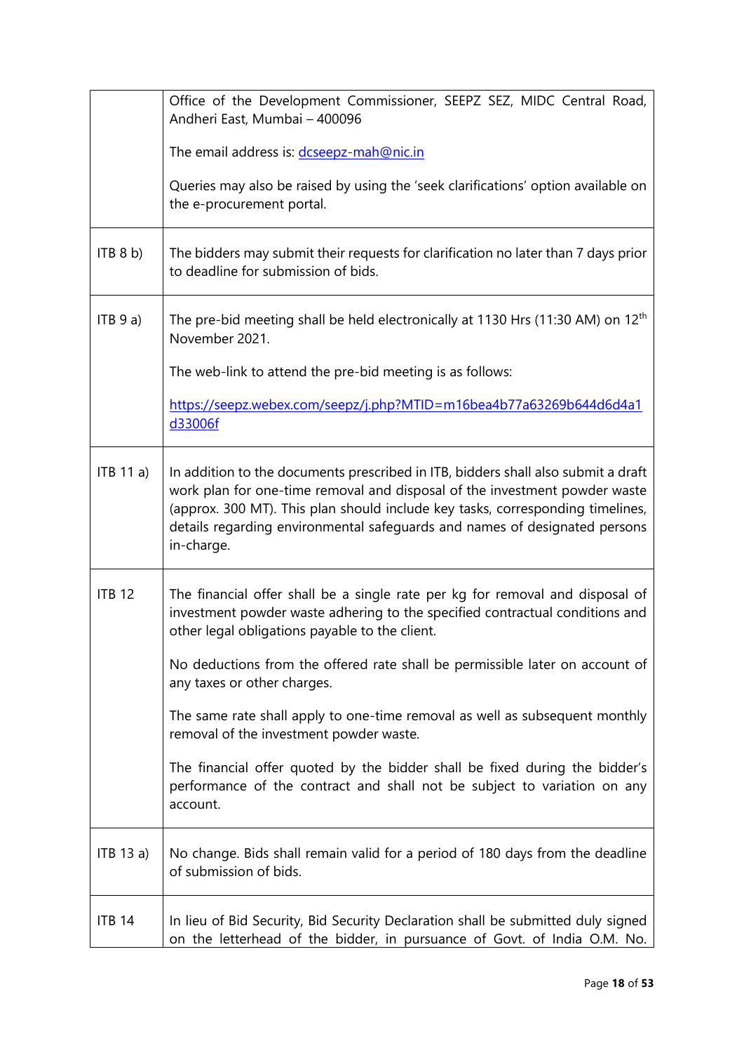| | |
|---|---|
| | Office of the Development Commissioner, SEEPZ SEZ, MIDC Central Road, Andheri East, Mumbai – 400096<br><br>The email address is: dcseepz-mah@nic.in<br><br>Queries may also be raised by using the 'seek clarifications' option available on the e-procurement portal. |
| ITB 8 b) | The bidders may submit their requests for clarification no later than 7 days prior to deadline for submission of bids. |
| ITB 9 a) | The pre-bid meeting shall be held electronically at 1130 Hrs (11:30 AM) on 12th November 2021.<br><br>The web-link to attend the pre-bid meeting is as follows:<br><br>https://seepz.webex.com/seepz/j.php?MTID=m16bea4b77a63269b644d6d4a1d33006f |
| ITB 11 a) | In addition to the documents prescribed in ITB, bidders shall also submit a draft work plan for one-time removal and disposal of the investment powder waste (approx. 300 MT). This plan should include key tasks, corresponding timelines, details regarding environmental safeguards and names of designated persons in-charge. |
| ITB 12 | The financial offer shall be a single rate per kg for removal and disposal of investment powder waste adhering to the specified contractual conditions and other legal obligations payable to the client.<br><br>No deductions from the offered rate shall be permissible later on account of any taxes or other charges.<br><br>The same rate shall apply to one-time removal as well as subsequent monthly removal of the investment powder waste.<br><br>The financial offer quoted by the bidder shall be fixed during the bidder's performance of the contract and shall not be subject to variation on any account. |
| ITB 13 a) | No change. Bids shall remain valid for a period of 180 days from the deadline of submission of bids. |
| ITB 14 | In lieu of Bid Security, Bid Security Declaration shall be submitted duly signed on the letterhead of the bidder, in pursuance of Govt. of India O.M. No. |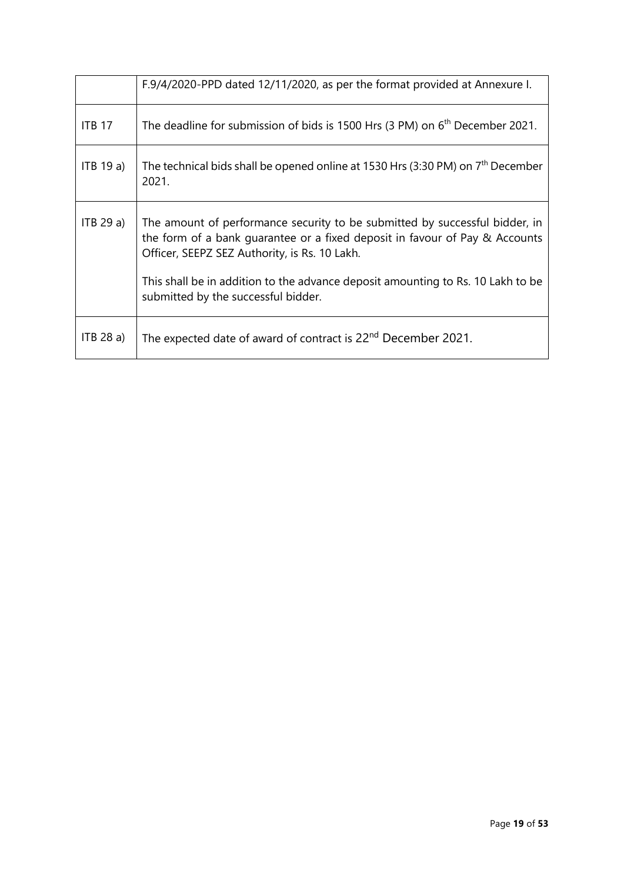| | |
|---|---|
| | F.9/4/2020-PPD dated 12/11/2020, as per the format provided at Annexure I. |
| ITB 17 | The deadline for submission of bids is 1500 Hrs (3 PM) on 6th December 2021. |
| ITB 19 a) | The technical bids shall be opened online at 1530 Hrs (3:30 PM) on 7th December 2021. |
| ITB 29 a) | The amount of performance security to be submitted by successful bidder, in the form of a bank guarantee or a fixed deposit in favour of Pay & Accounts Officer, SEEPZ SEZ Authority, is Rs. 10 Lakh.<br><br>This shall be in addition to the advance deposit amounting to Rs. 10 Lakh to be submitted by the successful bidder. |
| ITB 28 a) | The expected date of award of contract is 22nd December 2021. |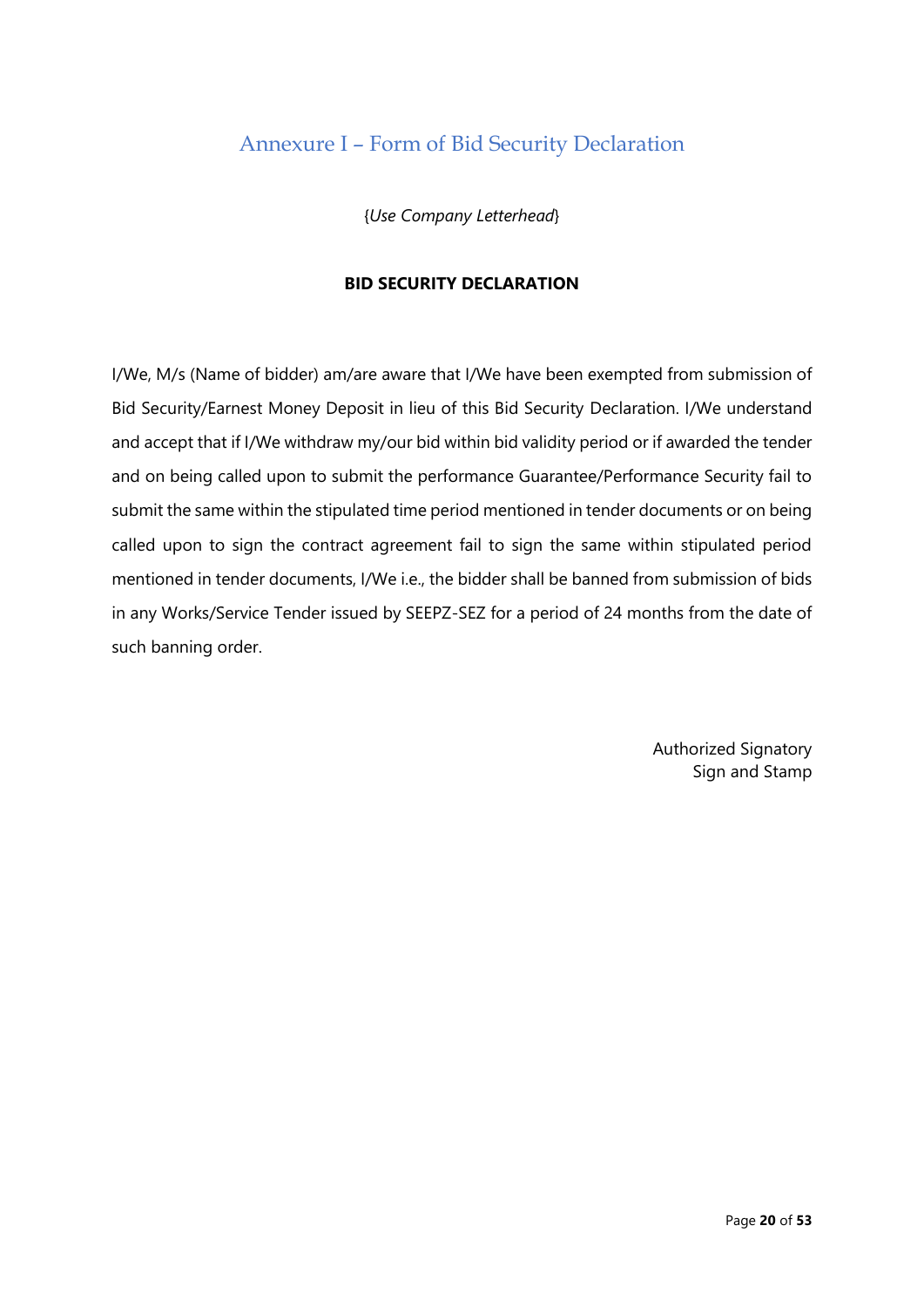## Annexure I – Form of Bid Security Declaration

{*Use Company Letterhead*}

**BID SECURITY DECLARATION**

I/We, M/s (Name of bidder) am/are aware that I/We have been exempted from submission of Bid Security/Earnest Money Deposit in lieu of this Bid Security Declaration. I/We understand and accept that if I/We withdraw my/our bid within bid validity period or if awarded the tender and on being called upon to submit the performance Guarantee/Performance Security fail to submit the same within the stipulated time period mentioned in tender documents or on being called upon to sign the contract agreement fail to sign the same within stipulated period mentioned in tender documents, I/We i.e., the bidder shall be banned from submission of bids in any Works/Service Tender issued by SEEPZ-SEZ for a period of 24 months from the date of such banning order.

Authorized Signatory
Sign and Stamp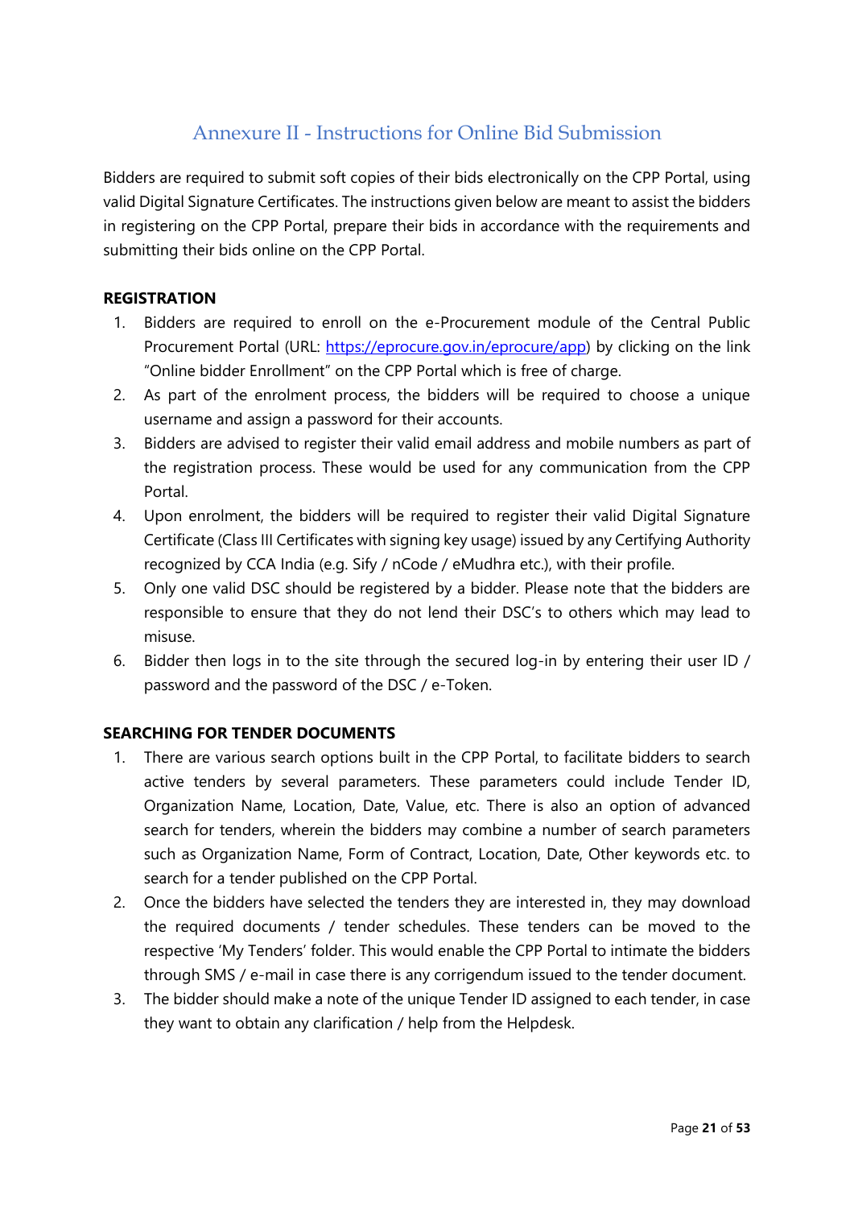# Annexure II - Instructions for Online Bid Submission

Bidders are required to submit soft copies of their bids electronically on the CPP Portal, using valid Digital Signature Certificates. The instructions given below are meant to assist the bidders in registering on the CPP Portal, prepare their bids in accordance with the requirements and submitting their bids online on the CPP Portal.

**REGISTRATION**

1. Bidders are required to enroll on the e-Procurement module of the Central Public Procurement Portal (URL: https://eprocure.gov.in/eprocure/app) by clicking on the link "Online bidder Enrollment" on the CPP Portal which is free of charge.
2. As part of the enrolment process, the bidders will be required to choose a unique username and assign a password for their accounts.
3. Bidders are advised to register their valid email address and mobile numbers as part of the registration process. These would be used for any communication from the CPP Portal.
4. Upon enrolment, the bidders will be required to register their valid Digital Signature Certificate (Class III Certificates with signing key usage) issued by any Certifying Authority recognized by CCA India (e.g. Sify / nCode / eMudhra etc.), with their profile.
5. Only one valid DSC should be registered by a bidder. Please note that the bidders are responsible to ensure that they do not lend their DSC's to others which may lead to misuse.
6. Bidder then logs in to the site through the secured log-in by entering their user ID / password and the password of the DSC / e-Token.

**SEARCHING FOR TENDER DOCUMENTS**

1. There are various search options built in the CPP Portal, to facilitate bidders to search active tenders by several parameters. These parameters could include Tender ID, Organization Name, Location, Date, Value, etc. There is also an option of advanced search for tenders, wherein the bidders may combine a number of search parameters such as Organization Name, Form of Contract, Location, Date, Other keywords etc. to search for a tender published on the CPP Portal.
2. Once the bidders have selected the tenders they are interested in, they may download the required documents / tender schedules. These tenders can be moved to the respective 'My Tenders' folder. This would enable the CPP Portal to intimate the bidders through SMS / e-mail in case there is any corrigendum issued to the tender document.
3. The bidder should make a note of the unique Tender ID assigned to each tender, in case they want to obtain any clarification / help from the Helpdesk.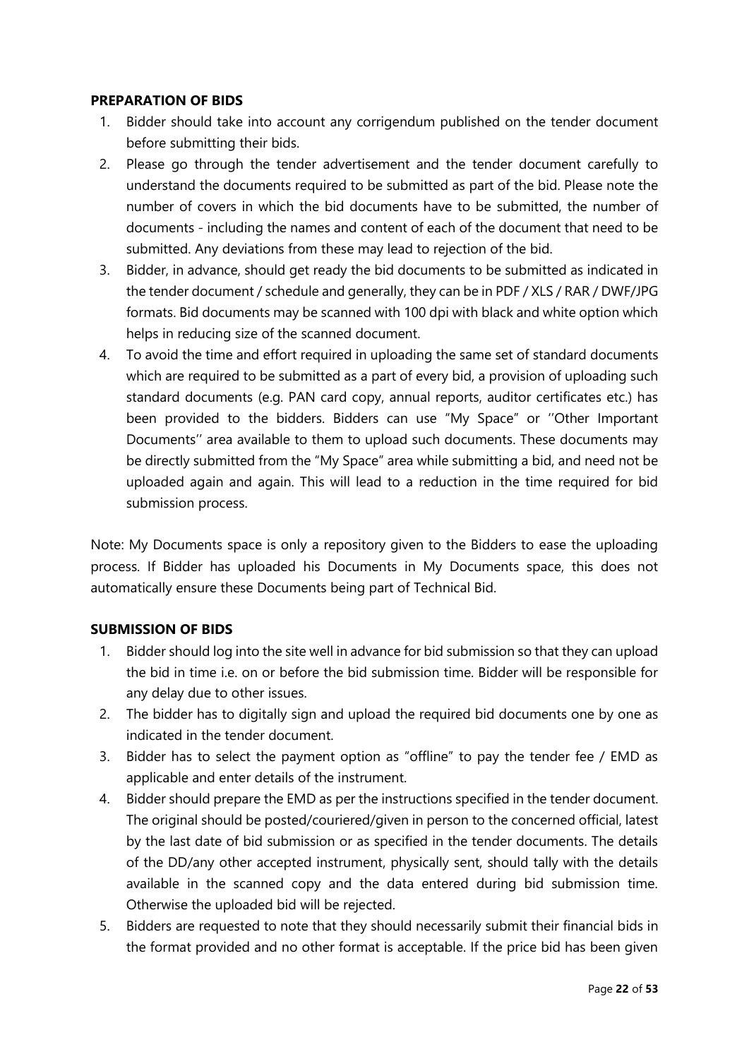**PREPARATION OF BIDS**

1. Bidder should take into account any corrigendum published on the tender document before submitting their bids.
2. Please go through the tender advertisement and the tender document carefully to understand the documents required to be submitted as part of the bid. Please note the number of covers in which the bid documents have to be submitted, the number of documents - including the names and content of each of the document that need to be submitted. Any deviations from these may lead to rejection of the bid.
3. Bidder, in advance, should get ready the bid documents to be submitted as indicated in the tender document / schedule and generally, they can be in PDF / XLS / RAR / DWF/JPG formats. Bid documents may be scanned with 100 dpi with black and white option which helps in reducing size of the scanned document.
4. To avoid the time and effort required in uploading the same set of standard documents which are required to be submitted as a part of every bid, a provision of uploading such standard documents (e.g. PAN card copy, annual reports, auditor certificates etc.) has been provided to the bidders. Bidders can use "My Space" or ''Other Important Documents'' area available to them to upload such documents. These documents may be directly submitted from the "My Space" area while submitting a bid, and need not be uploaded again and again. This will lead to a reduction in the time required for bid submission process.

Note: My Documents space is only a repository given to the Bidders to ease the uploading process. If Bidder has uploaded his Documents in My Documents space, this does not automatically ensure these Documents being part of Technical Bid.

**SUBMISSION OF BIDS**

1. Bidder should log into the site well in advance for bid submission so that they can upload the bid in time i.e. on or before the bid submission time. Bidder will be responsible for any delay due to other issues.
2. The bidder has to digitally sign and upload the required bid documents one by one as indicated in the tender document.
3. Bidder has to select the payment option as "offline" to pay the tender fee / EMD as applicable and enter details of the instrument.
4. Bidder should prepare the EMD as per the instructions specified in the tender document. The original should be posted/couriered/given in person to the concerned official, latest by the last date of bid submission or as specified in the tender documents. The details of the DD/any other accepted instrument, physically sent, should tally with the details available in the scanned copy and the data entered during bid submission time. Otherwise the uploaded bid will be rejected.
5. Bidders are requested to note that they should necessarily submit their financial bids in the format provided and no other format is acceptable. If the price bid has been given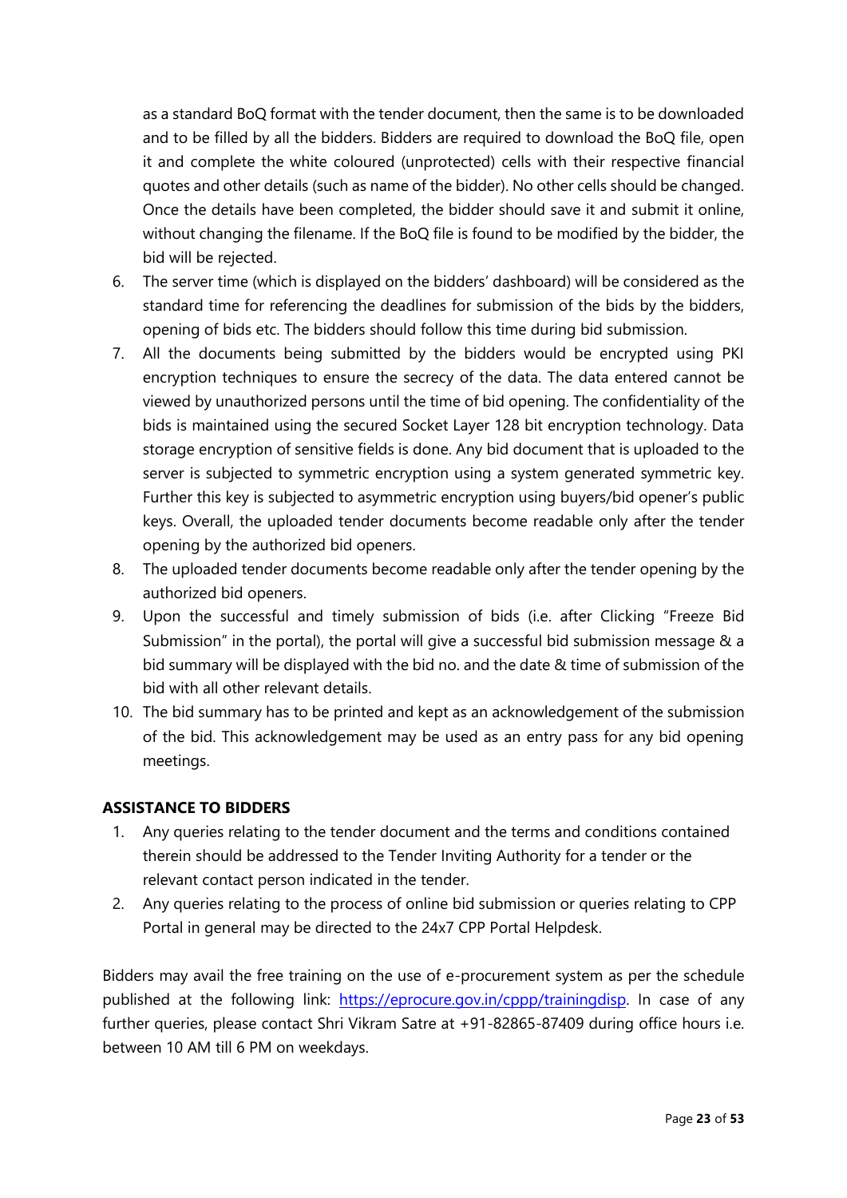as a standard BoQ format with the tender document, then the same is to be downloaded and to be filled by all the bidders. Bidders are required to download the BoQ file, open it and complete the white coloured (unprotected) cells with their respective financial quotes and other details (such as name of the bidder). No other cells should be changed. Once the details have been completed, the bidder should save it and submit it online, without changing the filename. If the BoQ file is found to be modified by the bidder, the bid will be rejected.

6. The server time (which is displayed on the bidders' dashboard) will be considered as the standard time for referencing the deadlines for submission of the bids by the bidders, opening of bids etc. The bidders should follow this time during bid submission.
7. All the documents being submitted by the bidders would be encrypted using PKI encryption techniques to ensure the secrecy of the data. The data entered cannot be viewed by unauthorized persons until the time of bid opening. The confidentiality of the bids is maintained using the secured Socket Layer 128 bit encryption technology. Data storage encryption of sensitive fields is done. Any bid document that is uploaded to the server is subjected to symmetric encryption using a system generated symmetric key. Further this key is subjected to asymmetric encryption using buyers/bid opener's public keys. Overall, the uploaded tender documents become readable only after the tender opening by the authorized bid openers.
8. The uploaded tender documents become readable only after the tender opening by the authorized bid openers.
9. Upon the successful and timely submission of bids (i.e. after Clicking "Freeze Bid Submission" in the portal), the portal will give a successful bid submission message & a bid summary will be displayed with the bid no. and the date & time of submission of the bid with all other relevant details.
10. The bid summary has to be printed and kept as an acknowledgement of the submission of the bid. This acknowledgement may be used as an entry pass for any bid opening meetings.

**ASSISTANCE TO BIDDERS**

1. Any queries relating to the tender document and the terms and conditions contained therein should be addressed to the Tender Inviting Authority for a tender or the relevant contact person indicated in the tender.
2. Any queries relating to the process of online bid submission or queries relating to CPP Portal in general may be directed to the 24x7 CPP Portal Helpdesk.

Bidders may avail the free training on the use of e-procurement system as per the schedule published at the following link: [https://eprocure.gov.in/cppp/trainingdisp](https://eprocure.gov.in/cppp/trainingdisp). In case of any further queries, please contact Shri Vikram Satre at +91-82865-87409 during office hours i.e. between 10 AM till 6 PM on weekdays.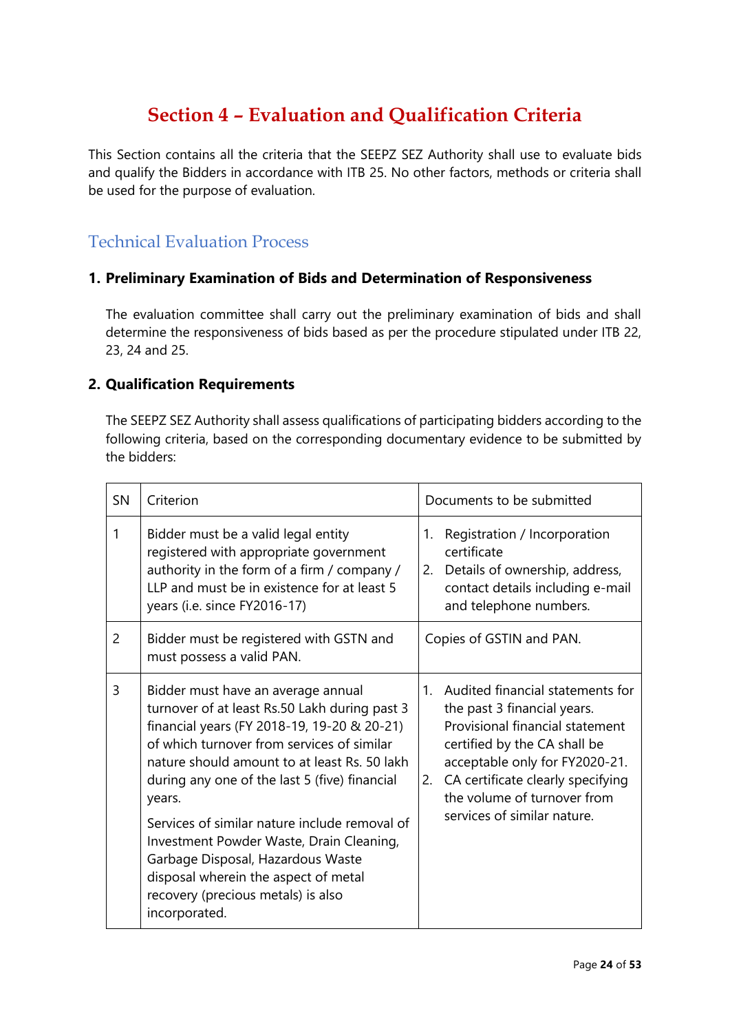# Section 4 – Evaluation and Qualification Criteria

This Section contains all the criteria that the SEEPZ SEZ Authority shall use to evaluate bids and qualify the Bidders in accordance with ITB 25. No other factors, methods or criteria shall be used for the purpose of evaluation.

## Technical Evaluation Process

### 1. Preliminary Examination of Bids and Determination of Responsiveness

The evaluation committee shall carry out the preliminary examination of bids and shall determine the responsiveness of bids based as per the procedure stipulated under ITB 22, 23, 24 and 25.

### 2. Qualification Requirements

The SEEPZ SEZ Authority shall assess qualifications of participating bidders according to the following criteria, based on the corresponding documentary evidence to be submitted by the bidders:

| SN | Criterion | Documents to be submitted |
|---|---|---|
| 1 | Bidder must be a valid legal entity registered with appropriate government authority in the form of a firm / company / LLP and must be in existence for at least 5 years (i.e. since FY2016-17) | 1. Registration / Incorporation certificate<br>2. Details of ownership, address, contact details including e-mail and telephone numbers. |
| 2 | Bidder must be registered with GSTN and must possess a valid PAN. | Copies of GSTIN and PAN. |
| 3 | Bidder must have an average annual turnover of at least Rs.50 Lakh during past 3 financial years (FY 2018-19, 19-20 & 20-21) of which turnover from services of similar nature should amount to at least Rs. 50 lakh during any one of the last 5 (five) financial years.<br><br>Services of similar nature include removal of Investment Powder Waste, Drain Cleaning, Garbage Disposal, Hazardous Waste disposal wherein the aspect of metal recovery (precious metals) is also incorporated. | 1. Audited financial statements for the past 3 financial years. Provisional financial statement certified by the CA shall be acceptable only for FY2020-21.<br>2. CA certificate clearly specifying the volume of turnover from services of similar nature. |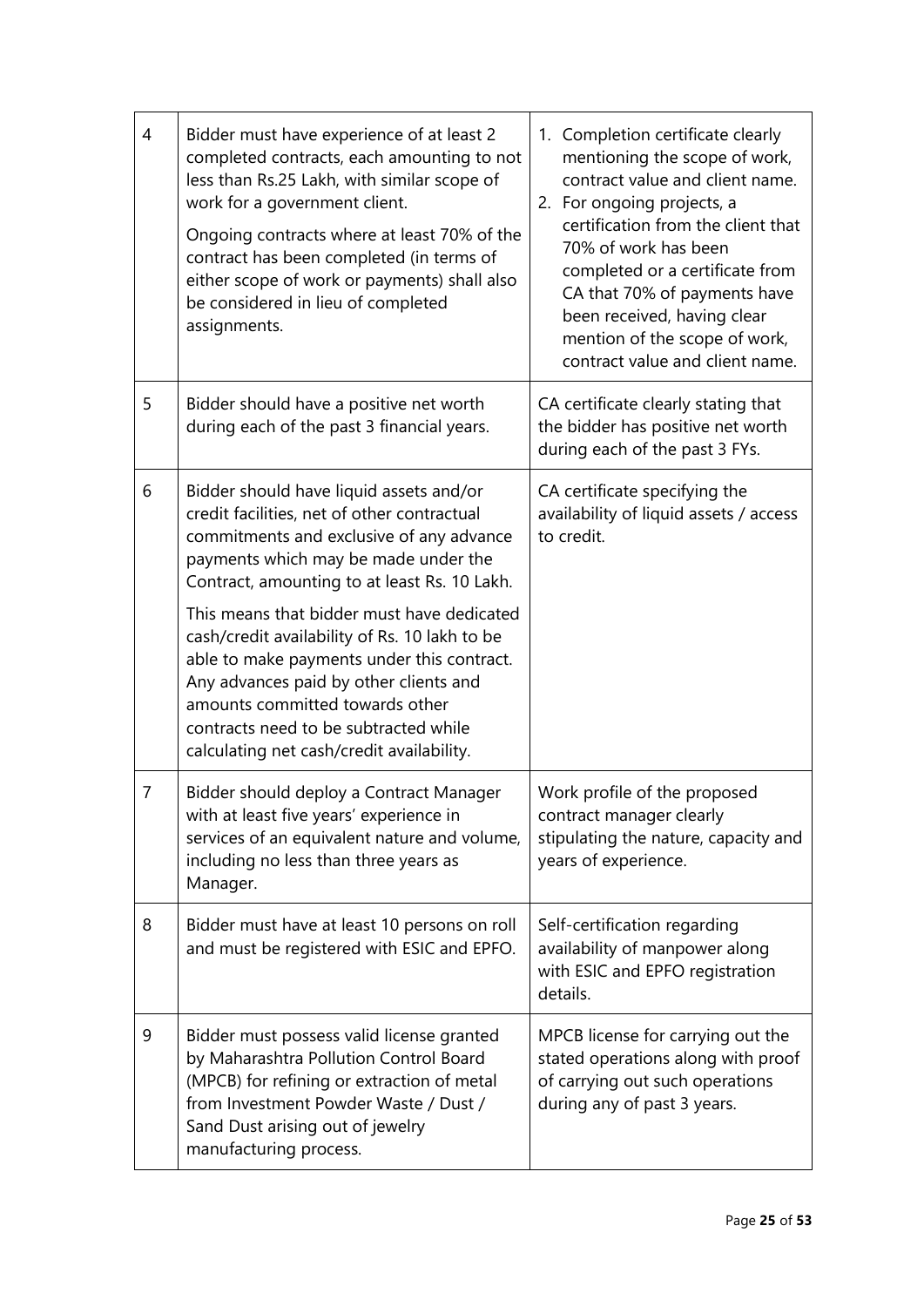| | | |
|---|---|---|
| 4 | Bidder must have experience of at least 2 completed contracts, each amounting to not less than Rs.25 Lakh, with similar scope of work for a government client.<br><br>Ongoing contracts where at least 70% of the contract has been completed (in terms of either scope of work or payments) shall also be considered in lieu of completed assignments. | 1. Completion certificate clearly mentioning the scope of work, contract value and client name.<br>2. For ongoing projects, a certification from the client that 70% of work has been completed or a certificate from CA that 70% of payments have been received, having clear mention of the scope of work, contract value and client name. |
| 5 | Bidder should have a positive net worth during each of the past 3 financial years. | CA certificate clearly stating that the bidder has positive net worth during each of the past 3 FYs. |
| 6 | Bidder should have liquid assets and/or credit facilities, net of other contractual commitments and exclusive of any advance payments which may be made under the Contract, amounting to at least Rs. 10 Lakh.<br><br>This means that bidder must have dedicated cash/credit availability of Rs. 10 lakh to be able to make payments under this contract. Any advances paid by other clients and amounts committed towards other contracts need to be subtracted while calculating net cash/credit availability. | CA certificate specifying the availability of liquid assets / access to credit. |
| 7 | Bidder should deploy a Contract Manager with at least five years' experience in services of an equivalent nature and volume, including no less than three years as Manager. | Work profile of the proposed contract manager clearly stipulating the nature, capacity and years of experience. |
| 8 | Bidder must have at least 10 persons on roll and must be registered with ESIC and EPFO. | Self-certification regarding availability of manpower along with ESIC and EPFO registration details. |
| 9 | Bidder must possess valid license granted by Maharashtra Pollution Control Board (MPCB) for refining or extraction of metal from Investment Powder Waste / Dust / Sand Dust arising out of jewelry manufacturing process. | MPCB license for carrying out the stated operations along with proof of carrying out such operations during any of past 3 years. |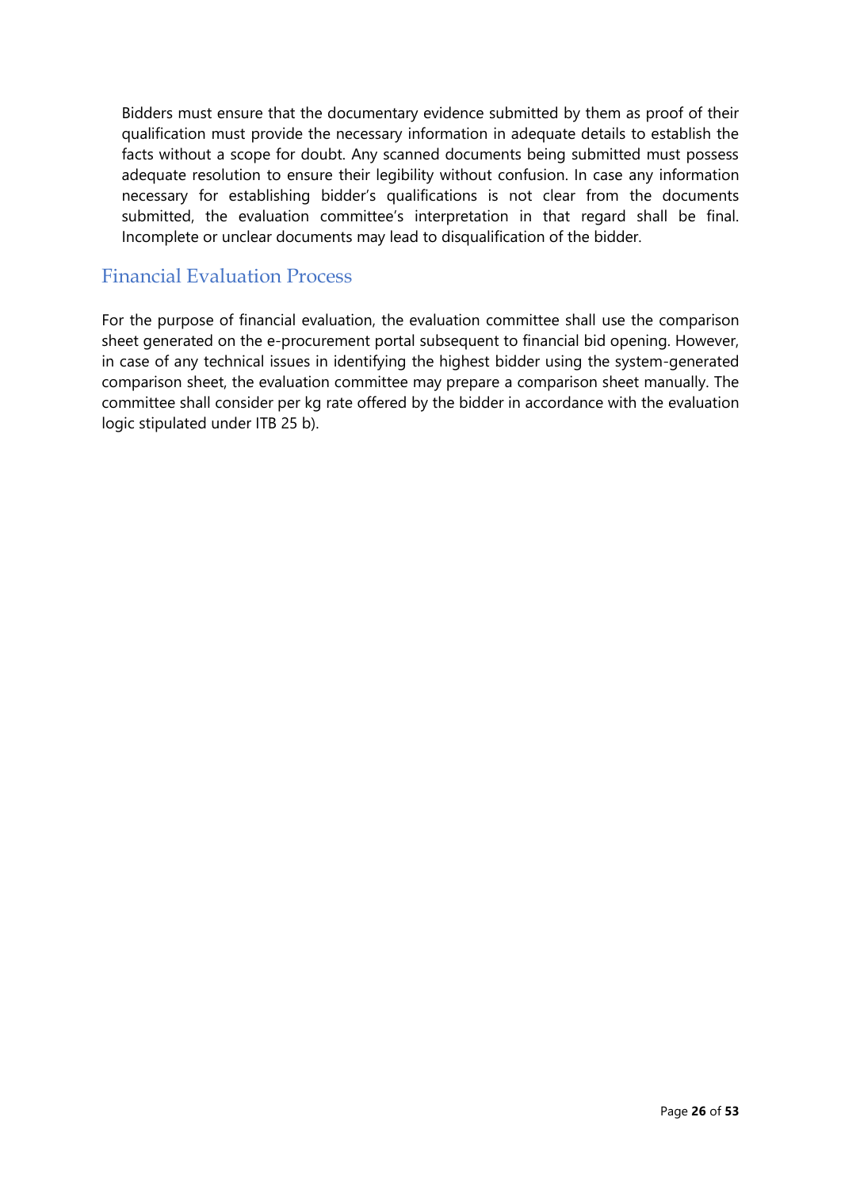Bidders must ensure that the documentary evidence submitted by them as proof of their qualification must provide the necessary information in adequate details to establish the facts without a scope for doubt. Any scanned documents being submitted must possess adequate resolution to ensure their legibility without confusion. In case any information necessary for establishing bidder's qualifications is not clear from the documents submitted, the evaluation committee's interpretation in that regard shall be final. Incomplete or unclear documents may lead to disqualification of the bidder.

## Financial Evaluation Process

For the purpose of financial evaluation, the evaluation committee shall use the comparison sheet generated on the e-procurement portal subsequent to financial bid opening. However, in case of any technical issues in identifying the highest bidder using the system-generated comparison sheet, the evaluation committee may prepare a comparison sheet manually. The committee shall consider per kg rate offered by the bidder in accordance with the evaluation logic stipulated under ITB 25 b).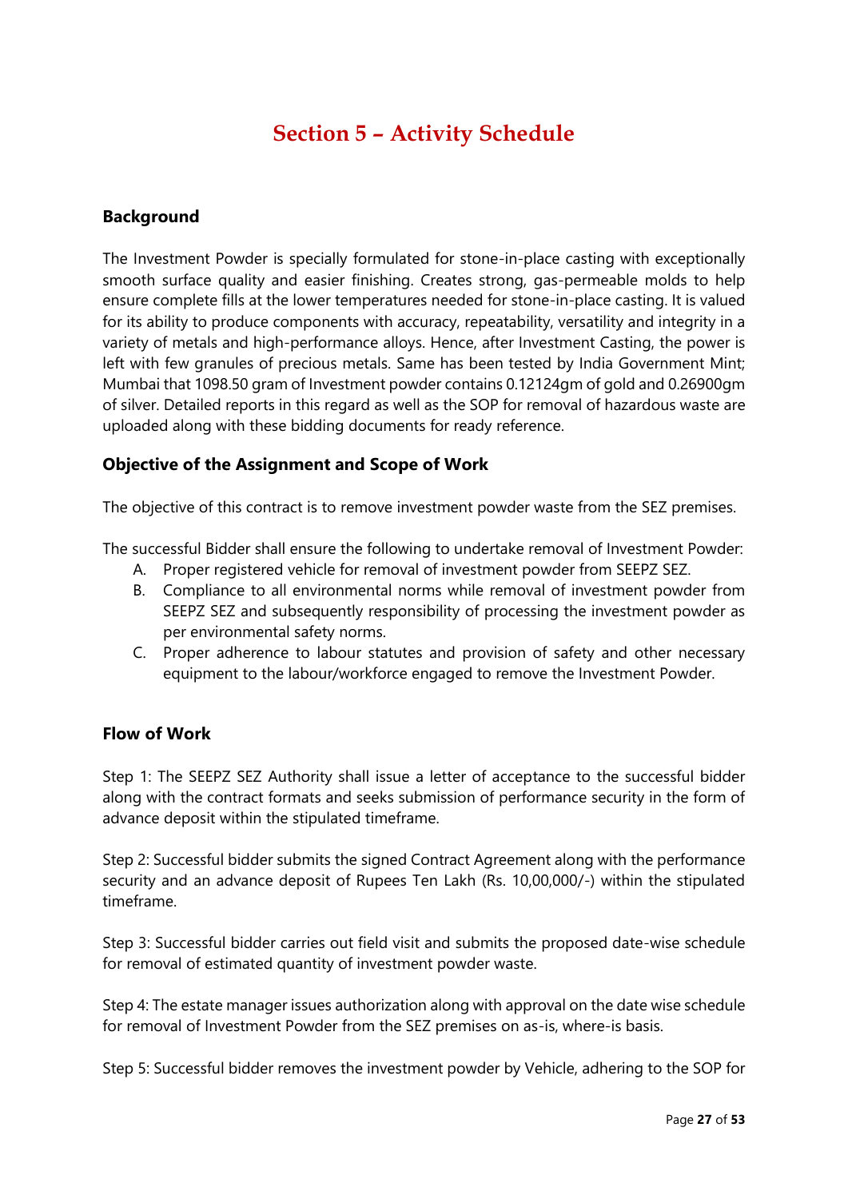# Section 5 – Activity Schedule

### Background

The Investment Powder is specially formulated for stone-in-place casting with exceptionally smooth surface quality and easier finishing. Creates strong, gas-permeable molds to help ensure complete fills at the lower temperatures needed for stone-in-place casting. It is valued for its ability to produce components with accuracy, repeatability, versatility and integrity in a variety of metals and high-performance alloys. Hence, after Investment Casting, the power is left with few granules of precious metals. Same has been tested by India Government Mint; Mumbai that 1098.50 gram of Investment powder contains 0.12124gm of gold and 0.26900gm of silver. Detailed reports in this regard as well as the SOP for removal of hazardous waste are uploaded along with these bidding documents for ready reference.

### Objective of the Assignment and Scope of Work

The objective of this contract is to remove investment powder waste from the SEZ premises.

The successful Bidder shall ensure the following to undertake removal of Investment Powder:

A. Proper registered vehicle for removal of investment powder from SEEPZ SEZ.
B. Compliance to all environmental norms while removal of investment powder from SEEPZ SEZ and subsequently responsibility of processing the investment powder as per environmental safety norms.
C. Proper adherence to labour statutes and provision of safety and other necessary equipment to the labour/workforce engaged to remove the Investment Powder.

### Flow of Work

Step 1: The SEEPZ SEZ Authority shall issue a letter of acceptance to the successful bidder along with the contract formats and seeks submission of performance security in the form of advance deposit within the stipulated timeframe.

Step 2: Successful bidder submits the signed Contract Agreement along with the performance security and an advance deposit of Rupees Ten Lakh (Rs. 10,00,000/-) within the stipulated timeframe.

Step 3: Successful bidder carries out field visit and submits the proposed date-wise schedule for removal of estimated quantity of investment powder waste.

Step 4: The estate manager issues authorization along with approval on the date wise schedule for removal of Investment Powder from the SEZ premises on as-is, where-is basis.

Step 5: Successful bidder removes the investment powder by Vehicle, adhering to the SOP for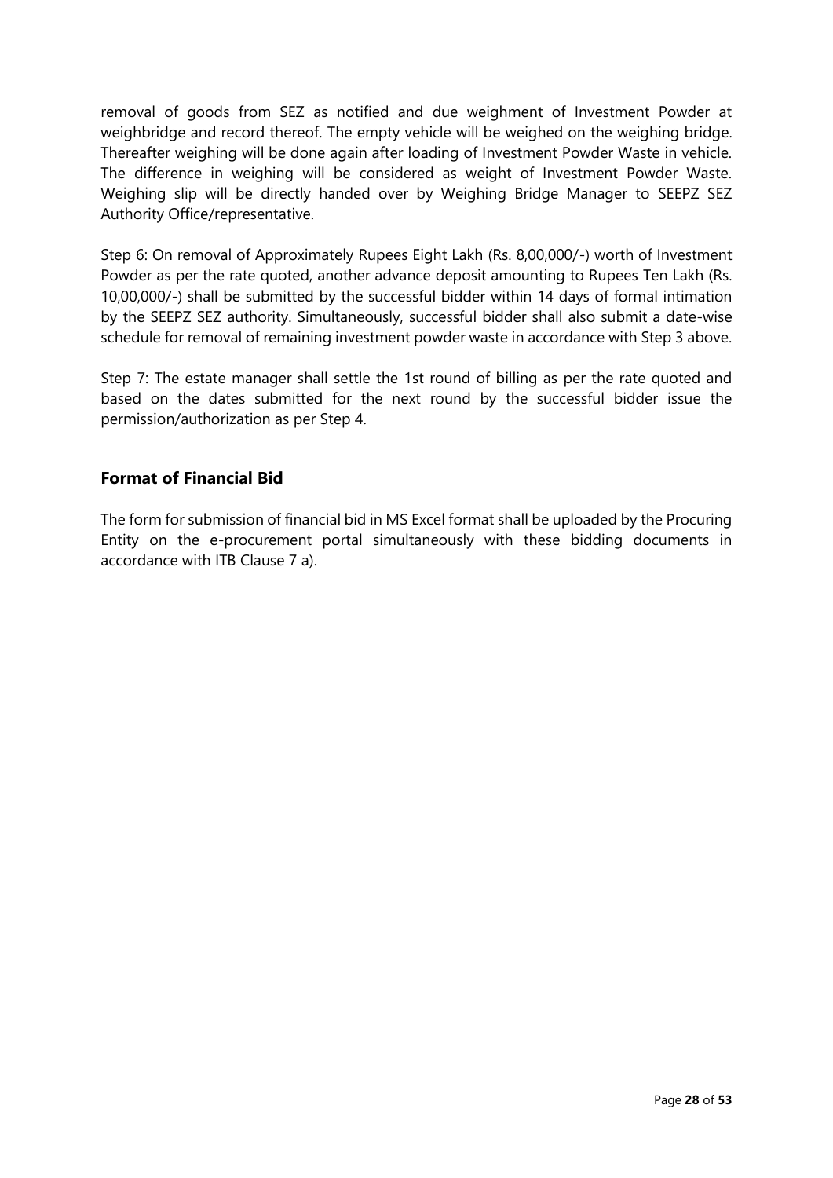removal of goods from SEZ as notified and due weighment of Investment Powder at weighbridge and record thereof. The empty vehicle will be weighed on the weighing bridge. Thereafter weighing will be done again after loading of Investment Powder Waste in vehicle. The difference in weighing will be considered as weight of Investment Powder Waste. Weighing slip will be directly handed over by Weighing Bridge Manager to SEEPZ SEZ Authority Office/representative.

Step 6: On removal of Approximately Rupees Eight Lakh (Rs. 8,00,000/-) worth of Investment Powder as per the rate quoted, another advance deposit amounting to Rupees Ten Lakh (Rs. 10,00,000/-) shall be submitted by the successful bidder within 14 days of formal intimation by the SEEPZ SEZ authority. Simultaneously, successful bidder shall also submit a date-wise schedule for removal of remaining investment powder waste in accordance with Step 3 above.

Step 7: The estate manager shall settle the 1st round of billing as per the rate quoted and based on the dates submitted for the next round by the successful bidder issue the permission/authorization as per Step 4.

## Format of Financial Bid

The form for submission of financial bid in MS Excel format shall be uploaded by the Procuring Entity on the e-procurement portal simultaneously with these bidding documents in accordance with ITB Clause 7 a).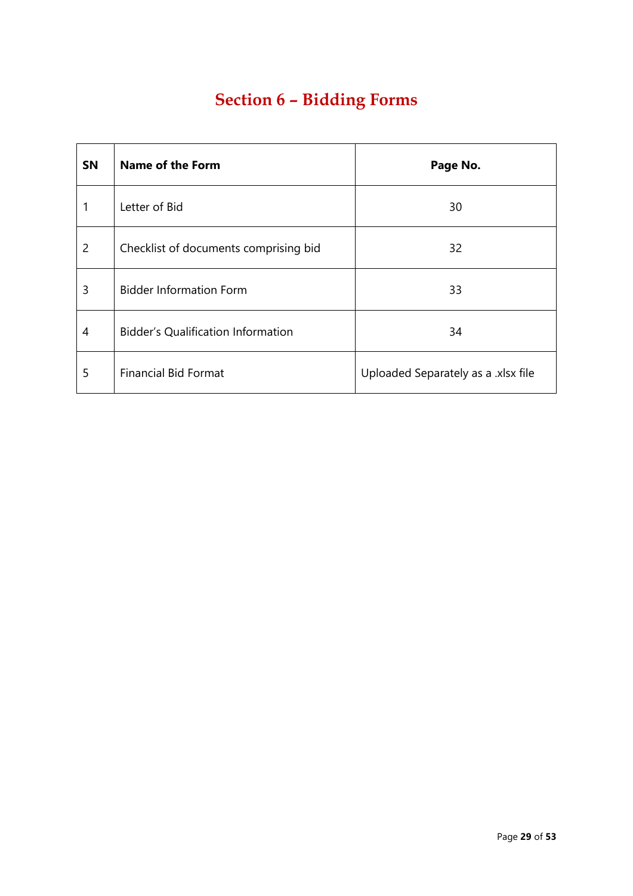# Section 6 – Bidding Forms

| SN | Name of the Form | Page No. |
|---|---|---|
| 1 | Letter of Bid | 30 |
| 2 | Checklist of documents comprising bid | 32 |
| 3 | Bidder Information Form | 33 |
| 4 | Bidder's Qualification Information | 34 |
| 5 | Financial Bid Format | Uploaded Separately as a .xlsx file |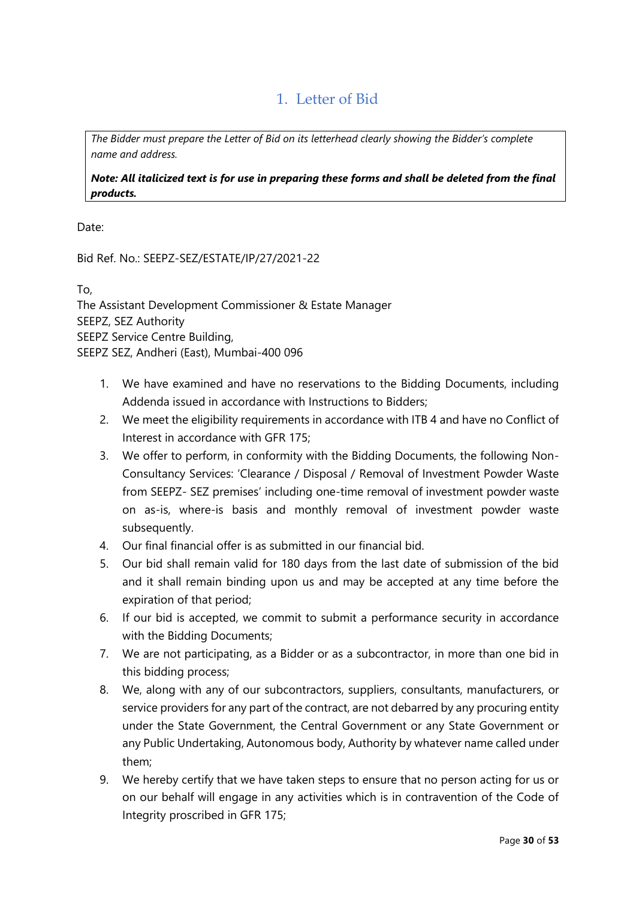# 1. Letter of Bid

*The Bidder must prepare the Letter of Bid on its letterhead clearly showing the Bidder's complete name and address.*

***Note: All italicized text is for use in preparing these forms and shall be deleted from the final products.***

Date:

Bid Ref. No.: SEEPZ-SEZ/ESTATE/IP/27/2021-22

To,
The Assistant Development Commissioner & Estate Manager
SEEPZ, SEZ Authority
SEEPZ Service Centre Building,
SEEPZ SEZ, Andheri (East), Mumbai-400 096

1. We have examined and have no reservations to the Bidding Documents, including Addenda issued in accordance with Instructions to Bidders;
2. We meet the eligibility requirements in accordance with ITB 4 and have no Conflict of Interest in accordance with GFR 175;
3. We offer to perform, in conformity with the Bidding Documents, the following Non-Consultancy Services: 'Clearance / Disposal / Removal of Investment Powder Waste from SEEPZ- SEZ premises' including one-time removal of investment powder waste on as-is, where-is basis and monthly removal of investment powder waste subsequently.
4. Our final financial offer is as submitted in our financial bid.
5. Our bid shall remain valid for 180 days from the last date of submission of the bid and it shall remain binding upon us and may be accepted at any time before the expiration of that period;
6. If our bid is accepted, we commit to submit a performance security in accordance with the Bidding Documents;
7. We are not participating, as a Bidder or as a subcontractor, in more than one bid in this bidding process;
8. We, along with any of our subcontractors, suppliers, consultants, manufacturers, or service providers for any part of the contract, are not debarred by any procuring entity under the State Government, the Central Government or any State Government or any Public Undertaking, Autonomous body, Authority by whatever name called under them;
9. We hereby certify that we have taken steps to ensure that no person acting for us or on our behalf will engage in any activities which is in contravention of the Code of Integrity proscribed in GFR 175;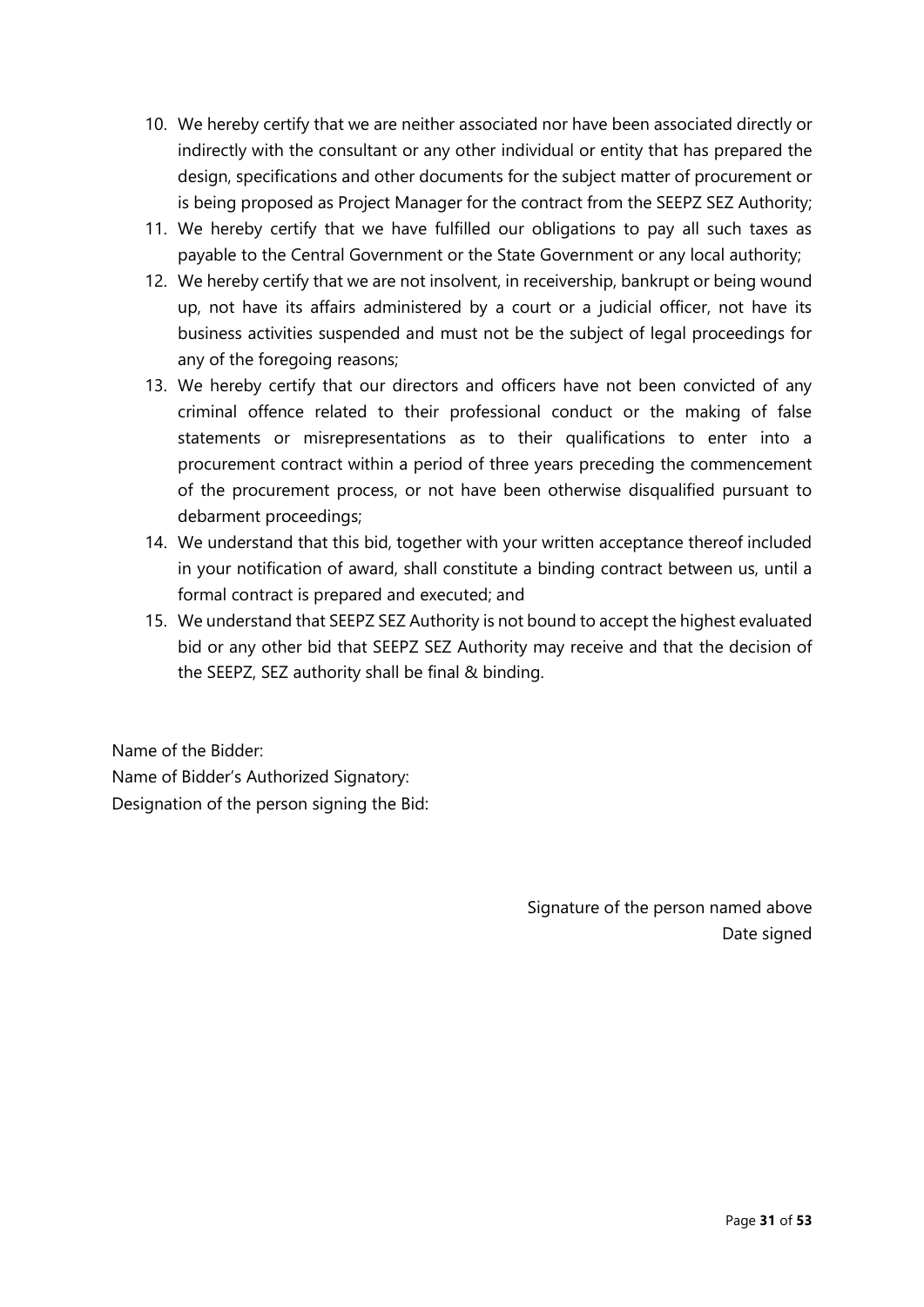10. We hereby certify that we are neither associated nor have been associated directly or indirectly with the consultant or any other individual or entity that has prepared the design, specifications and other documents for the subject matter of procurement or is being proposed as Project Manager for the contract from the SEEPZ SEZ Authority;
11. We hereby certify that we have fulfilled our obligations to pay all such taxes as payable to the Central Government or the State Government or any local authority;
12. We hereby certify that we are not insolvent, in receivership, bankrupt or being wound up, not have its affairs administered by a court or a judicial officer, not have its business activities suspended and must not be the subject of legal proceedings for any of the foregoing reasons;
13. We hereby certify that our directors and officers have not been convicted of any criminal offence related to their professional conduct or the making of false statements or misrepresentations as to their qualifications to enter into a procurement contract within a period of three years preceding the commencement of the procurement process, or not have been otherwise disqualified pursuant to debarment proceedings;
14. We understand that this bid, together with your written acceptance thereof included in your notification of award, shall constitute a binding contract between us, until a formal contract is prepared and executed; and
15. We understand that SEEPZ SEZ Authority is not bound to accept the highest evaluated bid or any other bid that SEEPZ SEZ Authority may receive and that the decision of the SEEPZ, SEZ authority shall be final & binding.

Name of the Bidder:
Name of Bidder's Authorized Signatory:
Designation of the person signing the Bid:

Signature of the person named above
Date signed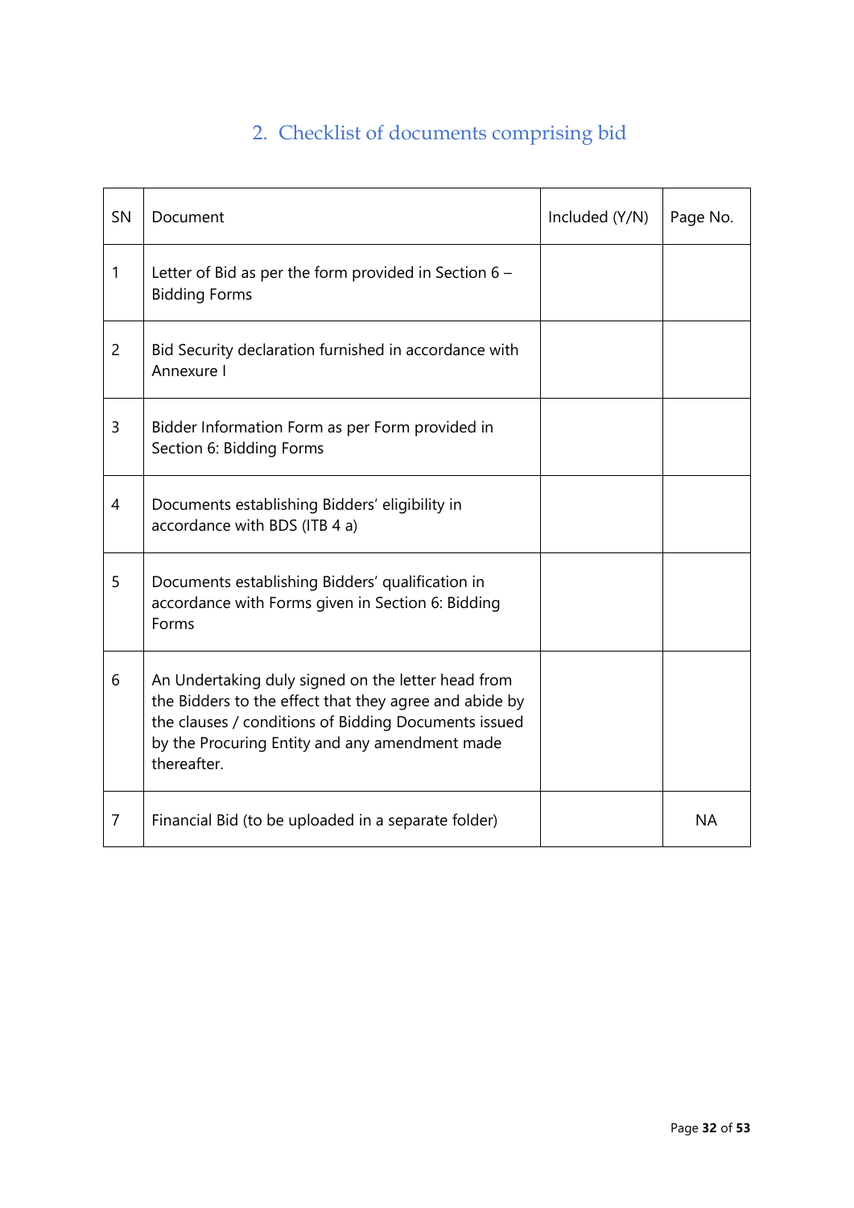## 2. Checklist of documents comprising bid

| SN | Document | Included (Y/N) | Page No. |
| --- | --- | --- | --- |
| 1 | Letter of Bid as per the form provided in Section 6 – Bidding Forms | | |
| 2 | Bid Security declaration furnished in accordance with Annexure I | | |
| 3 | Bidder Information Form as per Form provided in Section 6: Bidding Forms | | |
| 4 | Documents establishing Bidders' eligibility in accordance with BDS (ITB 4 a) | | |
| 5 | Documents establishing Bidders' qualification in accordance with Forms given in Section 6: Bidding Forms | | |
| 6 | An Undertaking duly signed on the letter head from the Bidders to the effect that they agree and abide by the clauses / conditions of Bidding Documents issued by the Procuring Entity and any amendment made thereafter. | | |
| 7 | Financial Bid (to be uploaded in a separate folder) | | NA |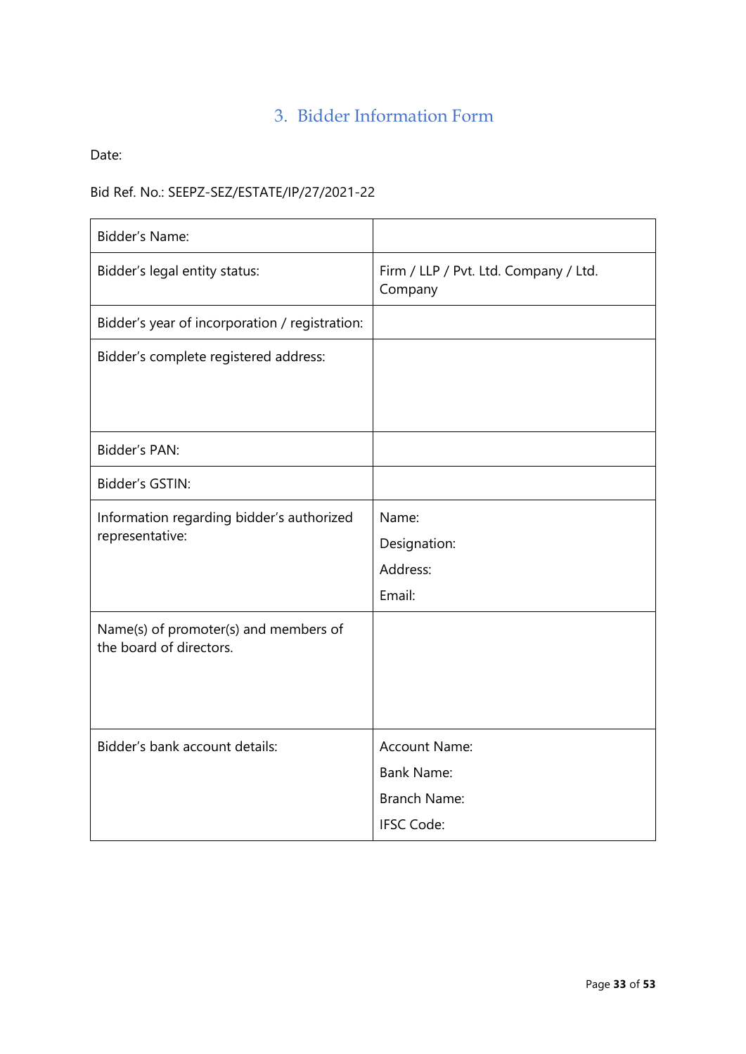# 3. Bidder Information Form

Date:

Bid Ref. No.: SEEPZ-SEZ/ESTATE/IP/27/2021-22

| Bidder's Name: | |
|---|---|
| Bidder's legal entity status: | Firm / LLP / Pvt. Ltd. Company / Ltd. Company |
| Bidder's year of incorporation / registration: | |
| Bidder's complete registered address: | |
| Bidder's PAN: | |
| Bidder's GSTIN: | |
| Information regarding bidder's authorized representative: | Name:<br>Designation:<br>Address:<br>Email: |
| Name(s) of promoter(s) and members of the board of directors. | |
| Bidder's bank account details: | Account Name:<br>Bank Name:<br>Branch Name:<br>IFSC Code: |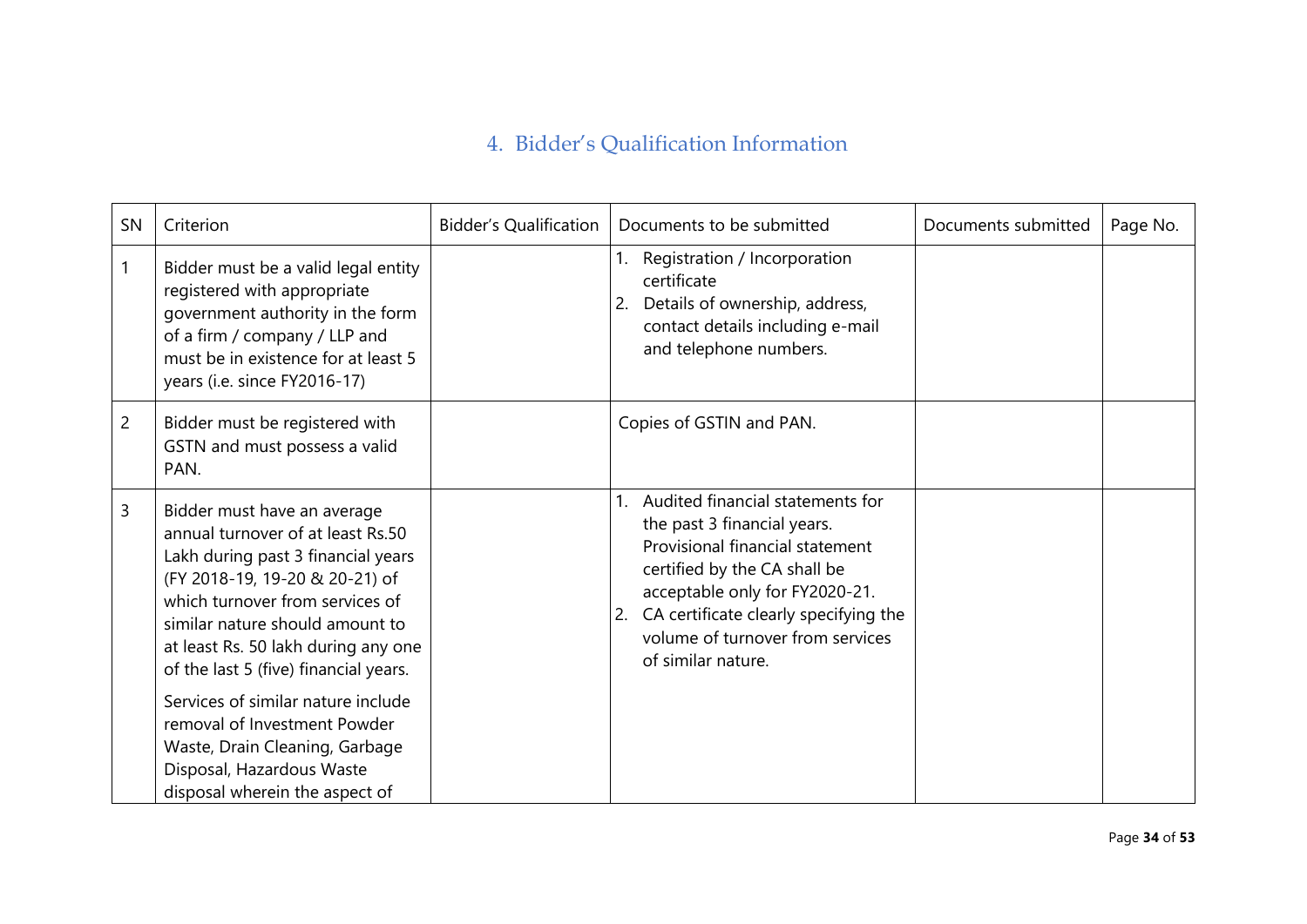## 4. Bidder's Qualification Information

| SN | Criterion | Bidder's Qualification | Documents to be submitted | Documents submitted | Page No. |
|---|---|---|---|---|---|
| 1 | Bidder must be a valid legal entity registered with appropriate government authority in the form of a firm / company / LLP and must be in existence for at least 5 years (i.e. since FY2016-17) | | 1. Registration / Incorporation certificate<br>2. Details of ownership, address, contact details including e-mail and telephone numbers. | | |
| 2 | Bidder must be registered with GSTN and must possess a valid PAN. | | Copies of GSTIN and PAN. | | |
| 3 | Bidder must have an average annual turnover of at least Rs.50 Lakh during past 3 financial years (FY 2018-19, 19-20 & 20-21) of which turnover from services of similar nature should amount to at least Rs. 50 lakh during any one of the last 5 (five) financial years.<br><br>Services of similar nature include removal of Investment Powder Waste, Drain Cleaning, Garbage Disposal, Hazardous Waste disposal wherein the aspect of | | 1. Audited financial statements for the past 3 financial years. Provisional financial statement certified by the CA shall be acceptable only for FY2020-21.<br>2. CA certificate clearly specifying the volume of turnover from services of similar nature. | | |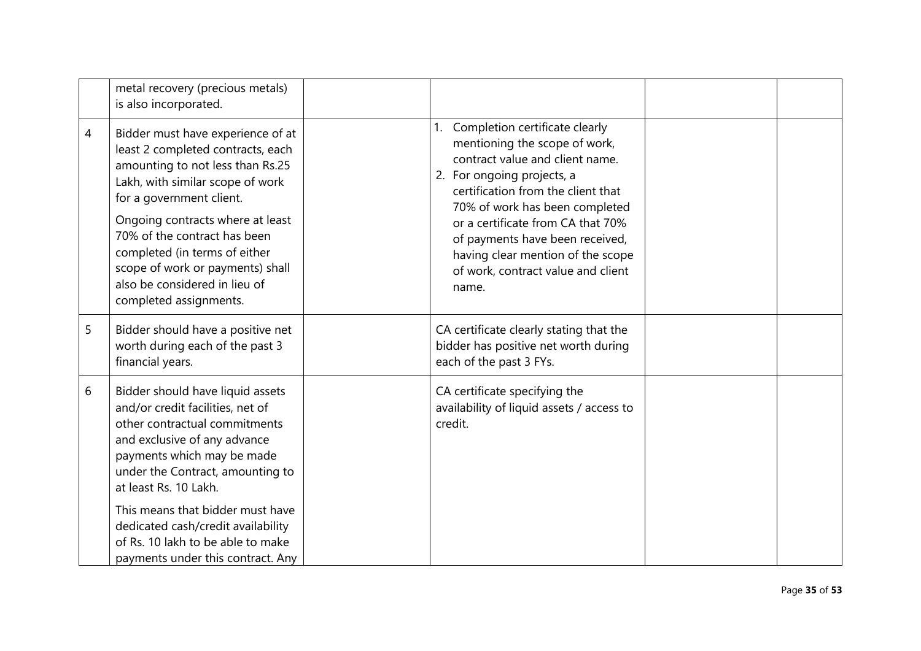| | | | | | |
|---|---|---|---|---|---|
| | metal recovery (precious metals) is also incorporated. | | | | |
| 4 | Bidder must have experience of at least 2 completed contracts, each amounting to not less than Rs.25 Lakh, with similar scope of work for a government client.<br><br>Ongoing contracts where at least 70% of the contract has been completed (in terms of either scope of work or payments) shall also be considered in lieu of completed assignments. | | 1. Completion certificate clearly mentioning the scope of work, contract value and client name.<br>2. For ongoing projects, a certification from the client that 70% of work has been completed or a certificate from CA that 70% of payments have been received, having clear mention of the scope of work, contract value and client name. | | |
| 5 | Bidder should have a positive net worth during each of the past 3 financial years. | | CA certificate clearly stating that the bidder has positive net worth during each of the past 3 FYs. | | |
| 6 | Bidder should have liquid assets and/or credit facilities, net of other contractual commitments and exclusive of any advance payments which may be made under the Contract, amounting to at least Rs. 10 Lakh.<br><br>This means that bidder must have dedicated cash/credit availability of Rs. 10 lakh to be able to make payments under this contract. Any | | CA certificate specifying the availability of liquid assets / access to credit. | | |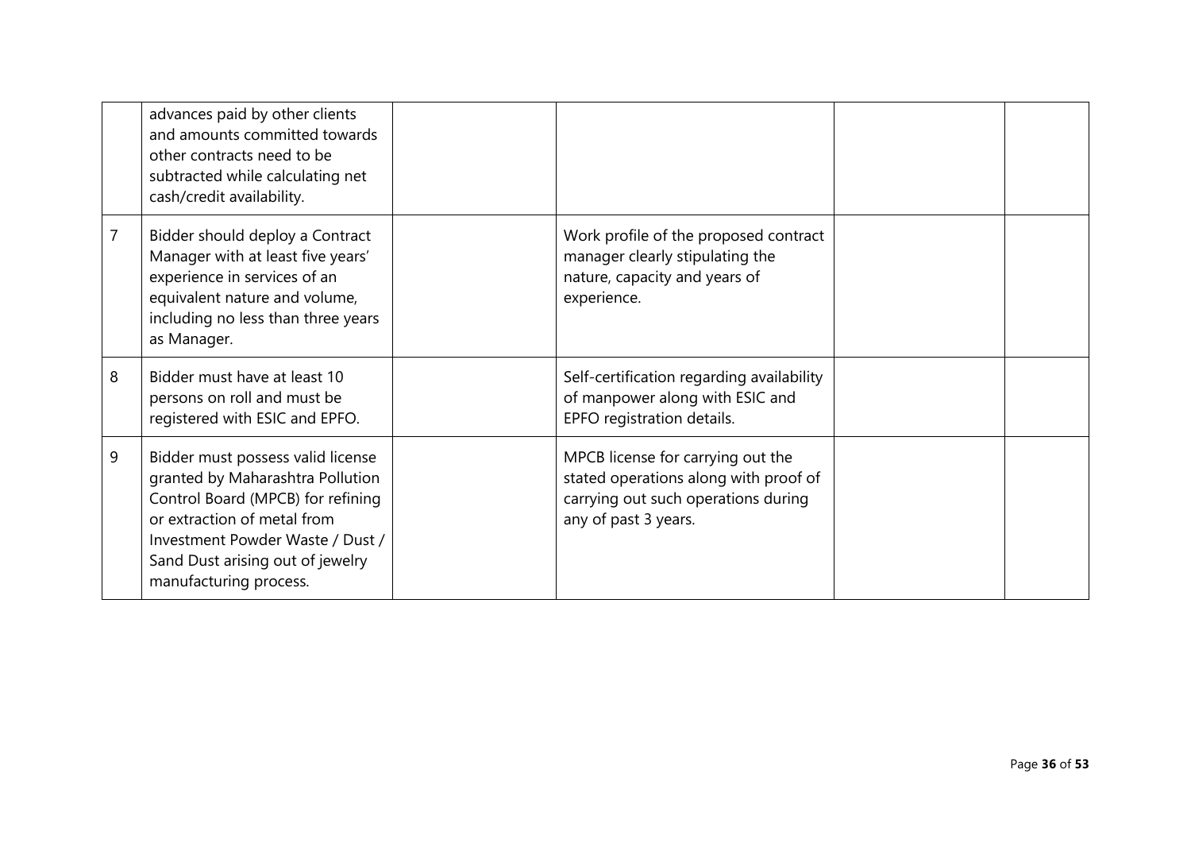| | | | | | |
|---|---|---|---|---|---|
| | advances paid by other clients and amounts committed towards other contracts need to be subtracted while calculating net cash/credit availability. | | | | |
| 7 | Bidder should deploy a Contract Manager with at least five years' experience in services of an equivalent nature and volume, including no less than three years as Manager. | | Work profile of the proposed contract manager clearly stipulating the nature, capacity and years of experience. | | |
| 8 | Bidder must have at least 10 persons on roll and must be registered with ESIC and EPFO. | | Self-certification regarding availability of manpower along with ESIC and EPFO registration details. | | |
| 9 | Bidder must possess valid license granted by Maharashtra Pollution Control Board (MPCB) for refining or extraction of metal from Investment Powder Waste / Dust / Sand Dust arising out of jewelry manufacturing process. | | MPCB license for carrying out the stated operations along with proof of carrying out such operations during any of past 3 years. | | |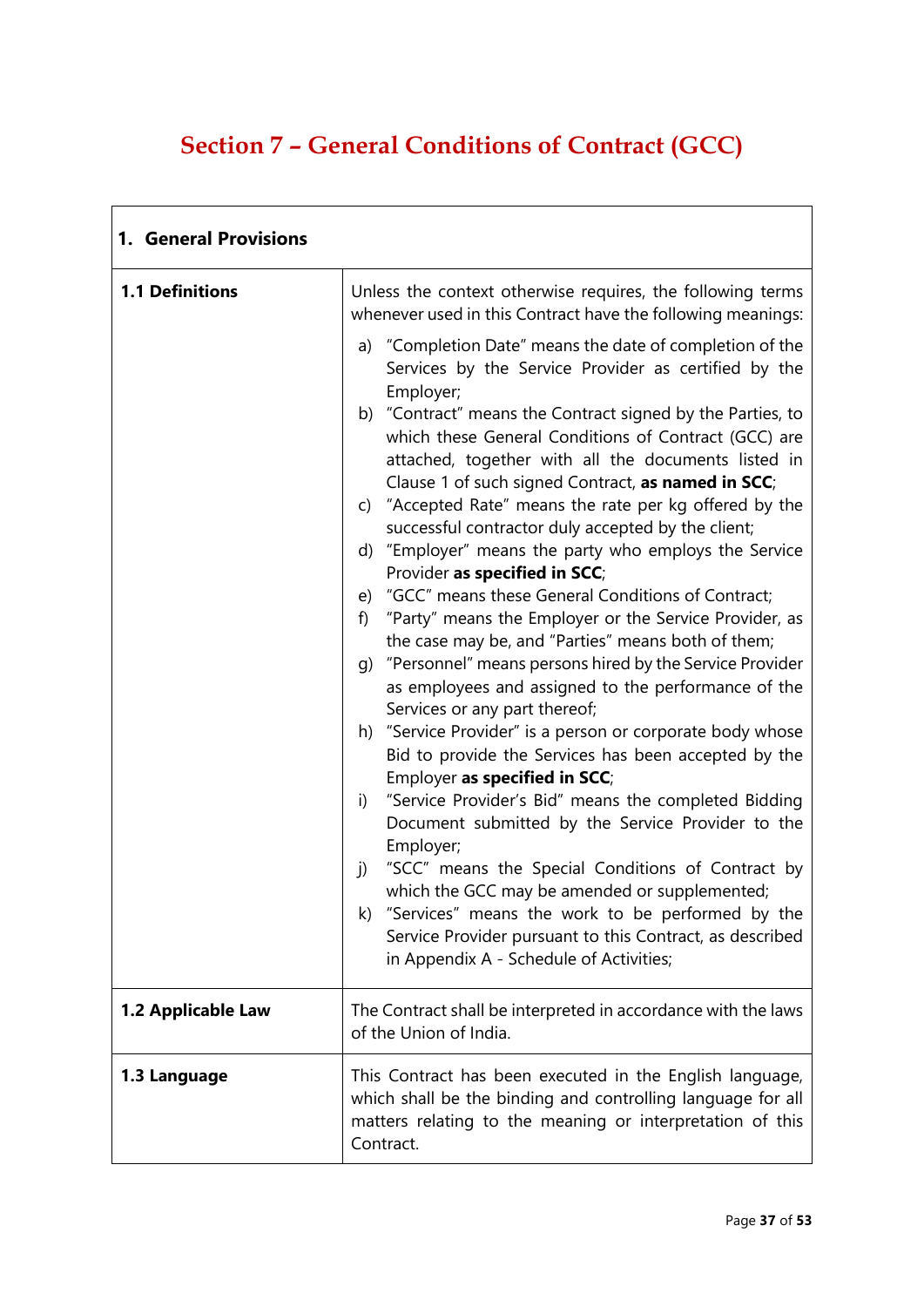# Section 7 – General Conditions of Contract (GCC)

| **1. General Provisions** | |
|---|---|
| **1.1 Definitions** | Unless the context otherwise requires, the following terms whenever used in this Contract have the following meanings:<br>a) "Completion Date" means the date of completion of the Services by the Service Provider as certified by the Employer;<br>b) "Contract" means the Contract signed by the Parties, to which these General Conditions of Contract (GCC) are attached, together with all the documents listed in Clause 1 of such signed Contract, **as named in SCC**;<br>c) "Accepted Rate" means the rate per kg offered by the successful contractor duly accepted by the client;<br>d) "Employer" means the party who employs the Service Provider **as specified in SCC**;<br>e) "GCC" means these General Conditions of Contract;<br>f) "Party" means the Employer or the Service Provider, as the case may be, and "Parties" means both of them;<br>g) "Personnel" means persons hired by the Service Provider as employees and assigned to the performance of the Services or any part thereof;<br>h) "Service Provider" is a person or corporate body whose Bid to provide the Services has been accepted by the Employer **as specified in SCC**;<br>i) "Service Provider's Bid" means the completed Bidding Document submitted by the Service Provider to the Employer;<br>j) "SCC" means the Special Conditions of Contract by which the GCC may be amended or supplemented;<br>k) "Services" means the work to be performed by the Service Provider pursuant to this Contract, as described in Appendix A - Schedule of Activities; |
| **1.2 Applicable Law** | The Contract shall be interpreted in accordance with the laws of the Union of India. |
| **1.3 Language** | This Contract has been executed in the English language, which shall be the binding and controlling language for all matters relating to the meaning or interpretation of this Contract. |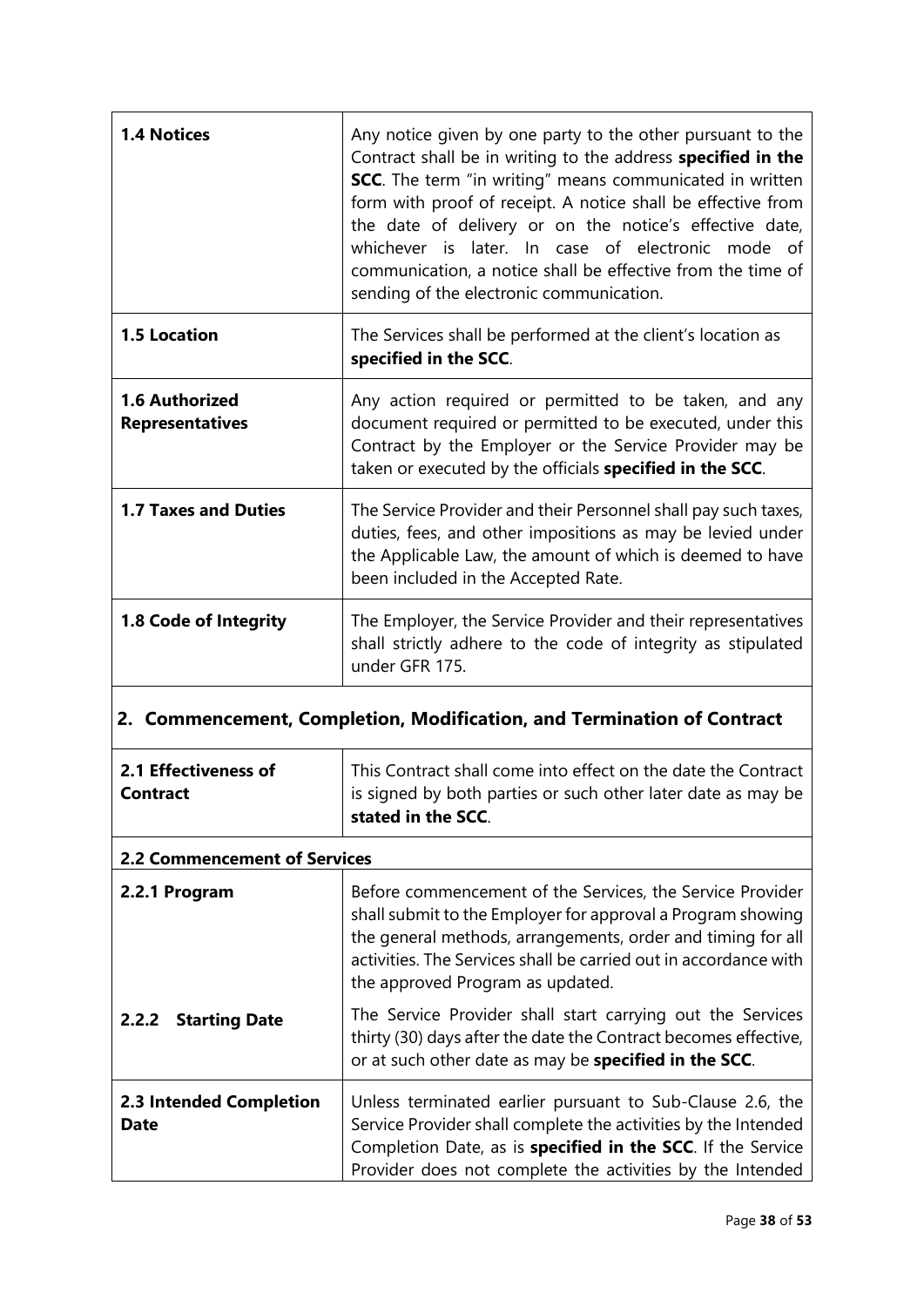| | |
|---|---|
| **1.4 Notices** | Any notice given by one party to the other pursuant to the Contract shall be in writing to the address **specified in the SCC**. The term "in writing" means communicated in written form with proof of receipt. A notice shall be effective from the date of delivery or on the notice's effective date, whichever is later. In case of electronic mode of communication, a notice shall be effective from the time of sending of the electronic communication. |
| **1.5 Location** | The Services shall be performed at the client's location as **specified in the SCC**. |
| **1.6 Authorized Representatives** | Any action required or permitted to be taken, and any document required or permitted to be executed, under this Contract by the Employer or the Service Provider may be taken or executed by the officials **specified in the SCC**. |
| **1.7 Taxes and Duties** | The Service Provider and their Personnel shall pay such taxes, duties, fees, and other impositions as may be levied under the Applicable Law, the amount of which is deemed to have been included in the Accepted Rate. |
| **1.8 Code of Integrity** | The Employer, the Service Provider and their representatives shall strictly adhere to the code of integrity as stipulated under GFR 175. |

## 2. Commencement, Completion, Modification, and Termination of Contract

| | |
|---|---|
| **2.1 Effectiveness of Contract** | This Contract shall come into effect on the date the Contract is signed by both parties or such other later date as may be **stated in the SCC**. |
| **2.2 Commencement of Services** | |
| **2.2.1 Program** | Before commencement of the Services, the Service Provider shall submit to the Employer for approval a Program showing the general methods, arrangements, order and timing for all activities. The Services shall be carried out in accordance with the approved Program as updated. |
| **2.2.2 Starting Date** | The Service Provider shall start carrying out the Services thirty (30) days after the date the Contract becomes effective, or at such other date as may be **specified in the SCC**. |
| **2.3 Intended Completion Date** | Unless terminated earlier pursuant to Sub-Clause 2.6, the Service Provider shall complete the activities by the Intended Completion Date, as is **specified in the SCC**. If the Service Provider does not complete the activities by the Intended |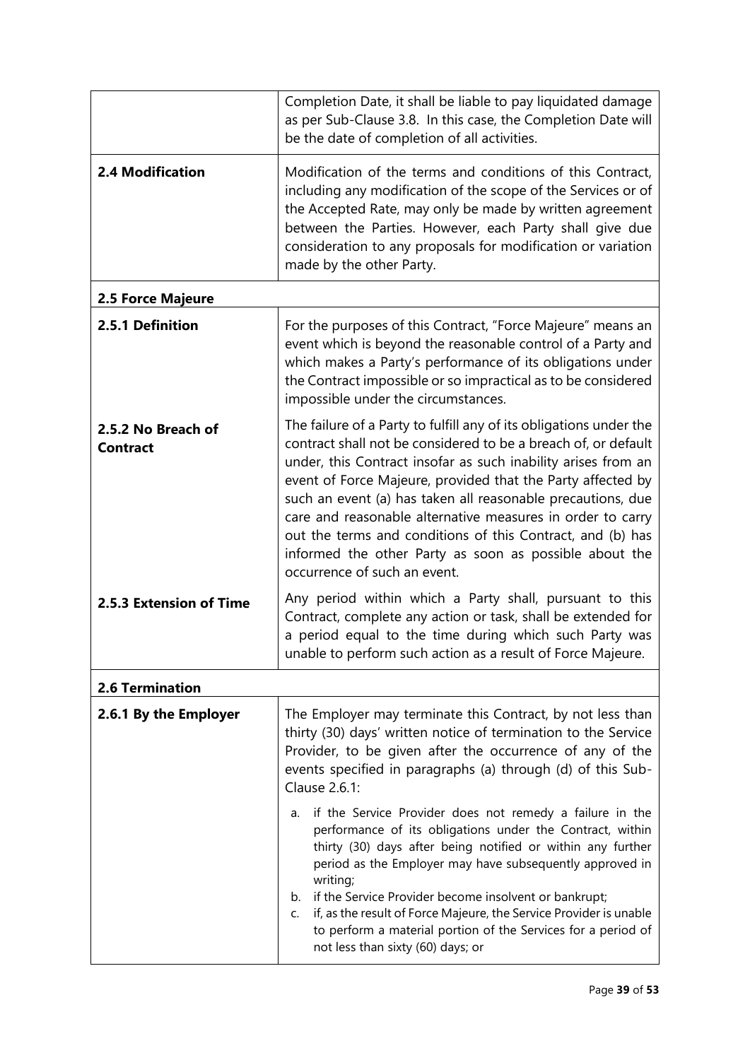| | |
|---|---|
| | Completion Date, it shall be liable to pay liquidated damage as per Sub-Clause 3.8. In this case, the Completion Date will be the date of completion of all activities. |
| **2.4 Modification** | Modification of the terms and conditions of this Contract, including any modification of the scope of the Services or of the Accepted Rate, may only be made by written agreement between the Parties. However, each Party shall give due consideration to any proposals for modification or variation made by the other Party. |
| **2.5 Force Majeure** | |
| **2.5.1 Definition** | For the purposes of this Contract, "Force Majeure" means an event which is beyond the reasonable control of a Party and which makes a Party's performance of its obligations under the Contract impossible or so impractical as to be considered impossible under the circumstances. |
| **2.5.2 No Breach of Contract** | The failure of a Party to fulfill any of its obligations under the contract shall not be considered to be a breach of, or default under, this Contract insofar as such inability arises from an event of Force Majeure, provided that the Party affected by such an event (a) has taken all reasonable precautions, due care and reasonable alternative measures in order to carry out the terms and conditions of this Contract, and (b) has informed the other Party as soon as possible about the occurrence of such an event. |
| **2.5.3 Extension of Time** | Any period within which a Party shall, pursuant to this Contract, complete any action or task, shall be extended for a period equal to the time during which such Party was unable to perform such action as a result of Force Majeure. |
| **2.6 Termination** | |
| **2.6.1 By the Employer** | The Employer may terminate this Contract, by not less than thirty (30) days' written notice of termination to the Service Provider, to be given after the occurrence of any of the events specified in paragraphs (a) through (d) of this Sub-Clause 2.6.1: |
| | a. if the Service Provider does not remedy a failure in the performance of its obligations under the Contract, within thirty (30) days after being notified or within any further period as the Employer may have subsequently approved in writing;<br>b. if the Service Provider become insolvent or bankrupt;<br>c. if, as the result of Force Majeure, the Service Provider is unable to perform a material portion of the Services for a period of not less than sixty (60) days; or |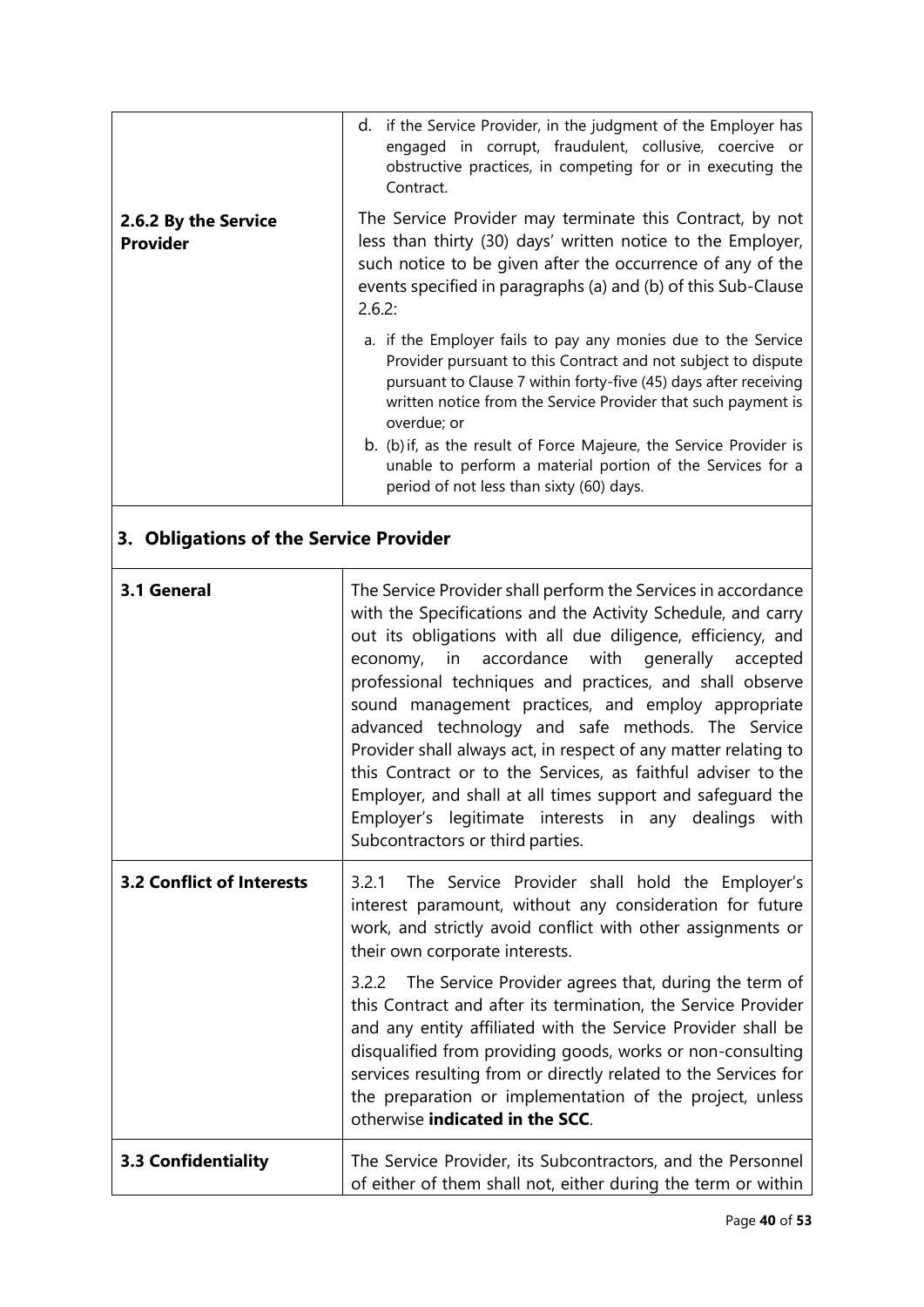| | |
|---|---|
| | d. if the Service Provider, in the judgment of the Employer has engaged in corrupt, fraudulent, collusive, coercive or obstructive practices, in competing for or in executing the Contract. |
| **2.6.2 By the Service Provider** | The Service Provider may terminate this Contract, by not less than thirty (30) days' written notice to the Employer, such notice to be given after the occurrence of any of the events specified in paragraphs (a) and (b) of this Sub-Clause 2.6.2:<br><br>a. if the Employer fails to pay any monies due to the Service Provider pursuant to this Contract and not subject to dispute pursuant to Clause 7 within forty-five (45) days after receiving written notice from the Service Provider that such payment is overdue; or<br>b. (b) if, as the result of Force Majeure, the Service Provider is unable to perform a material portion of the Services for a period of not less than sixty (60) days. |

## 3. Obligations of the Service Provider

| | |
|---|---|
| **3.1 General** | The Service Provider shall perform the Services in accordance with the Specifications and the Activity Schedule, and carry out its obligations with all due diligence, efficiency, and economy, in accordance with generally accepted professional techniques and practices, and shall observe sound management practices, and employ appropriate advanced technology and safe methods. The Service Provider shall always act, in respect of any matter relating to this Contract or to the Services, as faithful adviser to the Employer, and shall at all times support and safeguard the Employer's legitimate interests in any dealings with Subcontractors or third parties. |
| **3.2 Conflict of Interests** | 3.2.1 The Service Provider shall hold the Employer's interest paramount, without any consideration for future work, and strictly avoid conflict with other assignments or their own corporate interests.<br><br>3.2.2 The Service Provider agrees that, during the term of this Contract and after its termination, the Service Provider and any entity affiliated with the Service Provider shall be disqualified from providing goods, works or non-consulting services resulting from or directly related to the Services for the preparation or implementation of the project, unless otherwise **indicated in the SCC**. |
| **3.3 Confidentiality** | The Service Provider, its Subcontractors, and the Personnel of either of them shall not, either during the term or within |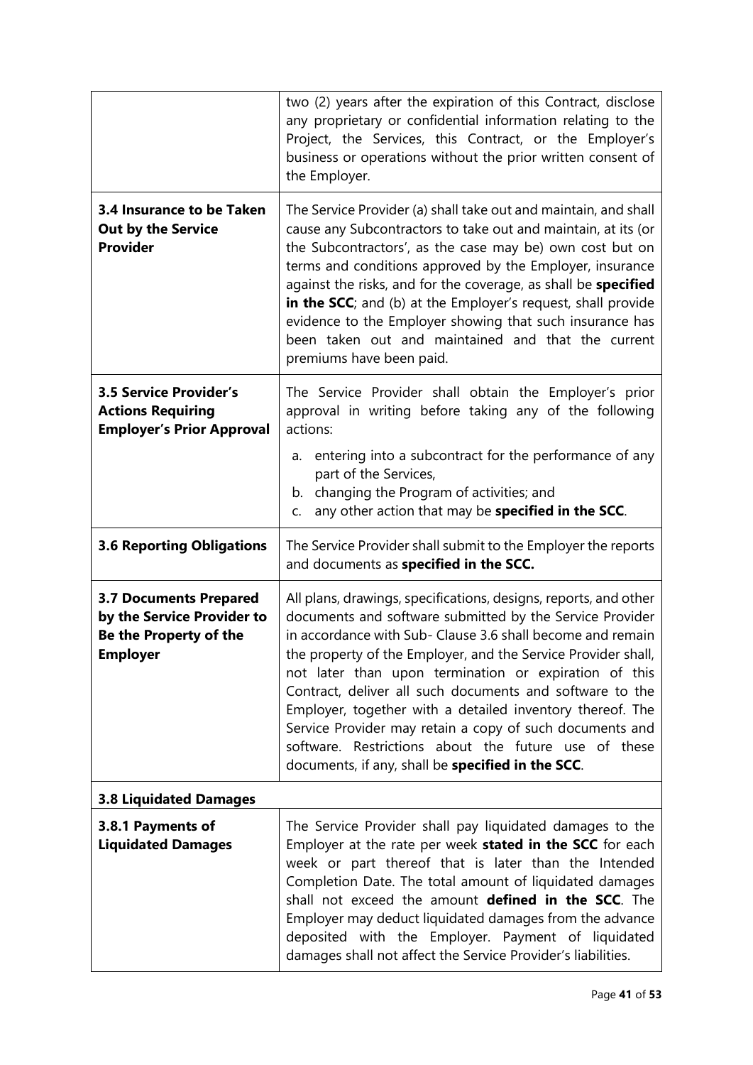| | |
|---|---|
| | two (2) years after the expiration of this Contract, disclose any proprietary or confidential information relating to the Project, the Services, this Contract, or the Employer's business or operations without the prior written consent of the Employer. |
| **3.4 Insurance to be Taken Out by the Service Provider** | The Service Provider (a) shall take out and maintain, and shall cause any Subcontractors to take out and maintain, at its (or the Subcontractors', as the case may be) own cost but on terms and conditions approved by the Employer, insurance against the risks, and for the coverage, as shall be **specified in the SCC**; and (b) at the Employer's request, shall provide evidence to the Employer showing that such insurance has been taken out and maintained and that the current premiums have been paid. |
| **3.5 Service Provider's Actions Requiring Employer's Prior Approval** | The Service Provider shall obtain the Employer's prior approval in writing before taking any of the following actions:<br>a. entering into a subcontract for the performance of any part of the Services,<br>b. changing the Program of activities; and<br>c. any other action that may be **specified in the SCC**. |
| **3.6 Reporting Obligations** | The Service Provider shall submit to the Employer the reports and documents as **specified in the SCC.** |
| **3.7 Documents Prepared by the Service Provider to Be the Property of the Employer** | All plans, drawings, specifications, designs, reports, and other documents and software submitted by the Service Provider in accordance with Sub- Clause 3.6 shall become and remain the property of the Employer, and the Service Provider shall, not later than upon termination or expiration of this Contract, deliver all such documents and software to the Employer, together with a detailed inventory thereof. The Service Provider may retain a copy of such documents and software. Restrictions about the future use of these documents, if any, shall be **specified in the SCC**. |
| **3.8 Liquidated Damages** | |
| **3.8.1 Payments of Liquidated Damages** | The Service Provider shall pay liquidated damages to the Employer at the rate per week **stated in the SCC** for each week or part thereof that is later than the Intended Completion Date. The total amount of liquidated damages shall not exceed the amount **defined in the SCC**. The Employer may deduct liquidated damages from the advance deposited with the Employer. Payment of liquidated damages shall not affect the Service Provider's liabilities. |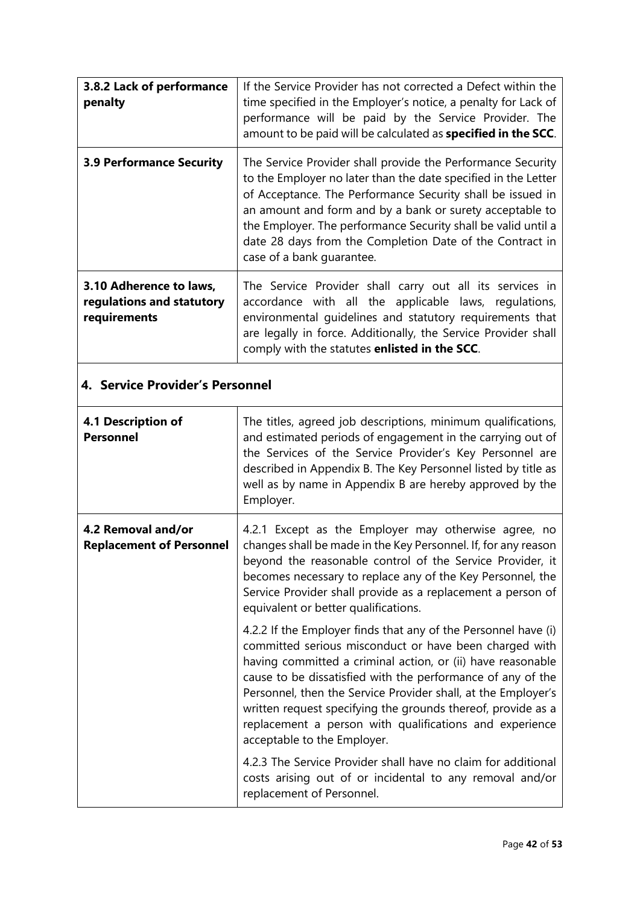| | |
|---|---|
| **3.8.2 Lack of performance penalty** | If the Service Provider has not corrected a Defect within the time specified in the Employer's notice, a penalty for Lack of performance will be paid by the Service Provider. The amount to be paid will be calculated as **specified in the SCC**. |
| **3.9 Performance Security** | The Service Provider shall provide the Performance Security to the Employer no later than the date specified in the Letter of Acceptance. The Performance Security shall be issued in an amount and form and by a bank or surety acceptable to the Employer. The performance Security shall be valid until a date 28 days from the Completion Date of the Contract in case of a bank guarantee. |
| **3.10 Adherence to laws, regulations and statutory requirements** | The Service Provider shall carry out all its services in accordance with all the applicable laws, regulations, environmental guidelines and statutory requirements that are legally in force. Additionally, the Service Provider shall comply with the statutes **enlisted in the SCC**. |

## 4. Service Provider's Personnel

| | |
|---|---|
| **4.1 Description of Personnel** | The titles, agreed job descriptions, minimum qualifications, and estimated periods of engagement in the carrying out of the Services of the Service Provider's Key Personnel are described in Appendix B. The Key Personnel listed by title as well as by name in Appendix B are hereby approved by the Employer. |
| **4.2 Removal and/or Replacement of Personnel** | 4.2.1 Except as the Employer may otherwise agree, no changes shall be made in the Key Personnel. If, for any reason beyond the reasonable control of the Service Provider, it becomes necessary to replace any of the Key Personnel, the Service Provider shall provide as a replacement a person of equivalent or better qualifications.<br><br>4.2.2 If the Employer finds that any of the Personnel have (i) committed serious misconduct or have been charged with having committed a criminal action, or (ii) have reasonable cause to be dissatisfied with the performance of any of the Personnel, then the Service Provider shall, at the Employer's written request specifying the grounds thereof, provide as a replacement a person with qualifications and experience acceptable to the Employer.<br><br>4.2.3 The Service Provider shall have no claim for additional costs arising out of or incidental to any removal and/or replacement of Personnel. |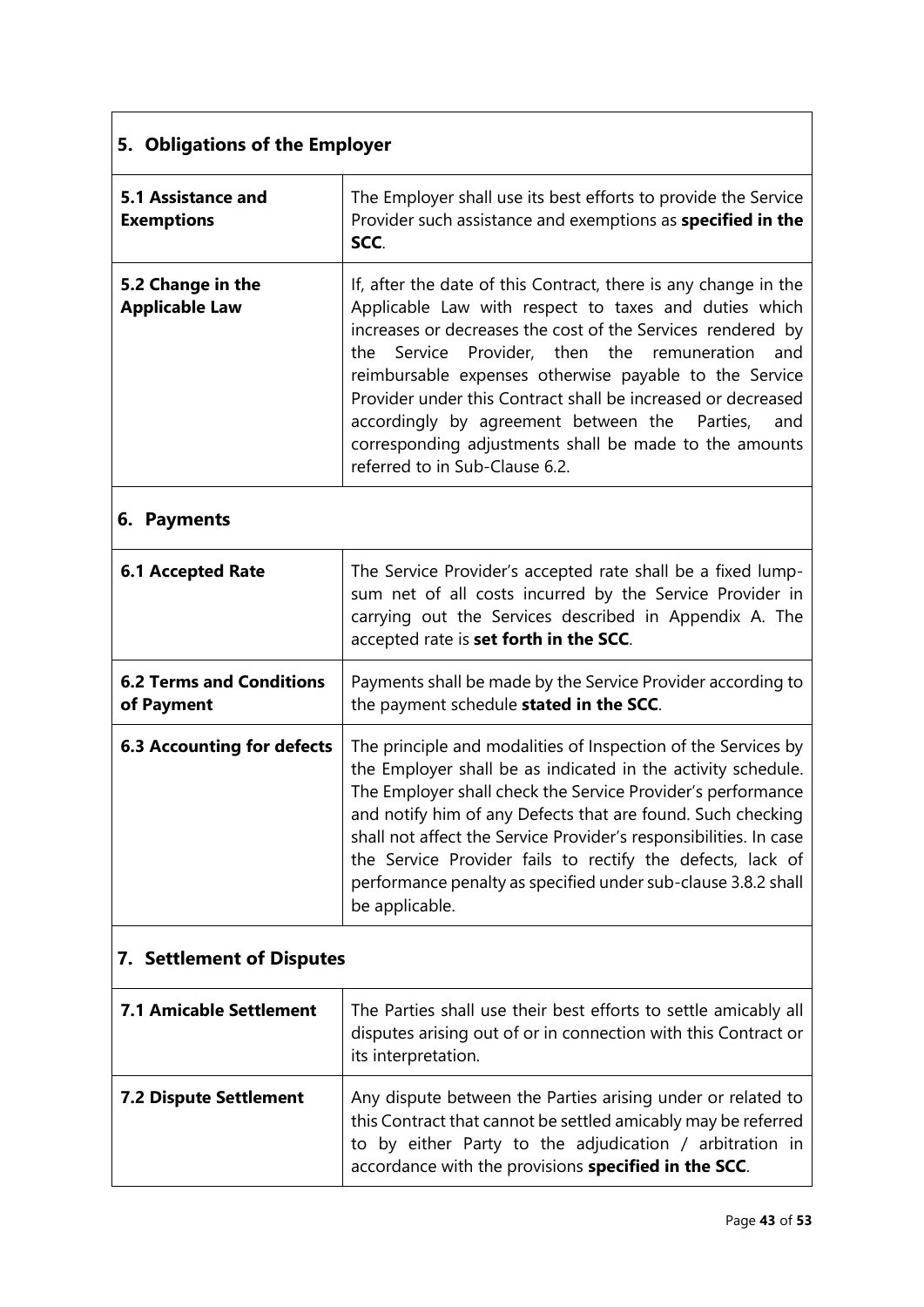| 5. Obligations of the Employer | |
|---|---|
| **5.1 Assistance and Exemptions** | The Employer shall use its best efforts to provide the Service Provider such assistance and exemptions as **specified in the SCC**. |
| **5.2 Change in the Applicable Law** | If, after the date of this Contract, there is any change in the Applicable Law with respect to taxes and duties which increases or decreases the cost of the Services rendered by the Service Provider, then the remuneration and reimbursable expenses otherwise payable to the Service Provider under this Contract shall be increased or decreased accordingly by agreement between the Parties, and corresponding adjustments shall be made to the amounts referred to in Sub-Clause 6.2. |
| **6. Payments** | |
| **6.1 Accepted Rate** | The Service Provider's accepted rate shall be a fixed lump-sum net of all costs incurred by the Service Provider in carrying out the Services described in Appendix A. The accepted rate is **set forth in the SCC**. |
| **6.2 Terms and Conditions of Payment** | Payments shall be made by the Service Provider according to the payment schedule **stated in the SCC**. |
| **6.3 Accounting for defects** | The principle and modalities of Inspection of the Services by the Employer shall be as indicated in the activity schedule. The Employer shall check the Service Provider's performance and notify him of any Defects that are found. Such checking shall not affect the Service Provider's responsibilities. In case the Service Provider fails to rectify the defects, lack of performance penalty as specified under sub-clause 3.8.2 shall be applicable. |
| **7. Settlement of Disputes** | |
| **7.1 Amicable Settlement** | The Parties shall use their best efforts to settle amicably all disputes arising out of or in connection with this Contract or its interpretation. |
| **7.2 Dispute Settlement** | Any dispute between the Parties arising under or related to this Contract that cannot be settled amicably may be referred to by either Party to the adjudication / arbitration in accordance with the provisions **specified in the SCC**. |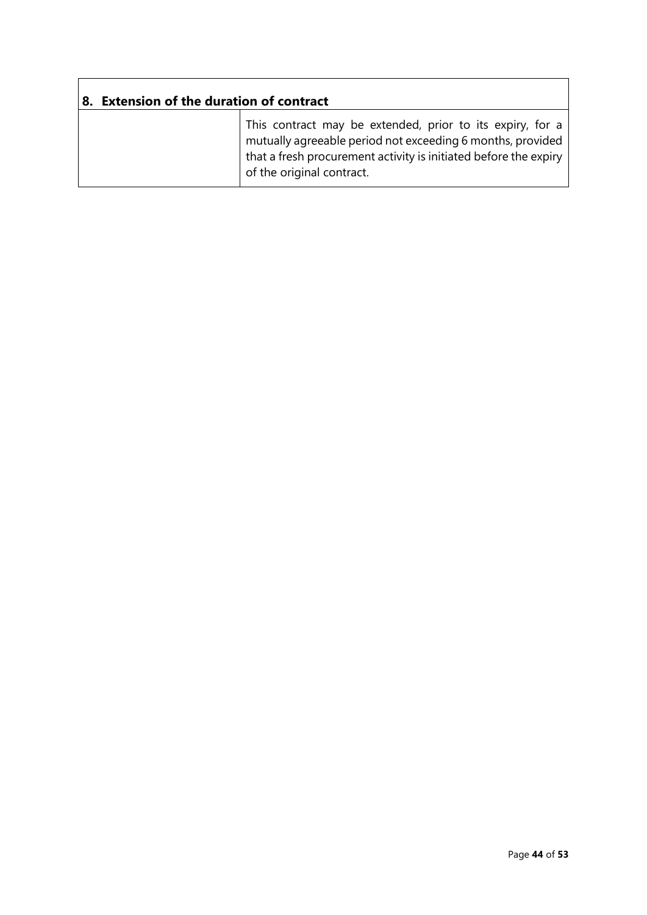| 8. Extension of the duration of contract | |
|---|---|
| | This contract may be extended, prior to its expiry, for a mutually agreeable period not exceeding 6 months, provided that a fresh procurement activity is initiated before the expiry of the original contract. |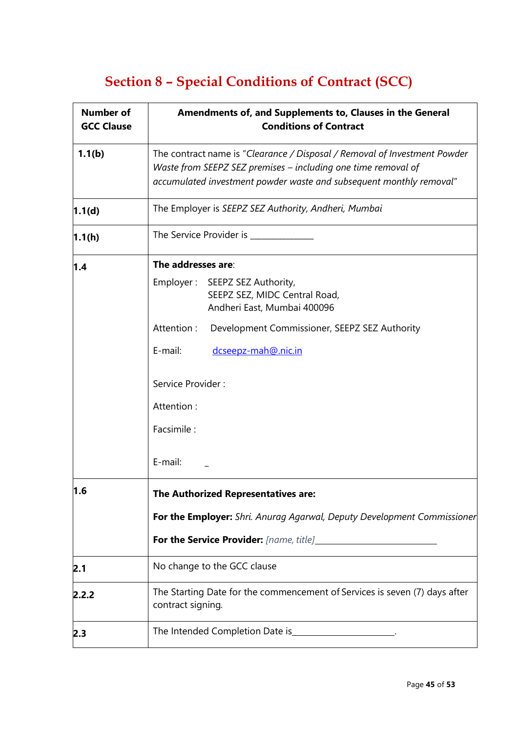# Section 8 – Special Conditions of Contract (SCC)

| Number of GCC Clause | Amendments of, and Supplements to, Clauses in the General Conditions of Contract |
|---|---|
| **1.1(b)** | The contract name is "*Clearance / Disposal / Removal of Investment Powder Waste from SEEPZ SEZ premises – including one time removal of accumulated investment powder waste and subsequent monthly removal*" |
| **1.1(d)** | The Employer is *SEEPZ SEZ Authority, Andheri, Mumbai* |
| **1.1(h)** | The Service Provider is ______________ |
| **1.4** | **The addresses are**:<br>Employer : SEEPZ SEZ Authority, SEEPZ SEZ, MIDC Central Road, Andheri East, Mumbai 400096<br>Attention : Development Commissioner, SEEPZ SEZ Authority<br>E-mail: dcseepz-mah@nic.in<br><br>Service Provider :<br>Attention :<br>Facsimile :<br>E-mail: _ |
| **1.6** | **The Authorized Representatives are:**<br>**For the Employer:** *Shri. Anurag Agarwal, Deputy Development Commissioner*<br>**For the Service Provider:** *[name, title]*___________________________ |
| **2.1** | No change to the GCC clause |
| **2.2.2** | The Starting Date for the commencement of Services is seven (7) days after contract signing. |
| **2.3** | The Intended Completion Date is______________________. |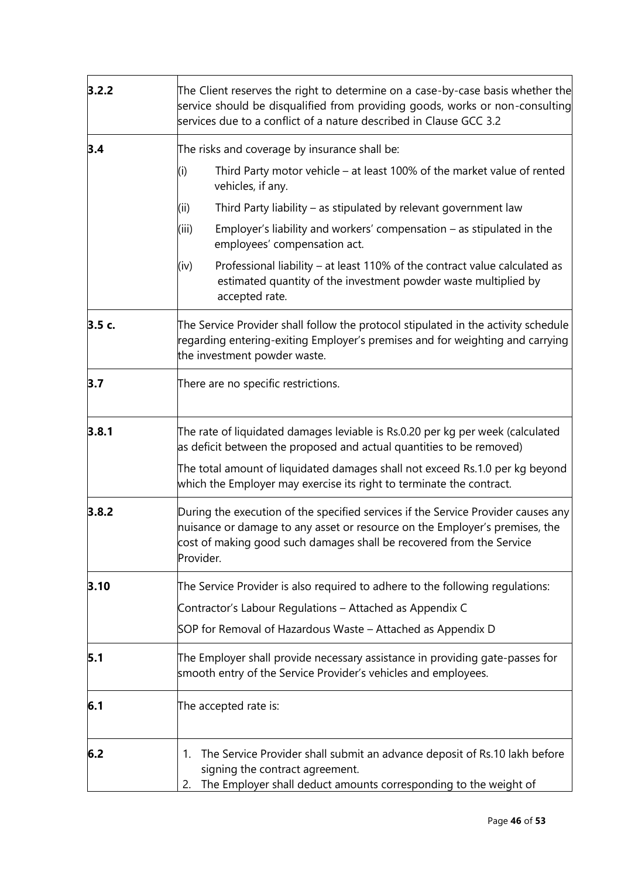| | |
|---|---|
| **3.2.2** | The Client reserves the right to determine on a case-by-case basis whether the service should be disqualified from providing goods, works or non-consulting services due to a conflict of a nature described in Clause GCC 3.2 |
| **3.4** | The risks and coverage by insurance shall be:<br>(i) Third Party motor vehicle – at least 100% of the market value of rented vehicles, if any.<br>(ii) Third Party liability – as stipulated by relevant government law<br>(iii) Employer's liability and workers' compensation – as stipulated in the employees' compensation act.<br>(iv) Professional liability – at least 110% of the contract value calculated as estimated quantity of the investment powder waste multiplied by accepted rate. |
| **3.5 c.** | The Service Provider shall follow the protocol stipulated in the activity schedule regarding entering-exiting Employer's premises and for weighting and carrying the investment powder waste. |
| **3.7** | There are no specific restrictions. |
| **3.8.1** | The rate of liquidated damages leviable is Rs.0.20 per kg per week (calculated as deficit between the proposed and actual quantities to be removed)<br>The total amount of liquidated damages shall not exceed Rs.1.0 per kg beyond which the Employer may exercise its right to terminate the contract. |
| **3.8.2** | During the execution of the specified services if the Service Provider causes any nuisance or damage to any asset or resource on the Employer's premises, the cost of making good such damages shall be recovered from the Service Provider. |
| **3.10** | The Service Provider is also required to adhere to the following regulations:<br>Contractor's Labour Regulations – Attached as Appendix C<br>SOP for Removal of Hazardous Waste – Attached as Appendix D |
| **5.1** | The Employer shall provide necessary assistance in providing gate-passes for smooth entry of the Service Provider's vehicles and employees. |
| **6.1** | The accepted rate is: |
| **6.2** | 1. The Service Provider shall submit an advance deposit of Rs.10 lakh before signing the contract agreement.<br>2. The Employer shall deduct amounts corresponding to the weight of |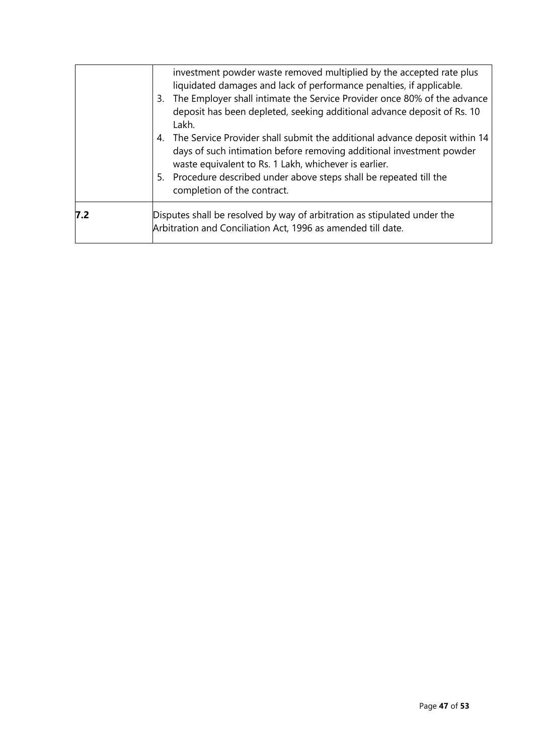| | |
|---|---|
| | investment powder waste removed multiplied by the accepted rate plus liquidated damages and lack of performance penalties, if applicable.<br>3. The Employer shall intimate the Service Provider once 80% of the advance deposit has been depleted, seeking additional advance deposit of Rs. 10 Lakh.<br>4. The Service Provider shall submit the additional advance deposit within 14 days of such intimation before removing additional investment powder waste equivalent to Rs. 1 Lakh, whichever is earlier.<br>5. Procedure described under above steps shall be repeated till the completion of the contract. |
| **7.2** | Disputes shall be resolved by way of arbitration as stipulated under the Arbitration and Conciliation Act, 1996 as amended till date. |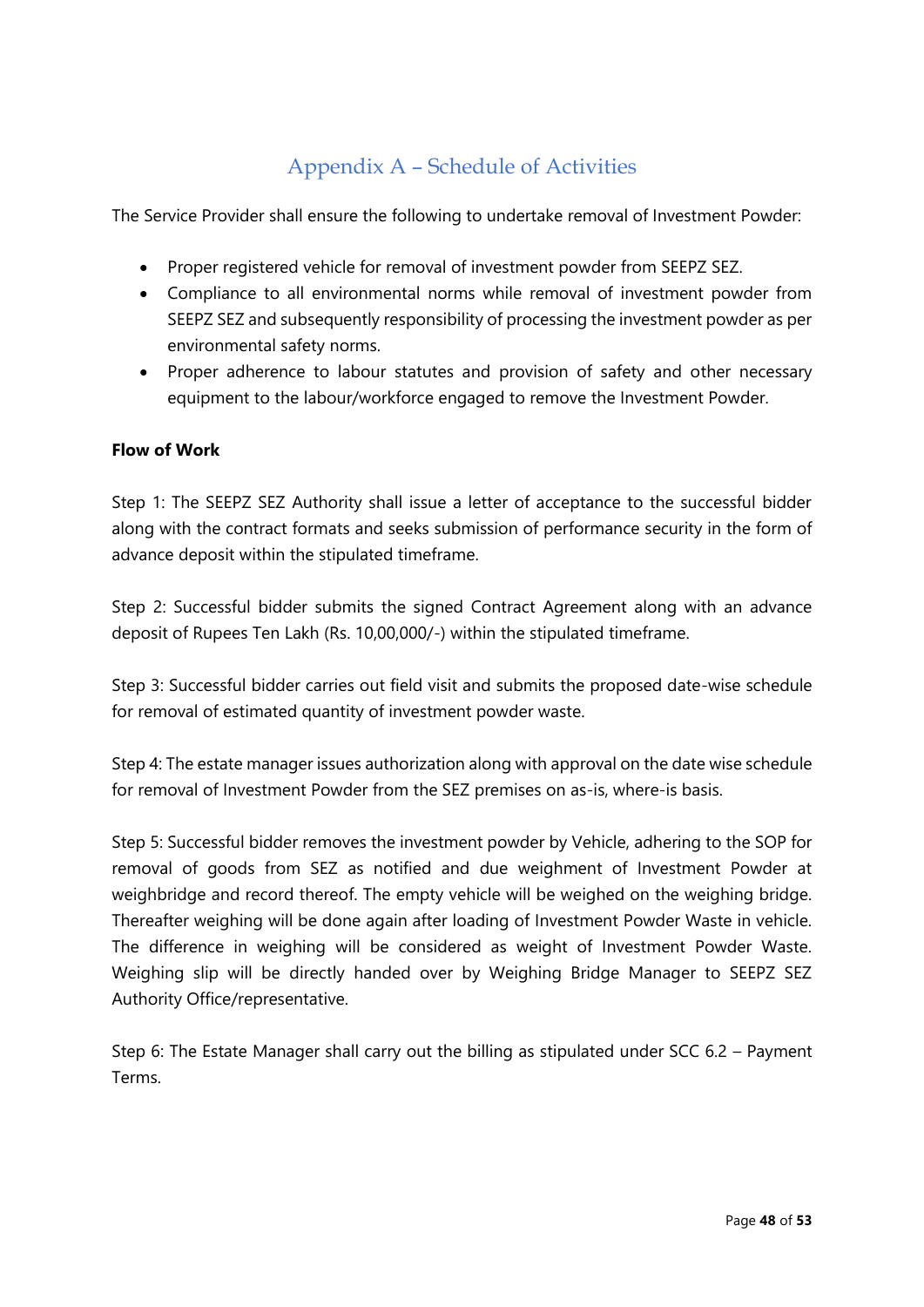# Appendix A – Schedule of Activities

The Service Provider shall ensure the following to undertake removal of Investment Powder:

- Proper registered vehicle for removal of investment powder from SEEPZ SEZ.
- Compliance to all environmental norms while removal of investment powder from SEEPZ SEZ and subsequently responsibility of processing the investment powder as per environmental safety norms.
- Proper adherence to labour statutes and provision of safety and other necessary equipment to the labour/workforce engaged to remove the Investment Powder.

**Flow of Work**

Step 1: The SEEPZ SEZ Authority shall issue a letter of acceptance to the successful bidder along with the contract formats and seeks submission of performance security in the form of advance deposit within the stipulated timeframe.

Step 2: Successful bidder submits the signed Contract Agreement along with an advance deposit of Rupees Ten Lakh (Rs. 10,00,000/-) within the stipulated timeframe.

Step 3: Successful bidder carries out field visit and submits the proposed date-wise schedule for removal of estimated quantity of investment powder waste.

Step 4: The estate manager issues authorization along with approval on the date wise schedule for removal of Investment Powder from the SEZ premises on as-is, where-is basis.

Step 5: Successful bidder removes the investment powder by Vehicle, adhering to the SOP for removal of goods from SEZ as notified and due weighment of Investment Powder at weighbridge and record thereof. The empty vehicle will be weighed on the weighing bridge. Thereafter weighing will be done again after loading of Investment Powder Waste in vehicle. The difference in weighing will be considered as weight of Investment Powder Waste. Weighing slip will be directly handed over by Weighing Bridge Manager to SEEPZ SEZ Authority Office/representative.

Step 6: The Estate Manager shall carry out the billing as stipulated under SCC 6.2 – Payment Terms.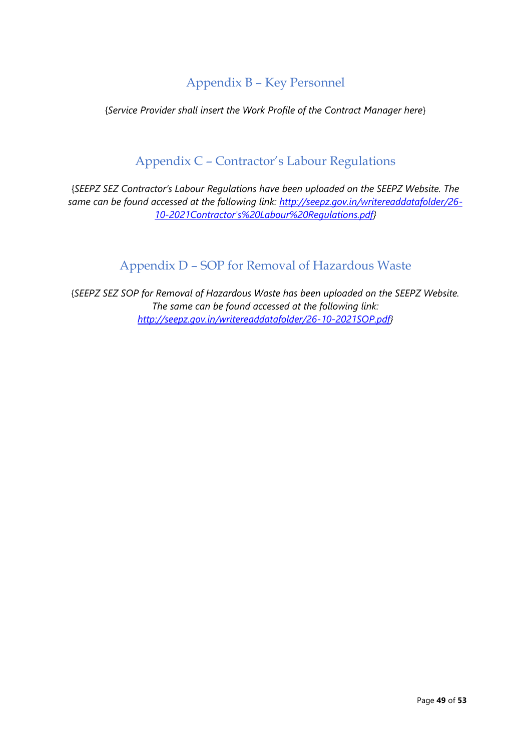## Appendix B – Key Personnel

{*Service Provider shall insert the Work Profile of the Contract Manager here*}

## Appendix C – Contractor's Labour Regulations

{*SEEPZ SEZ Contractor's Labour Regulations have been uploaded on the SEEPZ Website. The same can be found accessed at the following link: [http://seepz.gov.in/writereaddatafolder/26-10-2021Contractor's%20Labour%20Regulations.pdf](http://seepz.gov.in/writereaddatafolder/26-10-2021Contractor's%20Labour%20Regulations.pdf)*}

## Appendix D – SOP for Removal of Hazardous Waste

{*SEEPZ SEZ SOP for Removal of Hazardous Waste has been uploaded on the SEEPZ Website. The same can be found accessed at the following link: [http://seepz.gov.in/writereaddatafolder/26-10-2021SOP.pdf](http://seepz.gov.in/writereaddatafolder/26-10-2021SOP.pdf)*}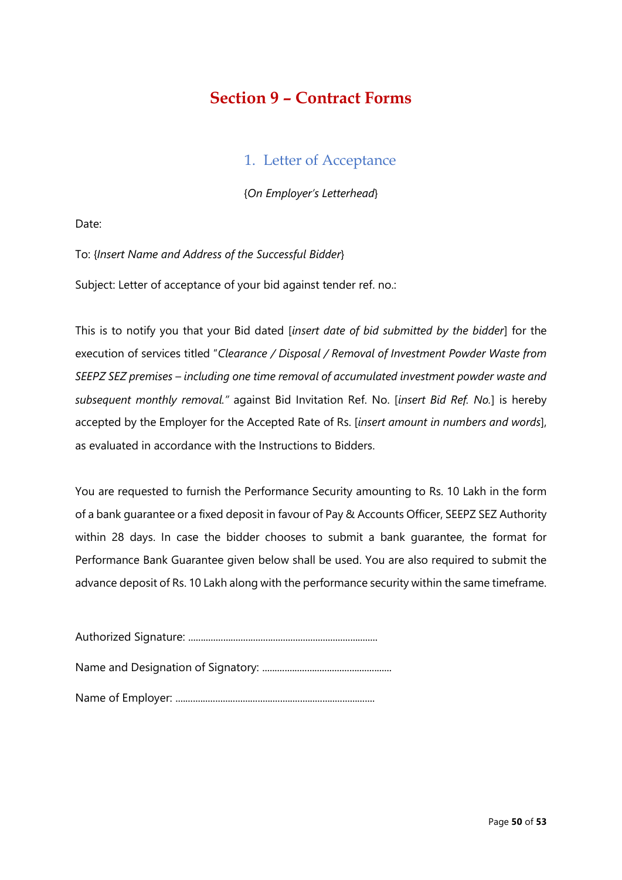# Section 9 – Contract Forms

## 1. Letter of Acceptance

{*On Employer's Letterhead*}

Date:

To: {*Insert Name and Address of the Successful Bidder*}

Subject: Letter of acceptance of your bid against tender ref. no.:

This is to notify you that your Bid dated [*insert date of bid submitted by the bidder*] for the execution of services titled "*Clearance / Disposal / Removal of Investment Powder Waste from SEEPZ SEZ premises – including one time removal of accumulated investment powder waste and subsequent monthly removal.*" against Bid Invitation Ref. No. [*insert Bid Ref. No.*] is hereby accepted by the Employer for the Accepted Rate of Rs. [*insert amount in numbers and words*], as evaluated in accordance with the Instructions to Bidders.

You are requested to furnish the Performance Security amounting to Rs. 10 Lakh in the form of a bank guarantee or a fixed deposit in favour of Pay & Accounts Officer, SEEPZ SEZ Authority within 28 days. In case the bidder chooses to submit a bank guarantee, the format for Performance Bank Guarantee given below shall be used. You are also required to submit the advance deposit of Rs. 10 Lakh along with the performance security within the same timeframe.

Authorized Signature: ............................................................................

Name and Designation of Signatory: ....................................................

Name of Employer: ................................................................................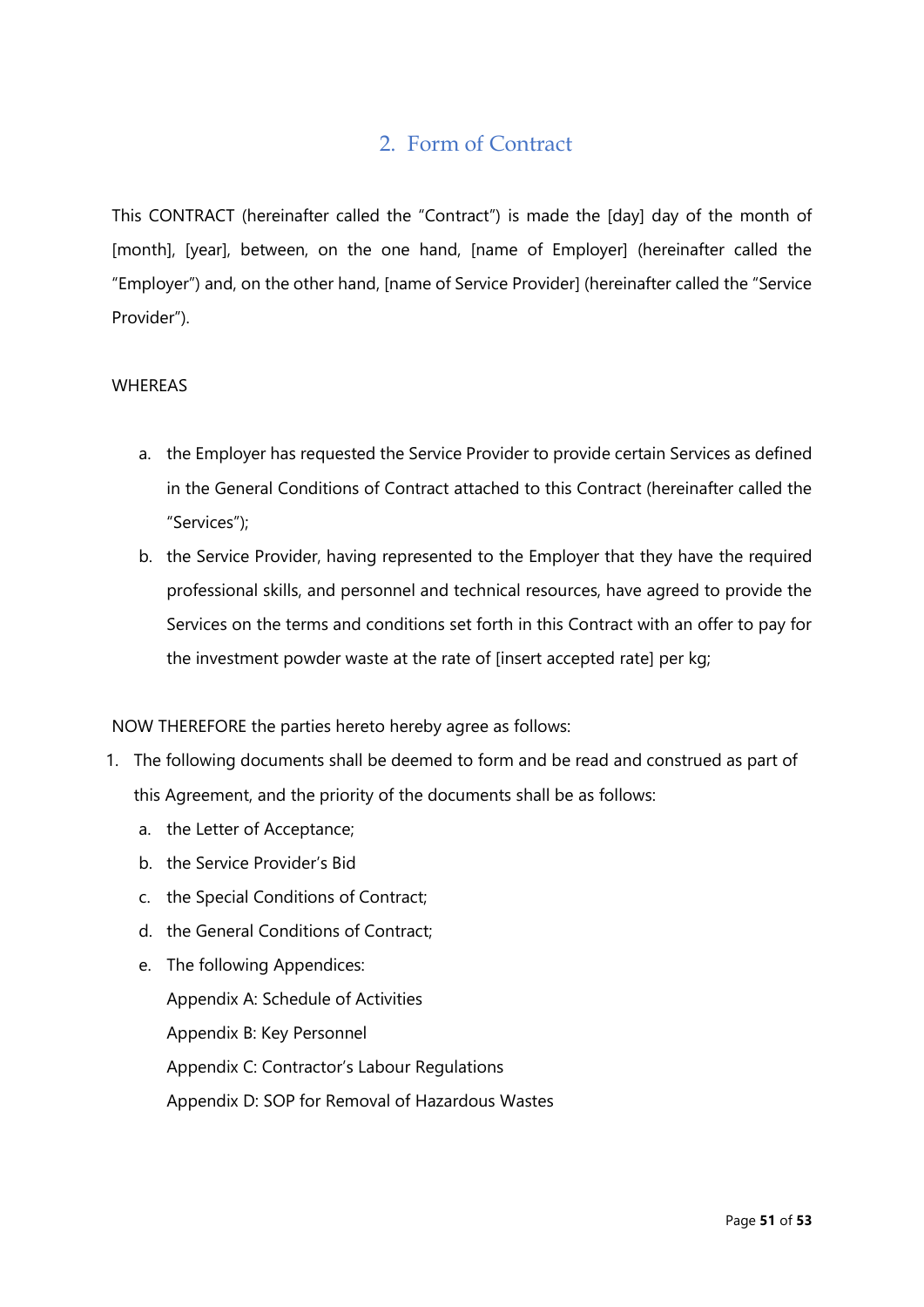## 2. Form of Contract

This CONTRACT (hereinafter called the "Contract") is made the [day] day of the month of [month], [year], between, on the one hand, [name of Employer] (hereinafter called the "Employer") and, on the other hand, [name of Service Provider] (hereinafter called the "Service Provider").

WHEREAS

a. the Employer has requested the Service Provider to provide certain Services as defined in the General Conditions of Contract attached to this Contract (hereinafter called the "Services");
b. the Service Provider, having represented to the Employer that they have the required professional skills, and personnel and technical resources, have agreed to provide the Services on the terms and conditions set forth in this Contract with an offer to pay for the investment powder waste at the rate of [insert accepted rate] per kg;

NOW THEREFORE the parties hereto hereby agree as follows:

1. The following documents shall be deemed to form and be read and construed as part of this Agreement, and the priority of the documents shall be as follows:
   a. the Letter of Acceptance;
   b. the Service Provider's Bid
   c. the Special Conditions of Contract;
   d. the General Conditions of Contract;
   e. The following Appendices:
      Appendix A: Schedule of Activities
      Appendix B: Key Personnel
      Appendix C: Contractor's Labour Regulations
      Appendix D: SOP for Removal of Hazardous Wastes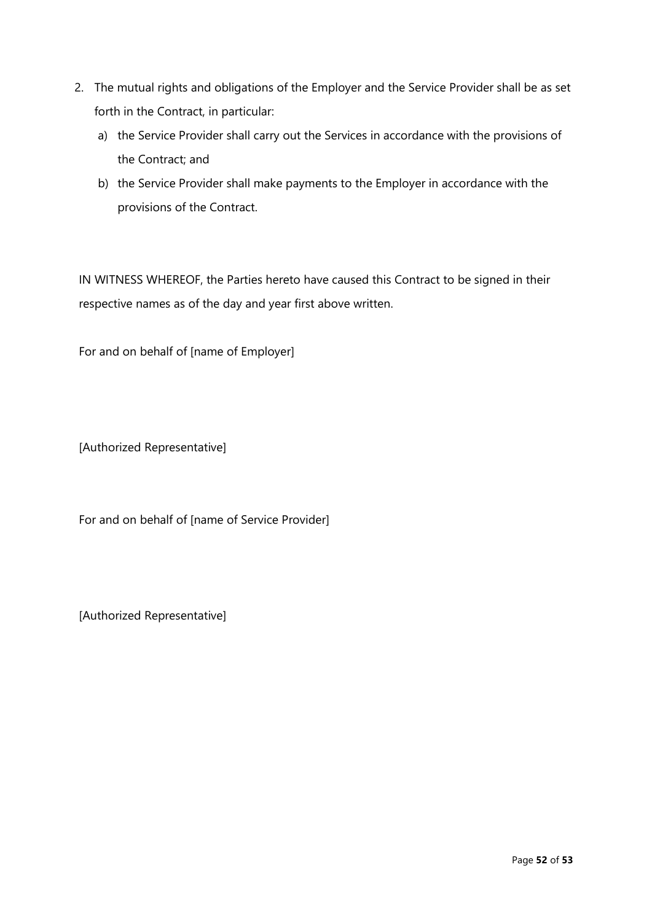2. The mutual rights and obligations of the Employer and the Service Provider shall be as set forth in the Contract, in particular:
   a) the Service Provider shall carry out the Services in accordance with the provisions of the Contract; and
   b) the Service Provider shall make payments to the Employer in accordance with the provisions of the Contract.

IN WITNESS WHEREOF, the Parties hereto have caused this Contract to be signed in their respective names as of the day and year first above written.

For and on behalf of [name of Employer]

[Authorized Representative]

For and on behalf of [name of Service Provider]

[Authorized Representative]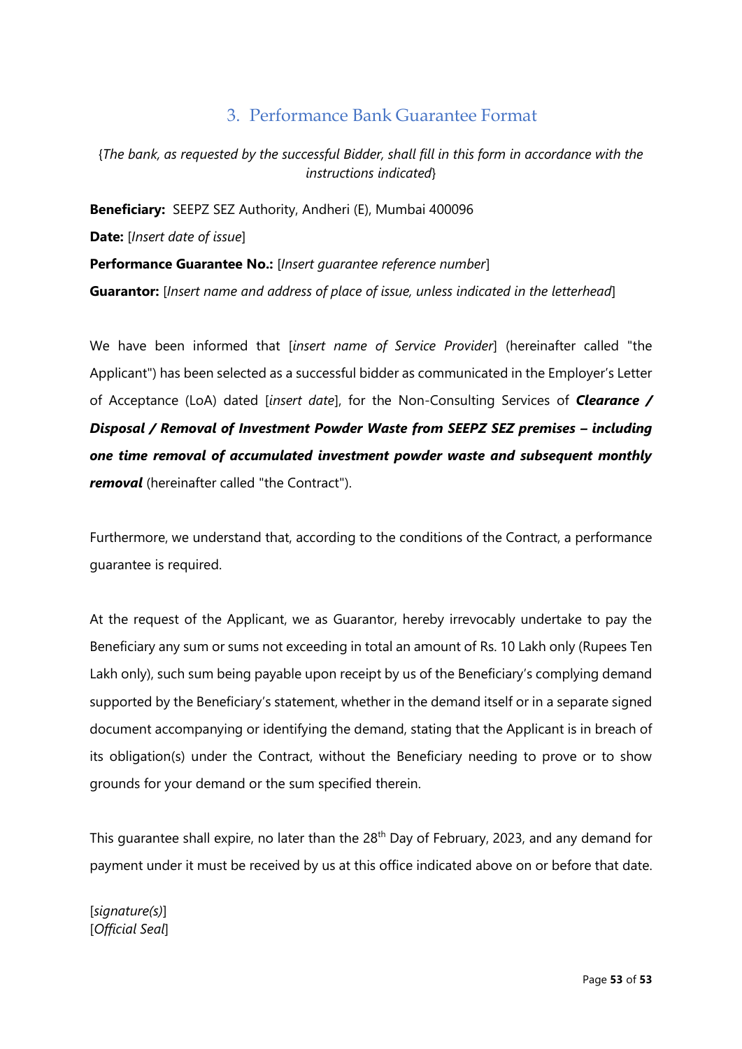## 3. Performance Bank Guarantee Format

{*The bank, as requested by the successful Bidder, shall fill in this form in accordance with the instructions indicated*}

**Beneficiary:** SEEPZ SEZ Authority, Andheri (E), Mumbai 400096

**Date:** [*Insert date of issue*]

**Performance Guarantee No.:** [*Insert guarantee reference number*]

**Guarantor:** [*Insert name and address of place of issue, unless indicated in the letterhead*]

We have been informed that [*insert name of Service Provider*] (hereinafter called "the Applicant") has been selected as a successful bidder as communicated in the Employer's Letter of Acceptance (LoA) dated [*insert date*], for the Non-Consulting Services of ***Clearance / Disposal / Removal of Investment Powder Waste from SEEPZ SEZ premises – including one time removal of accumulated investment powder waste and subsequent monthly removal*** (hereinafter called "the Contract").

Furthermore, we understand that, according to the conditions of the Contract, a performance guarantee is required.

At the request of the Applicant, we as Guarantor, hereby irrevocably undertake to pay the Beneficiary any sum or sums not exceeding in total an amount of Rs. 10 Lakh only (Rupees Ten Lakh only), such sum being payable upon receipt by us of the Beneficiary's complying demand supported by the Beneficiary's statement, whether in the demand itself or in a separate signed document accompanying or identifying the demand, stating that the Applicant is in breach of its obligation(s) under the Contract, without the Beneficiary needing to prove or to show grounds for your demand or the sum specified therein.

This guarantee shall expire, no later than the 28th Day of February, 2023, and any demand for payment under it must be received by us at this office indicated above on or before that date.

[*signature(s)*]
[*Official Seal*]